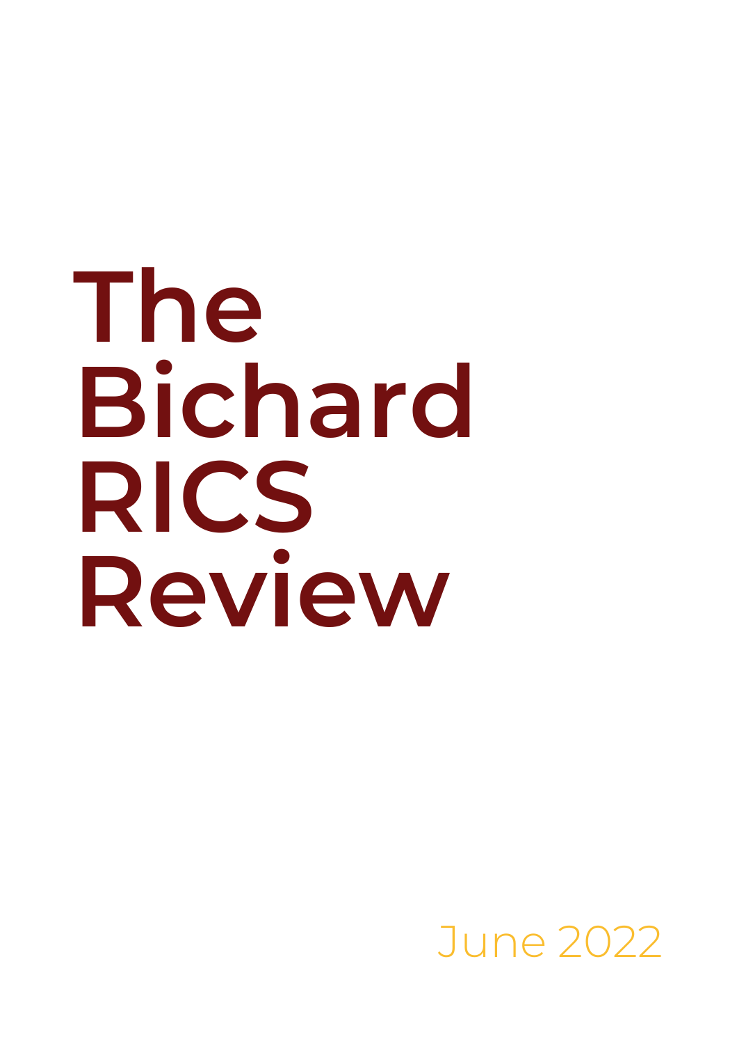# The Bichard RICS Review

June 2022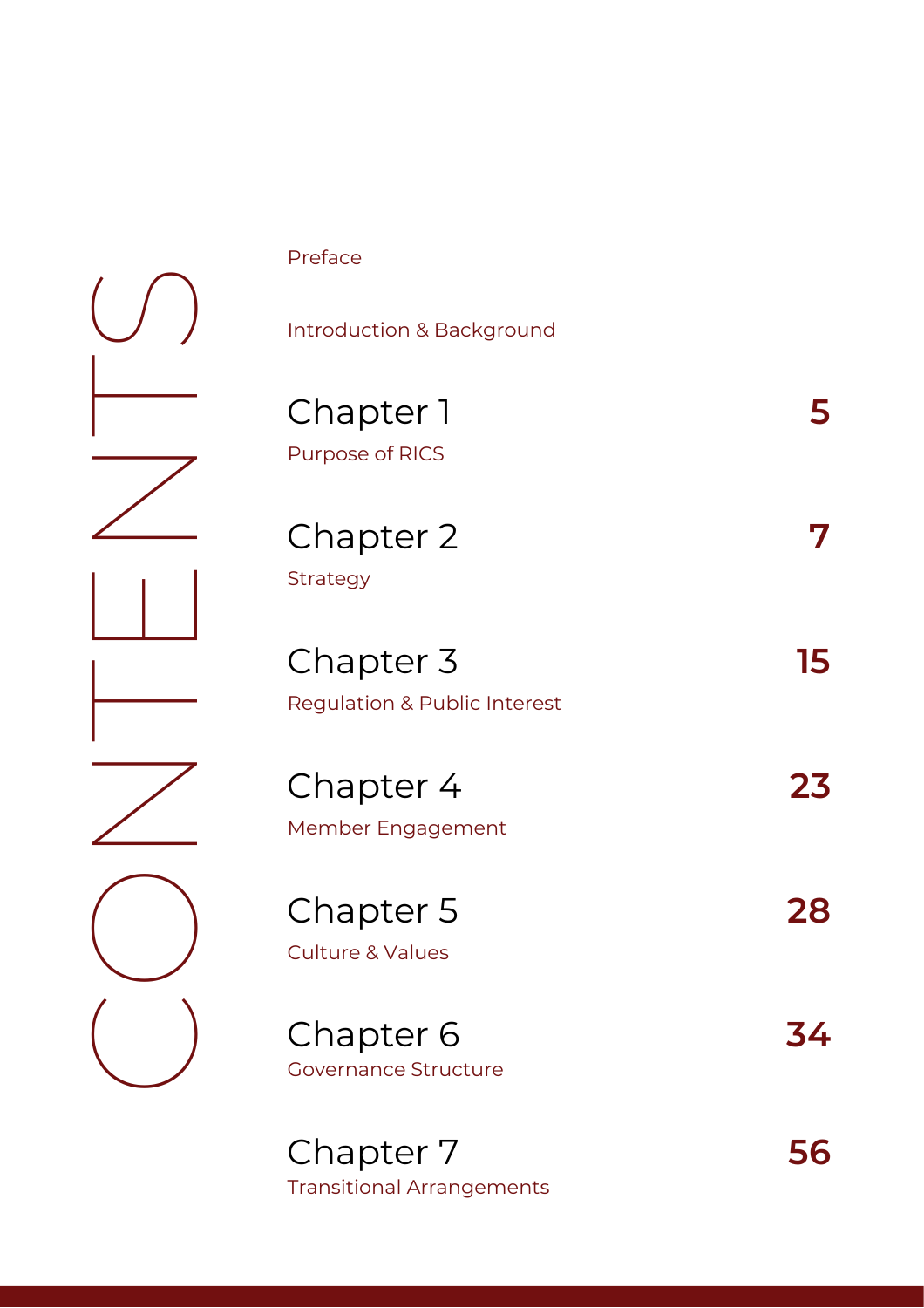# CONTENTS

Preface

Introduction & Background

| | |
|---|---|
| Chapter 1 — Purpose of RICS | 5 |
| Chapter 2 — Strategy | 7 |
| Chapter 3 — Regulation & Public Interest | 15 |
| Chapter 4 — Member Engagement | 23 |
| Chapter 5 — Culture & Values | 28 |
| Chapter 6 — Governance Structure | 34 |
| Chapter 7 — Transitional Arrangements | 56 |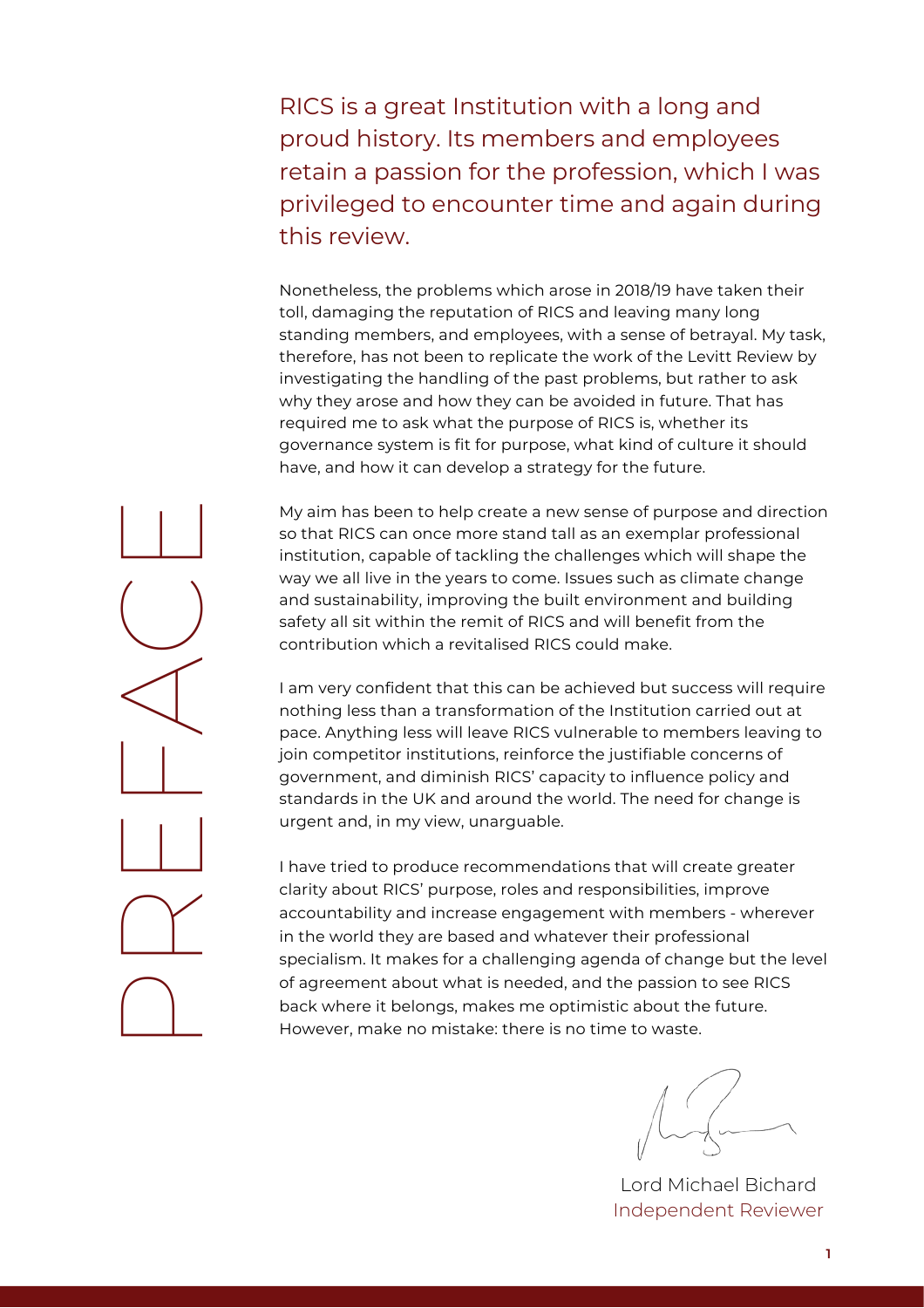# PREFACE

RICS is a great Institution with a long and proud history. Its members and employees retain a passion for the profession, which I was privileged to encounter time and again during this review.

Nonetheless, the problems which arose in 2018/19 have taken their toll, damaging the reputation of RICS and leaving many long standing members, and employees, with a sense of betrayal. My task, therefore, has not been to replicate the work of the Levitt Review by investigating the handling of the past problems, but rather to ask why they arose and how they can be avoided in future. That has required me to ask what the purpose of RICS is, whether its governance system is fit for purpose, what kind of culture it should have, and how it can develop a strategy for the future.

My aim has been to help create a new sense of purpose and direction so that RICS can once more stand tall as an exemplar professional institution, capable of tackling the challenges which will shape the way we all live in the years to come. Issues such as climate change and sustainability, improving the built environment and building safety all sit within the remit of RICS and will benefit from the contribution which a revitalised RICS could make.

I am very confident that this can be achieved but success will require nothing less than a transformation of the Institution carried out at pace. Anything less will leave RICS vulnerable to members leaving to join competitor institutions, reinforce the justifiable concerns of government, and diminish RICS' capacity to influence policy and standards in the UK and around the world. The need for change is urgent and, in my view, unarguable.

I have tried to produce recommendations that will create greater clarity about RICS' purpose, roles and responsibilities, improve accountability and increase engagement with members - wherever in the world they are based and whatever their professional specialism. It makes for a challenging agenda of change but the level of agreement about what is needed, and the passion to see RICS back where it belongs, makes me optimistic about the future. However, make no mistake: there is no time to waste.

Lord Michael Bichard
Independent Reviewer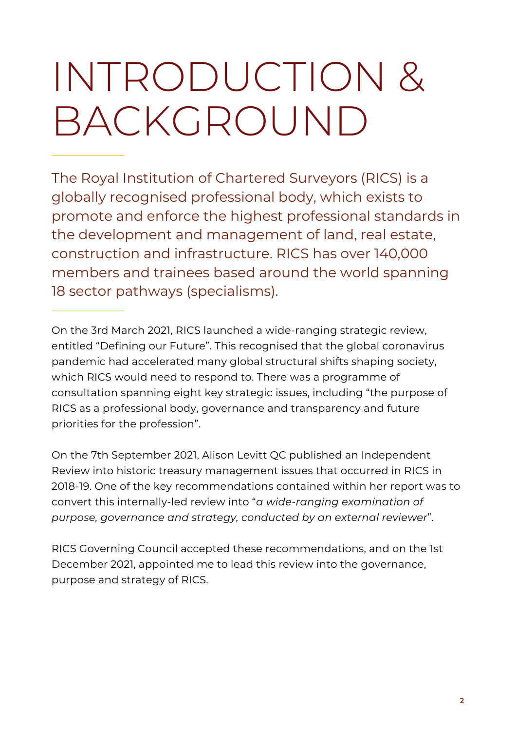# INTRODUCTION & BACKGROUND

The Royal Institution of Chartered Surveyors (RICS) is a globally recognised professional body, which exists to promote and enforce the highest professional standards in the development and management of land, real estate, construction and infrastructure. RICS has over 140,000 members and trainees based around the world spanning 18 sector pathways (specialisms).

On the 3rd March 2021, RICS launched a wide-ranging strategic review, entitled "Defining our Future". This recognised that the global coronavirus pandemic had accelerated many global structural shifts shaping society, which RICS would need to respond to. There was a programme of consultation spanning eight key strategic issues, including "the purpose of RICS as a professional body, governance and transparency and future priorities for the profession".

On the 7th September 2021, Alison Levitt QC published an Independent Review into historic treasury management issues that occurred in RICS in 2018-19. One of the key recommendations contained within her report was to convert this internally-led review into "*a wide-ranging examination of purpose, governance and strategy, conducted by an external reviewer*".

RICS Governing Council accepted these recommendations, and on the 1st December 2021, appointed me to lead this review into the governance, purpose and strategy of RICS.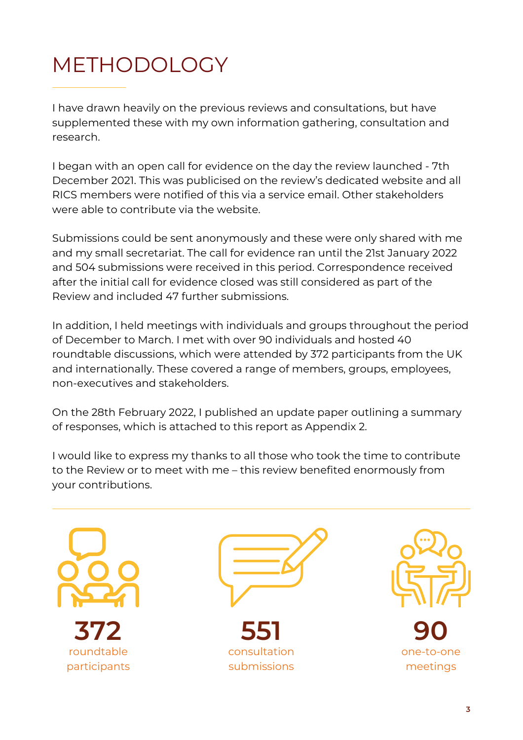# METHODOLOGY

I have drawn heavily on the previous reviews and consultations, but have supplemented these with my own information gathering, consultation and research.

I began with an open call for evidence on the day the review launched - 7th December 2021. This was publicised on the review's dedicated website and all RICS members were notified of this via a service email. Other stakeholders were able to contribute via the website.

Submissions could be sent anonymously and these were only shared with me and my small secretariat. The call for evidence ran until the 21st January 2022 and 504 submissions were received in this period. Correspondence received after the initial call for evidence closed was still considered as part of the Review and included 47 further submissions.

In addition, I held meetings with individuals and groups throughout the period of December to March. I met with over 90 individuals and hosted 40 roundtable discussions, which were attended by 372 participants from the UK and internationally. These covered a range of members, groups, employees, non-executives and stakeholders.

On the 28th February 2022, I published an update paper outlining a summary of responses, which is attached to this report as Appendix 2.

I would like to express my thanks to all those who took the time to contribute to the Review or to meet with me – this review benefited enormously from your contributions.

**372**
roundtable participants

**551**
consultation submissions

**90**
one-to-one meetings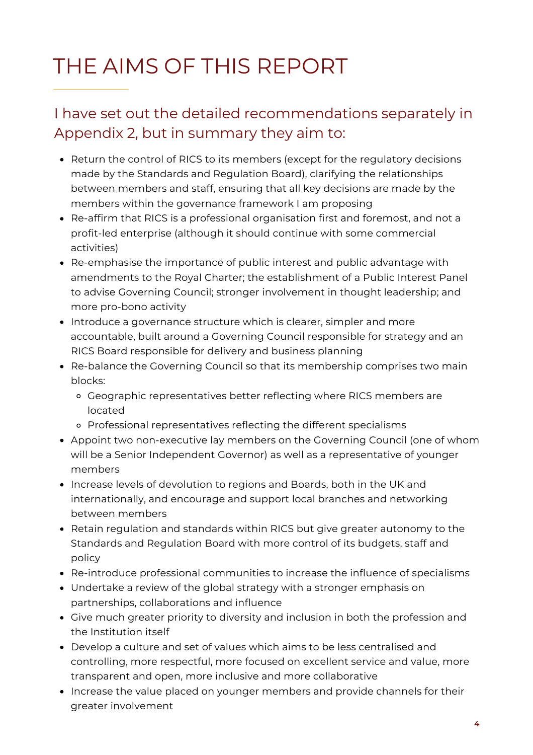# THE AIMS OF THIS REPORT

## I have set out the detailed recommendations separately in Appendix 2, but in summary they aim to:

- Return the control of RICS to its members (except for the regulatory decisions made by the Standards and Regulation Board), clarifying the relationships between members and staff, ensuring that all key decisions are made by the members within the governance framework I am proposing
- Re-affirm that RICS is a professional organisation first and foremost, and not a profit-led enterprise (although it should continue with some commercial activities)
- Re-emphasise the importance of public interest and public advantage with amendments to the Royal Charter; the establishment of a Public Interest Panel to advise Governing Council; stronger involvement in thought leadership; and more pro-bono activity
- Introduce a governance structure which is clearer, simpler and more accountable, built around a Governing Council responsible for strategy and an RICS Board responsible for delivery and business planning
- Re-balance the Governing Council so that its membership comprises two main blocks:
  - Geographic representatives better reflecting where RICS members are located
  - Professional representatives reflecting the different specialisms
- Appoint two non-executive lay members on the Governing Council (one of whom will be a Senior Independent Governor) as well as a representative of younger members
- Increase levels of devolution to regions and Boards, both in the UK and internationally, and encourage and support local branches and networking between members
- Retain regulation and standards within RICS but give greater autonomy to the Standards and Regulation Board with more control of its budgets, staff and policy
- Re-introduce professional communities to increase the influence of specialisms
- Undertake a review of the global strategy with a stronger emphasis on partnerships, collaborations and influence
- Give much greater priority to diversity and inclusion in both the profession and the Institution itself
- Develop a culture and set of values which aims to be less centralised and controlling, more respectful, more focused on excellent service and value, more transparent and open, more inclusive and more collaborative
- Increase the value placed on younger members and provide channels for their greater involvement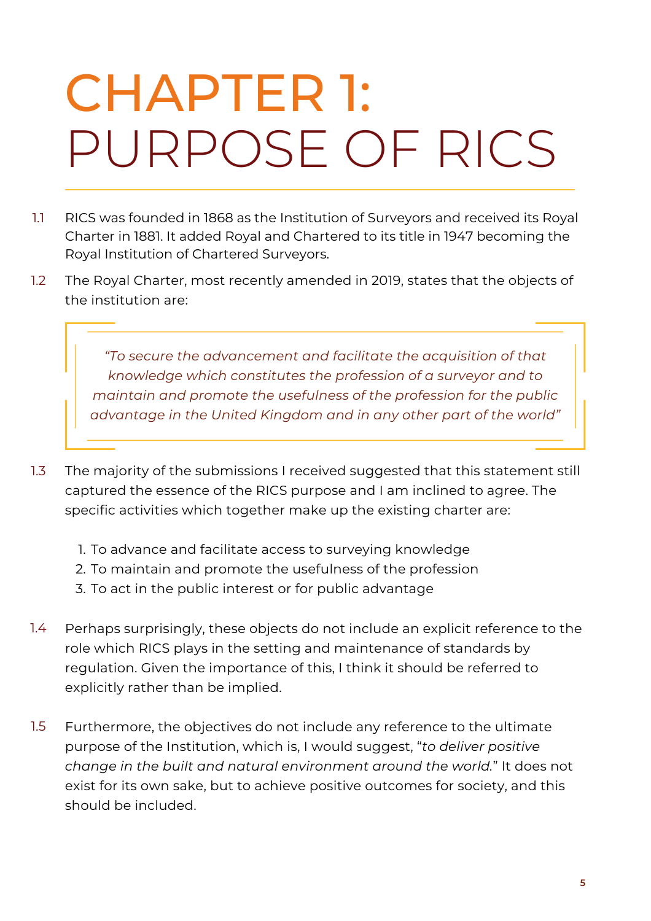# CHAPTER 1: PURPOSE OF RICS

1.1 RICS was founded in 1868 as the Institution of Surveyors and received its Royal Charter in 1881. It added Royal and Chartered to its title in 1947 becoming the Royal Institution of Chartered Surveyors.

1.2 The Royal Charter, most recently amended in 2019, states that the objects of the institution are:

> *"To secure the advancement and facilitate the acquisition of that knowledge which constitutes the profession of a surveyor and to maintain and promote the usefulness of the profession for the public advantage in the United Kingdom and in any other part of the world"*

1.3 The majority of the submissions I received suggested that this statement still captured the essence of the RICS purpose and I am inclined to agree. The specific activities which together make up the existing charter are:

1. To advance and facilitate access to surveying knowledge
2. To maintain and promote the usefulness of the profession
3. To act in the public interest or for public advantage

1.4 Perhaps surprisingly, these objects do not include an explicit reference to the role which RICS plays in the setting and maintenance of standards by regulation. Given the importance of this, I think it should be referred to explicitly rather than be implied.

1.5 Furthermore, the objectives do not include any reference to the ultimate purpose of the Institution, which is, I would suggest, "*to deliver positive change in the built and natural environment around the world.*" It does not exist for its own sake, but to achieve positive outcomes for society, and this should be included.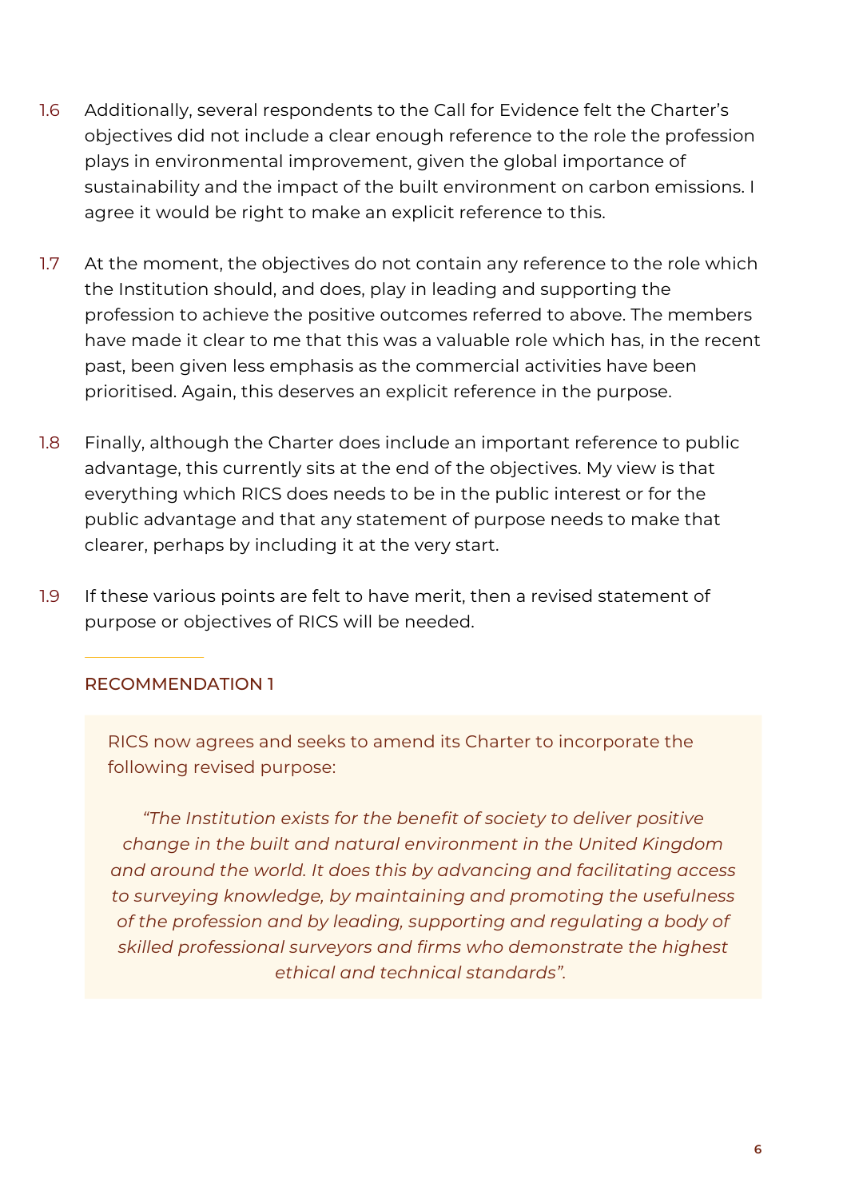1.6 Additionally, several respondents to the Call for Evidence felt the Charter's objectives did not include a clear enough reference to the role the profession plays in environmental improvement, given the global importance of sustainability and the impact of the built environment on carbon emissions. I agree it would be right to make an explicit reference to this.

1.7 At the moment, the objectives do not contain any reference to the role which the Institution should, and does, play in leading and supporting the profession to achieve the positive outcomes referred to above. The members have made it clear to me that this was a valuable role which has, in the recent past, been given less emphasis as the commercial activities have been prioritised. Again, this deserves an explicit reference in the purpose.

1.8 Finally, although the Charter does include an important reference to public advantage, this currently sits at the end of the objectives. My view is that everything which RICS does needs to be in the public interest or for the public advantage and that any statement of purpose needs to make that clearer, perhaps by including it at the very start.

1.9 If these various points are felt to have merit, then a revised statement of purpose or objectives of RICS will be needed.

### RECOMMENDATION 1

RICS now agrees and seeks to amend its Charter to incorporate the following revised purpose:

*"The Institution exists for the benefit of society to deliver positive change in the built and natural environment in the United Kingdom and around the world. It does this by advancing and facilitating access to surveying knowledge, by maintaining and promoting the usefulness of the profession and by leading, supporting and regulating a body of skilled professional surveyors and firms who demonstrate the highest ethical and technical standards".*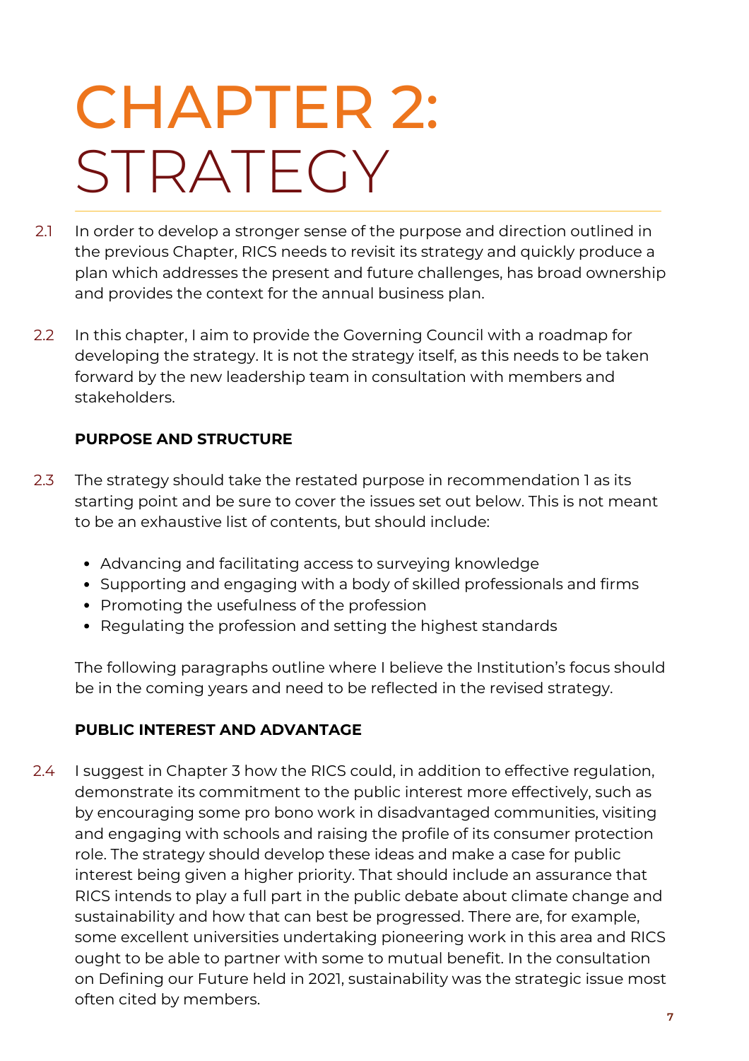# CHAPTER 2: STRATEGY

2.1 In order to develop a stronger sense of the purpose and direction outlined in the previous Chapter, RICS needs to revisit its strategy and quickly produce a plan which addresses the present and future challenges, has broad ownership and provides the context for the annual business plan.

2.2 In this chapter, I aim to provide the Governing Council with a roadmap for developing the strategy. It is not the strategy itself, as this needs to be taken forward by the new leadership team in consultation with members and stakeholders.

**PURPOSE AND STRUCTURE**

2.3 The strategy should take the restated purpose in recommendation 1 as its starting point and be sure to cover the issues set out below. This is not meant to be an exhaustive list of contents, but should include:

- Advancing and facilitating access to surveying knowledge
- Supporting and engaging with a body of skilled professionals and firms
- Promoting the usefulness of the profession
- Regulating the profession and setting the highest standards

The following paragraphs outline where I believe the Institution's focus should be in the coming years and need to be reflected in the revised strategy.

**PUBLIC INTEREST AND ADVANTAGE**

2.4 I suggest in Chapter 3 how the RICS could, in addition to effective regulation, demonstrate its commitment to the public interest more effectively, such as by encouraging some pro bono work in disadvantaged communities, visiting and engaging with schools and raising the profile of its consumer protection role. The strategy should develop these ideas and make a case for public interest being given a higher priority. That should include an assurance that RICS intends to play a full part in the public debate about climate change and sustainability and how that can best be progressed. There are, for example, some excellent universities undertaking pioneering work in this area and RICS ought to be able to partner with some to mutual benefit. In the consultation on Defining our Future held in 2021, sustainability was the strategic issue most often cited by members.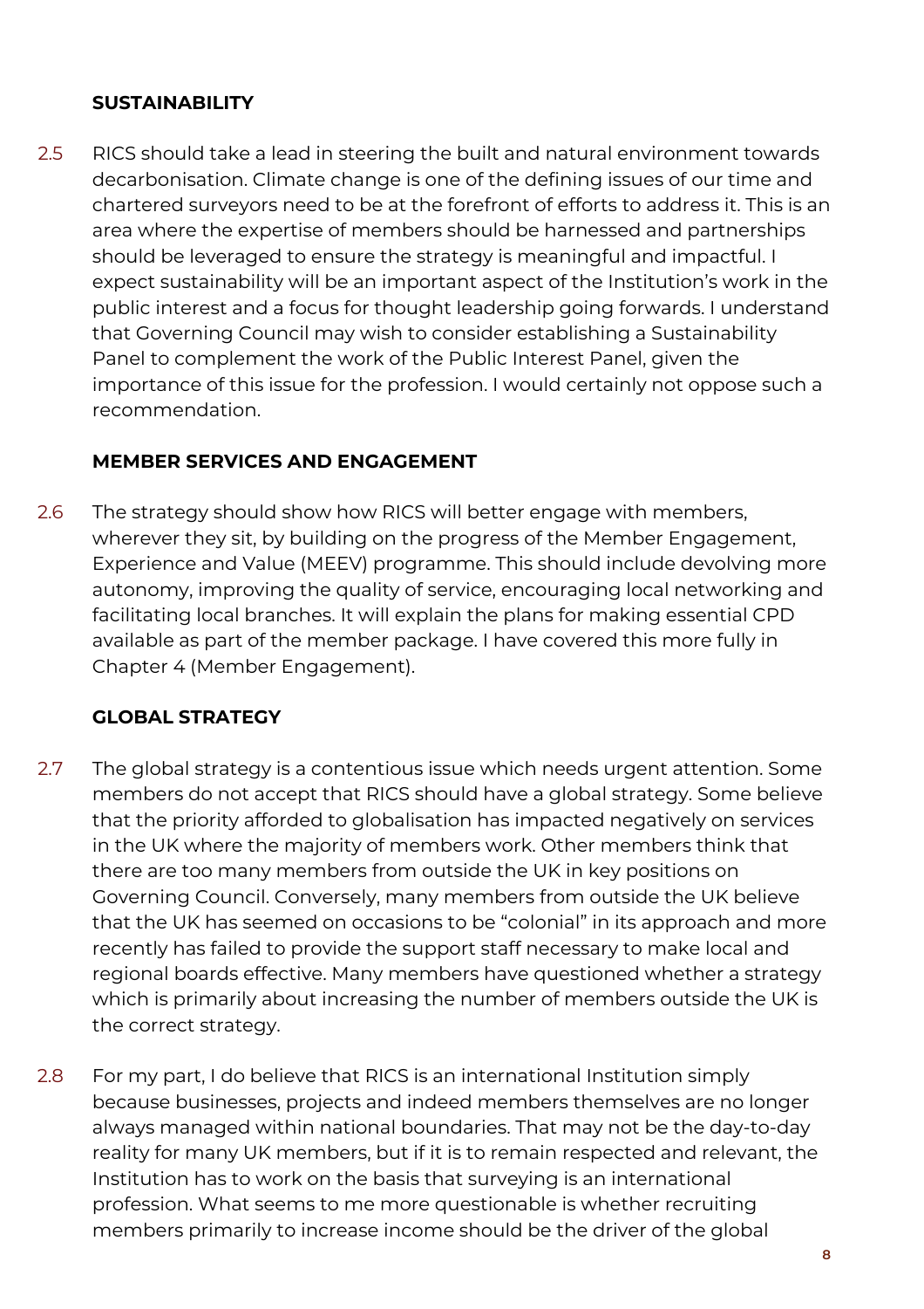### SUSTAINABILITY

2.5 RICS should take a lead in steering the built and natural environment towards decarbonisation. Climate change is one of the defining issues of our time and chartered surveyors need to be at the forefront of efforts to address it. This is an area where the expertise of members should be harnessed and partnerships should be leveraged to ensure the strategy is meaningful and impactful. I expect sustainability will be an important aspect of the Institution's work in the public interest and a focus for thought leadership going forwards. I understand that Governing Council may wish to consider establishing a Sustainability Panel to complement the work of the Public Interest Panel, given the importance of this issue for the profession. I would certainly not oppose such a recommendation.

### MEMBER SERVICES AND ENGAGEMENT

2.6 The strategy should show how RICS will better engage with members, wherever they sit, by building on the progress of the Member Engagement, Experience and Value (MEEV) programme. This should include devolving more autonomy, improving the quality of service, encouraging local networking and facilitating local branches. It will explain the plans for making essential CPD available as part of the member package. I have covered this more fully in Chapter 4 (Member Engagement).

### GLOBAL STRATEGY

2.7 The global strategy is a contentious issue which needs urgent attention. Some members do not accept that RICS should have a global strategy. Some believe that the priority afforded to globalisation has impacted negatively on services in the UK where the majority of members work. Other members think that there are too many members from outside the UK in key positions on Governing Council. Conversely, many members from outside the UK believe that the UK has seemed on occasions to be "colonial" in its approach and more recently has failed to provide the support staff necessary to make local and regional boards effective. Many members have questioned whether a strategy which is primarily about increasing the number of members outside the UK is the correct strategy.

2.8 For my part, I do believe that RICS is an international Institution simply because businesses, projects and indeed members themselves are no longer always managed within national boundaries. That may not be the day-to-day reality for many UK members, but if it is to remain respected and relevant, the Institution has to work on the basis that surveying is an international profession. What seems to me more questionable is whether recruiting members primarily to increase income should be the driver of the global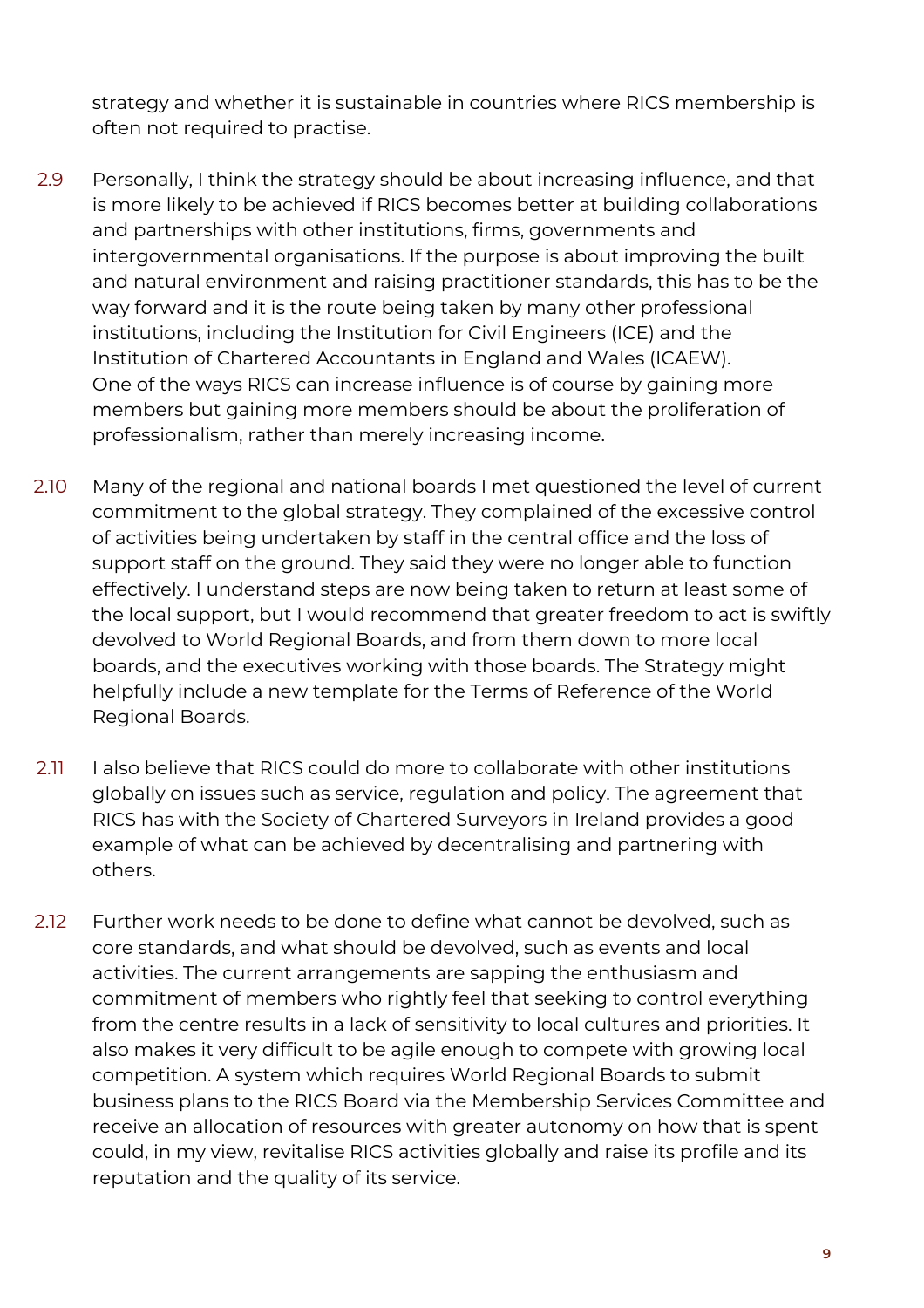strategy and whether it is sustainable in countries where RICS membership is often not required to practise.

2.9 Personally, I think the strategy should be about increasing influence, and that is more likely to be achieved if RICS becomes better at building collaborations and partnerships with other institutions, firms, governments and intergovernmental organisations. If the purpose is about improving the built and natural environment and raising practitioner standards, this has to be the way forward and it is the route being taken by many other professional institutions, including the Institution for Civil Engineers (ICE) and the Institution of Chartered Accountants in England and Wales (ICAEW). One of the ways RICS can increase influence is of course by gaining more members but gaining more members should be about the proliferation of professionalism, rather than merely increasing income.

2.10 Many of the regional and national boards I met questioned the level of current commitment to the global strategy. They complained of the excessive control of activities being undertaken by staff in the central office and the loss of support staff on the ground. They said they were no longer able to function effectively. I understand steps are now being taken to return at least some of the local support, but I would recommend that greater freedom to act is swiftly devolved to World Regional Boards, and from them down to more local boards, and the executives working with those boards. The Strategy might helpfully include a new template for the Terms of Reference of the World Regional Boards.

2.11 I also believe that RICS could do more to collaborate with other institutions globally on issues such as service, regulation and policy. The agreement that RICS has with the Society of Chartered Surveyors in Ireland provides a good example of what can be achieved by decentralising and partnering with others.

2.12 Further work needs to be done to define what cannot be devolved, such as core standards, and what should be devolved, such as events and local activities. The current arrangements are sapping the enthusiasm and commitment of members who rightly feel that seeking to control everything from the centre results in a lack of sensitivity to local cultures and priorities. It also makes it very difficult to be agile enough to compete with growing local competition. A system which requires World Regional Boards to submit business plans to the RICS Board via the Membership Services Committee and receive an allocation of resources with greater autonomy on how that is spent could, in my view, revitalise RICS activities globally and raise its profile and its reputation and the quality of its service.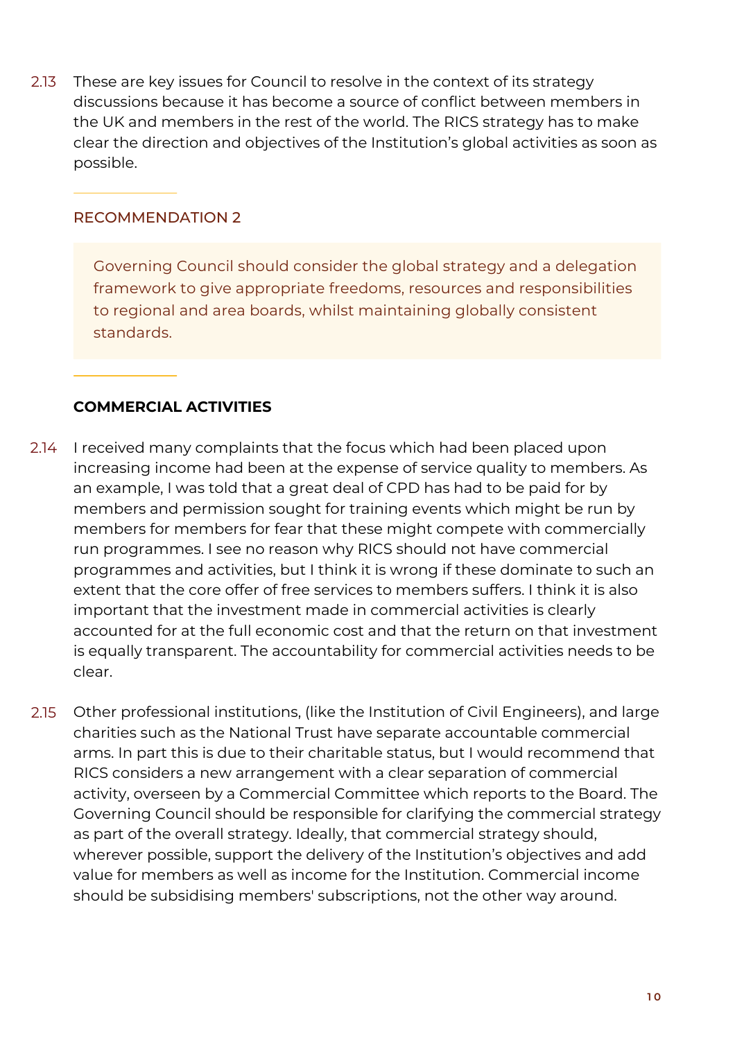2.13 These are key issues for Council to resolve in the context of its strategy discussions because it has become a source of conflict between members in the UK and members in the rest of the world. The RICS strategy has to make clear the direction and objectives of the Institution's global activities as soon as possible.

### RECOMMENDATION 2

> Governing Council should consider the global strategy and a delegation framework to give appropriate freedoms, resources and responsibilities to regional and area boards, whilst maintaining globally consistent standards.

### COMMERCIAL ACTIVITIES

2.14 I received many complaints that the focus which had been placed upon increasing income had been at the expense of service quality to members. As an example, I was told that a great deal of CPD has had to be paid for by members and permission sought for training events which might be run by members for members for fear that these might compete with commercially run programmes. I see no reason why RICS should not have commercial programmes and activities, but I think it is wrong if these dominate to such an extent that the core offer of free services to members suffers. I think it is also important that the investment made in commercial activities is clearly accounted for at the full economic cost and that the return on that investment is equally transparent. The accountability for commercial activities needs to be clear.

2.15 Other professional institutions, (like the Institution of Civil Engineers), and large charities such as the National Trust have separate accountable commercial arms. In part this is due to their charitable status, but I would recommend that RICS considers a new arrangement with a clear separation of commercial activity, overseen by a Commercial Committee which reports to the Board. The Governing Council should be responsible for clarifying the commercial strategy as part of the overall strategy. Ideally, that commercial strategy should, wherever possible, support the delivery of the Institution's objectives and add value for members as well as income for the Institution. Commercial income should be subsidising members' subscriptions, not the other way around.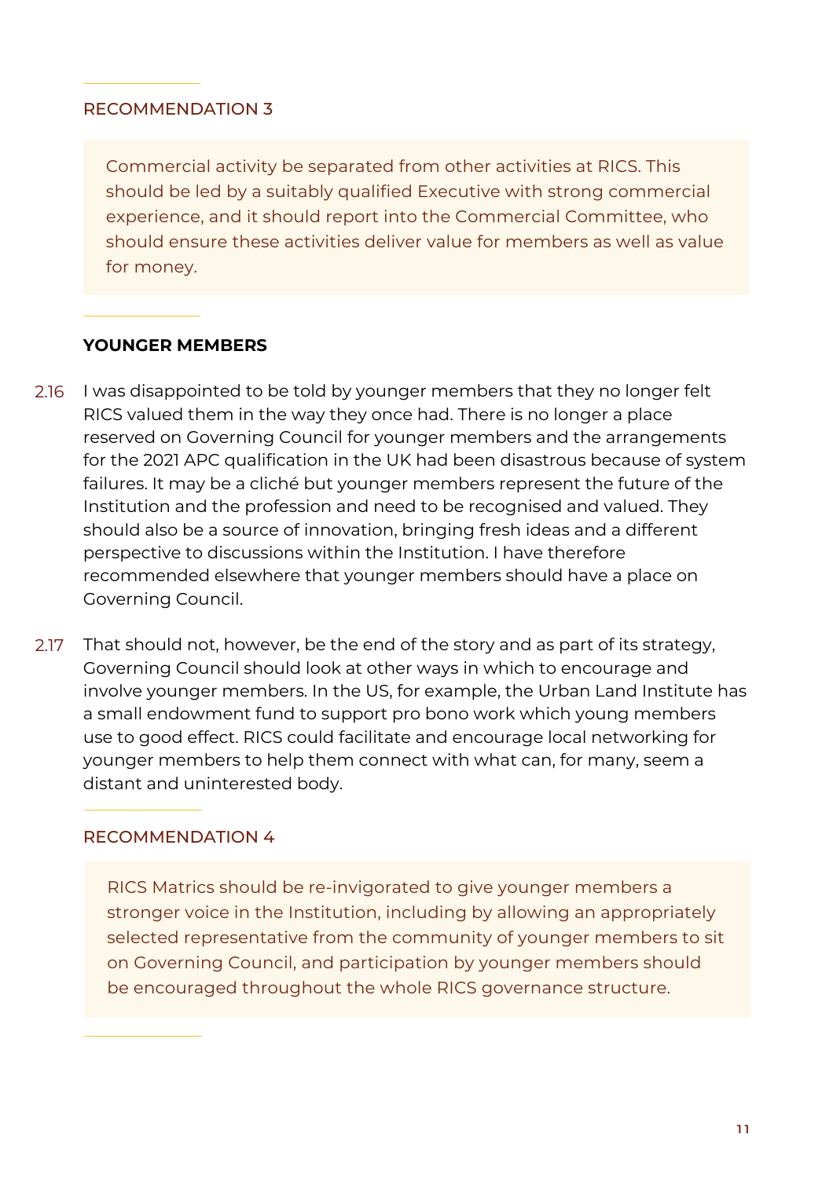RECOMMENDATION 3

> Commercial activity be separated from other activities at RICS. This should be led by a suitably qualified Executive with strong commercial experience, and it should report into the Commercial Committee, who should ensure these activities deliver value for members as well as value for money.

### YOUNGER MEMBERS

2.16 I was disappointed to be told by younger members that they no longer felt RICS valued them in the way they once had. There is no longer a place reserved on Governing Council for younger members and the arrangements for the 2021 APC qualification in the UK had been disastrous because of system failures. It may be a cliché but younger members represent the future of the Institution and the profession and need to be recognised and valued. They should also be a source of innovation, bringing fresh ideas and a different perspective to discussions within the Institution. I have therefore recommended elsewhere that younger members should have a place on Governing Council.

2.17 That should not, however, be the end of the story and as part of its strategy, Governing Council should look at other ways in which to encourage and involve younger members. In the US, for example, the Urban Land Institute has a small endowment fund to support pro bono work which young members use to good effect. RICS could facilitate and encourage local networking for younger members to help them connect with what can, for many, seem a distant and uninterested body.

RECOMMENDATION 4

> RICS Matrics should be re-invigorated to give younger members a stronger voice in the Institution, including by allowing an appropriately selected representative from the community of younger members to sit on Governing Council, and participation by younger members should be encouraged throughout the whole RICS governance structure.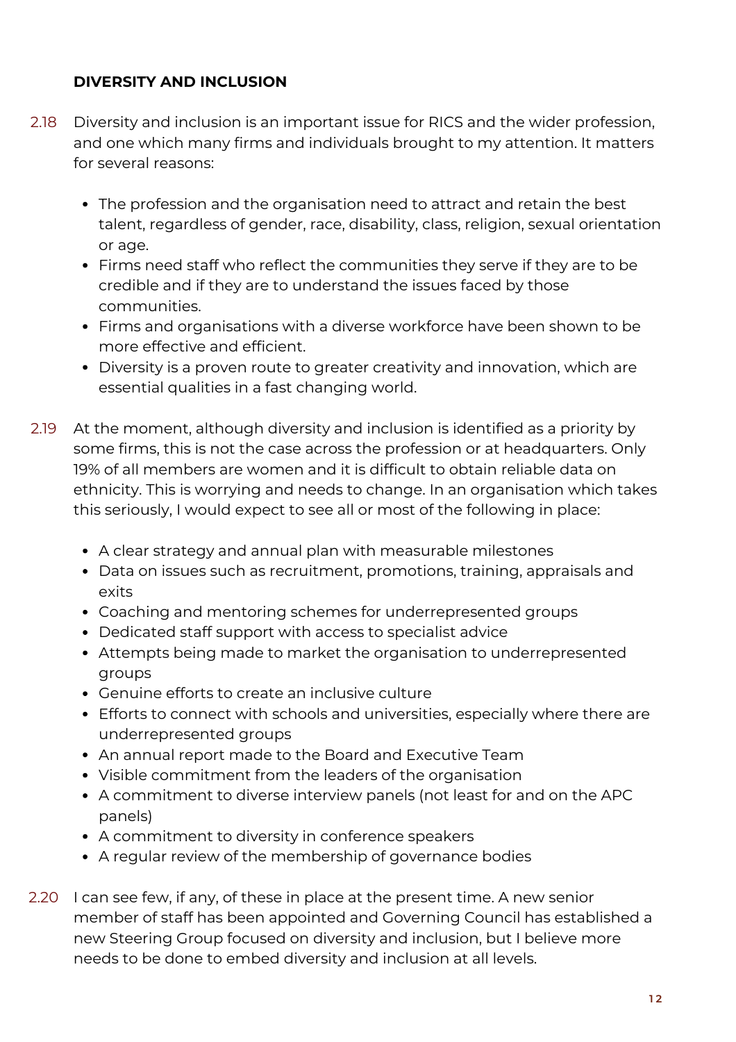## DIVERSITY AND INCLUSION

2.18 Diversity and inclusion is an important issue for RICS and the wider profession, and one which many firms and individuals brought to my attention. It matters for several reasons:

- The profession and the organisation need to attract and retain the best talent, regardless of gender, race, disability, class, religion, sexual orientation or age.
- Firms need staff who reflect the communities they serve if they are to be credible and if they are to understand the issues faced by those communities.
- Firms and organisations with a diverse workforce have been shown to be more effective and efficient.
- Diversity is a proven route to greater creativity and innovation, which are essential qualities in a fast changing world.

2.19 At the moment, although diversity and inclusion is identified as a priority by some firms, this is not the case across the profession or at headquarters. Only 19% of all members are women and it is difficult to obtain reliable data on ethnicity. This is worrying and needs to change. In an organisation which takes this seriously, I would expect to see all or most of the following in place:

- A clear strategy and annual plan with measurable milestones
- Data on issues such as recruitment, promotions, training, appraisals and exits
- Coaching and mentoring schemes for underrepresented groups
- Dedicated staff support with access to specialist advice
- Attempts being made to market the organisation to underrepresented groups
- Genuine efforts to create an inclusive culture
- Efforts to connect with schools and universities, especially where there are underrepresented groups
- An annual report made to the Board and Executive Team
- Visible commitment from the leaders of the organisation
- A commitment to diverse interview panels (not least for and on the APC panels)
- A commitment to diversity in conference speakers
- A regular review of the membership of governance bodies

2.20 I can see few, if any, of these in place at the present time. A new senior member of staff has been appointed and Governing Council has established a new Steering Group focused on diversity and inclusion, but I believe more needs to be done to embed diversity and inclusion at all levels.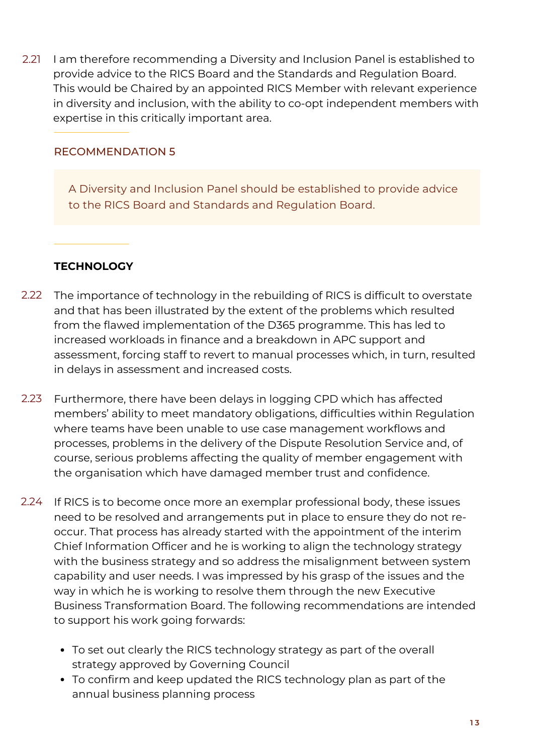2.21 I am therefore recommending a Diversity and Inclusion Panel is established to provide advice to the RICS Board and the Standards and Regulation Board. This would be Chaired by an appointed RICS Member with relevant experience in diversity and inclusion, with the ability to co-opt independent members with expertise in this critically important area.

### RECOMMENDATION 5

A Diversity and Inclusion Panel should be established to provide advice to the RICS Board and Standards and Regulation Board.

## TECHNOLOGY

2.22 The importance of technology in the rebuilding of RICS is difficult to overstate and that has been illustrated by the extent of the problems which resulted from the flawed implementation of the D365 programme. This has led to increased workloads in finance and a breakdown in APC support and assessment, forcing staff to revert to manual processes which, in turn, resulted in delays in assessment and increased costs.

2.23 Furthermore, there have been delays in logging CPD which has affected members' ability to meet mandatory obligations, difficulties within Regulation where teams have been unable to use case management workflows and processes, problems in the delivery of the Dispute Resolution Service and, of course, serious problems affecting the quality of member engagement with the organisation which have damaged member trust and confidence.

2.24 If RICS is to become once more an exemplar professional body, these issues need to be resolved and arrangements put in place to ensure they do not re-occur. That process has already started with the appointment of the interim Chief Information Officer and he is working to align the technology strategy with the business strategy and so address the misalignment between system capability and user needs. I was impressed by his grasp of the issues and the way in which he is working to resolve them through the new Executive Business Transformation Board. The following recommendations are intended to support his work going forwards:

- To set out clearly the RICS technology strategy as part of the overall strategy approved by Governing Council
- To confirm and keep updated the RICS technology plan as part of the annual business planning process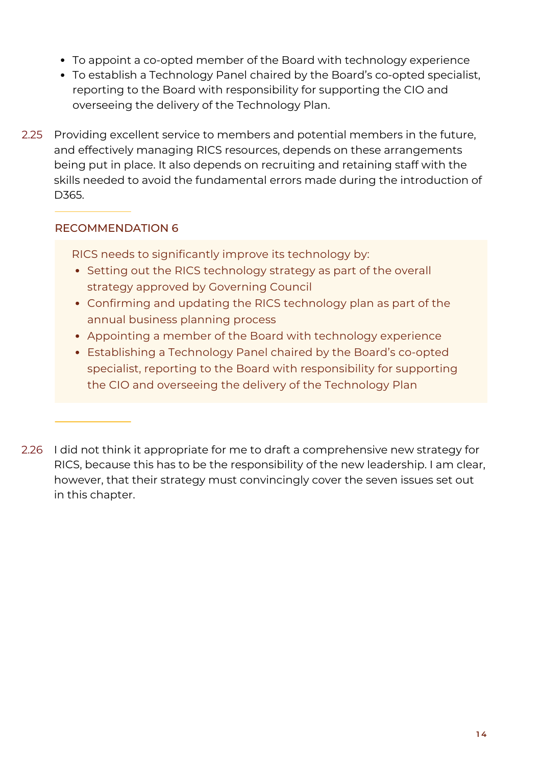- To appoint a co-opted member of the Board with technology experience
- To establish a Technology Panel chaired by the Board's co-opted specialist, reporting to the Board with responsibility for supporting the CIO and overseeing the delivery of the Technology Plan.

2.25 Providing excellent service to members and potential members in the future, and effectively managing RICS resources, depends on these arrangements being put in place. It also depends on recruiting and retaining staff with the skills needed to avoid the fundamental errors made during the introduction of D365.

### RECOMMENDATION 6

RICS needs to significantly improve its technology by:

- Setting out the RICS technology strategy as part of the overall strategy approved by Governing Council
- Confirming and updating the RICS technology plan as part of the annual business planning process
- Appointing a member of the Board with technology experience
- Establishing a Technology Panel chaired by the Board's co-opted specialist, reporting to the Board with responsibility for supporting the CIO and overseeing the delivery of the Technology Plan

2.26 I did not think it appropriate for me to draft a comprehensive new strategy for RICS, because this has to be the responsibility of the new leadership. I am clear, however, that their strategy must convincingly cover the seven issues set out in this chapter.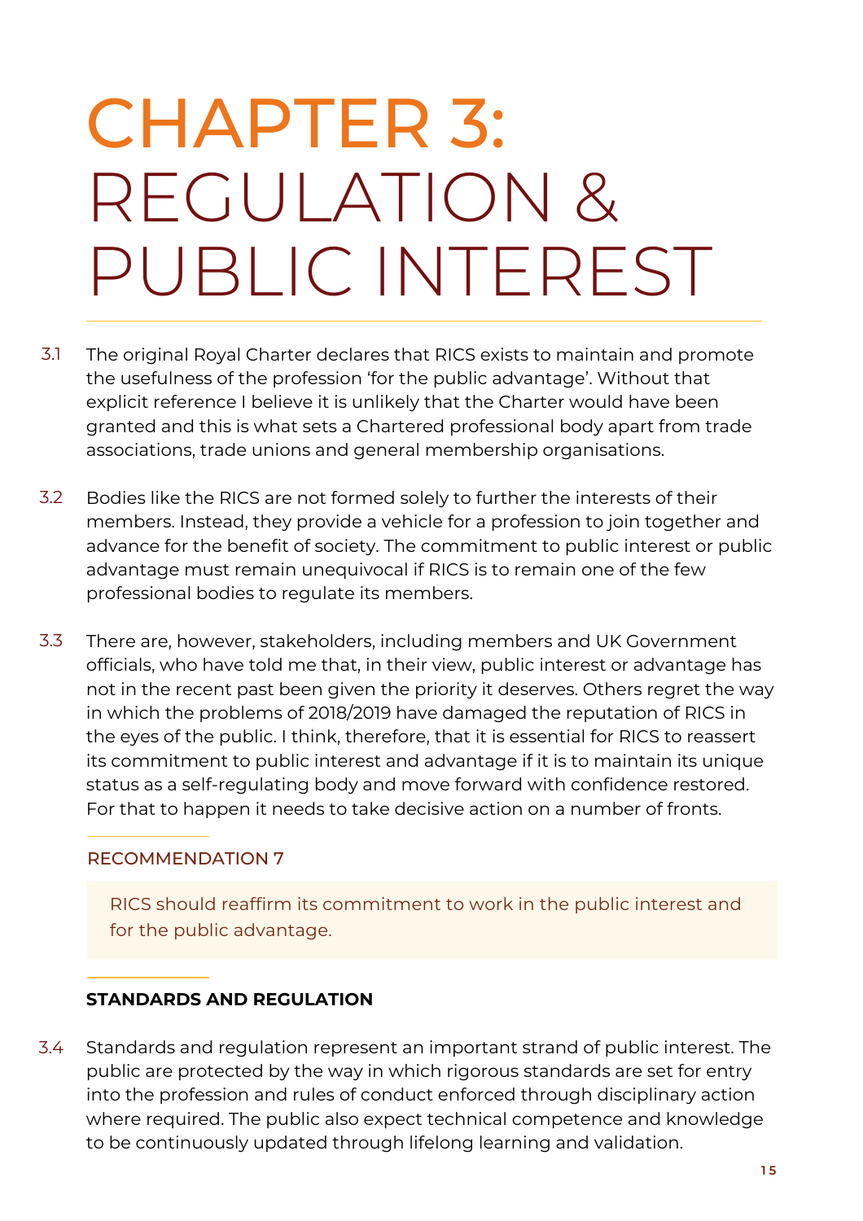# CHAPTER 3: REGULATION & PUBLIC INTEREST

3.1 The original Royal Charter declares that RICS exists to maintain and promote the usefulness of the profession 'for the public advantage'. Without that explicit reference I believe it is unlikely that the Charter would have been granted and this is what sets a Chartered professional body apart from trade associations, trade unions and general membership organisations.

3.2 Bodies like the RICS are not formed solely to further the interests of their members. Instead, they provide a vehicle for a profession to join together and advance for the benefit of society. The commitment to public interest or public advantage must remain unequivocal if RICS is to remain one of the few professional bodies to regulate its members.

3.3 There are, however, stakeholders, including members and UK Government officials, who have told me that, in their view, public interest or advantage has not in the recent past been given the priority it deserves. Others regret the way in which the problems of 2018/2019 have damaged the reputation of RICS in the eyes of the public. I think, therefore, that it is essential for RICS to reassert its commitment to public interest and advantage if it is to maintain its unique status as a self-regulating body and move forward with confidence restored. For that to happen it needs to take decisive action on a number of fronts.

RECOMMENDATION 7

RICS should reaffirm its commitment to work in the public interest and for the public advantage.

## STANDARDS AND REGULATION

3.4 Standards and regulation represent an important strand of public interest. The public are protected by the way in which rigorous standards are set for entry into the profession and rules of conduct enforced through disciplinary action where required. The public also expect technical competence and knowledge to be continuously updated through lifelong learning and validation.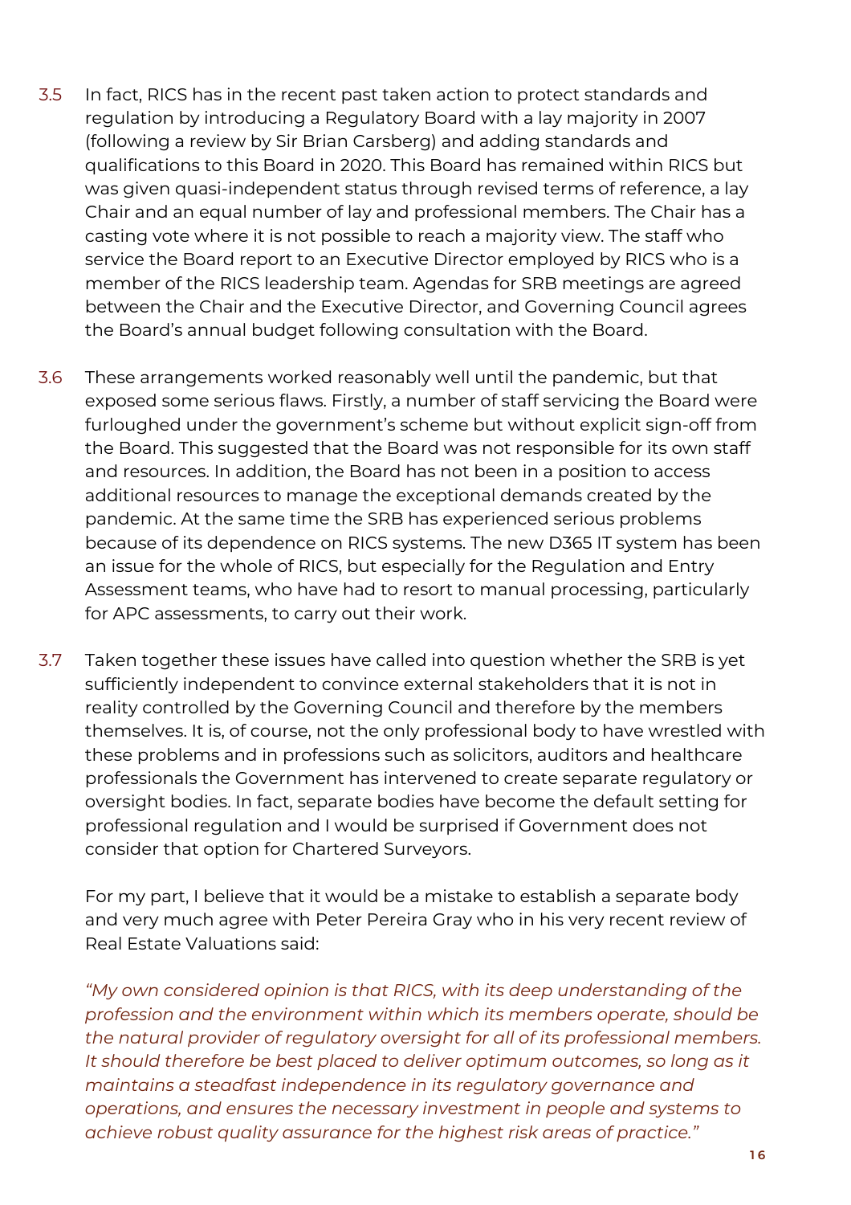3.5 In fact, RICS has in the recent past taken action to protect standards and regulation by introducing a Regulatory Board with a lay majority in 2007 (following a review by Sir Brian Carsberg) and adding standards and qualifications to this Board in 2020. This Board has remained within RICS but was given quasi-independent status through revised terms of reference, a lay Chair and an equal number of lay and professional members. The Chair has a casting vote where it is not possible to reach a majority view. The staff who service the Board report to an Executive Director employed by RICS who is a member of the RICS leadership team. Agendas for SRB meetings are agreed between the Chair and the Executive Director, and Governing Council agrees the Board's annual budget following consultation with the Board.

3.6 These arrangements worked reasonably well until the pandemic, but that exposed some serious flaws. Firstly, a number of staff servicing the Board were furloughed under the government's scheme but without explicit sign-off from the Board. This suggested that the Board was not responsible for its own staff and resources. In addition, the Board has not been in a position to access additional resources to manage the exceptional demands created by the pandemic. At the same time the SRB has experienced serious problems because of its dependence on RICS systems. The new D365 IT system has been an issue for the whole of RICS, but especially for the Regulation and Entry Assessment teams, who have had to resort to manual processing, particularly for APC assessments, to carry out their work.

3.7 Taken together these issues have called into question whether the SRB is yet sufficiently independent to convince external stakeholders that it is not in reality controlled by the Governing Council and therefore by the members themselves. It is, of course, not the only professional body to have wrestled with these problems and in professions such as solicitors, auditors and healthcare professionals the Government has intervened to create separate regulatory or oversight bodies. In fact, separate bodies have become the default setting for professional regulation and I would be surprised if Government does not consider that option for Chartered Surveyors.

For my part, I believe that it would be a mistake to establish a separate body and very much agree with Peter Pereira Gray who in his very recent review of Real Estate Valuations said:

*"My own considered opinion is that RICS, with its deep understanding of the profession and the environment within which its members operate, should be the natural provider of regulatory oversight for all of its professional members. It should therefore be best placed to deliver optimum outcomes, so long as it maintains a steadfast independence in its regulatory governance and operations, and ensures the necessary investment in people and systems to achieve robust quality assurance for the highest risk areas of practice."*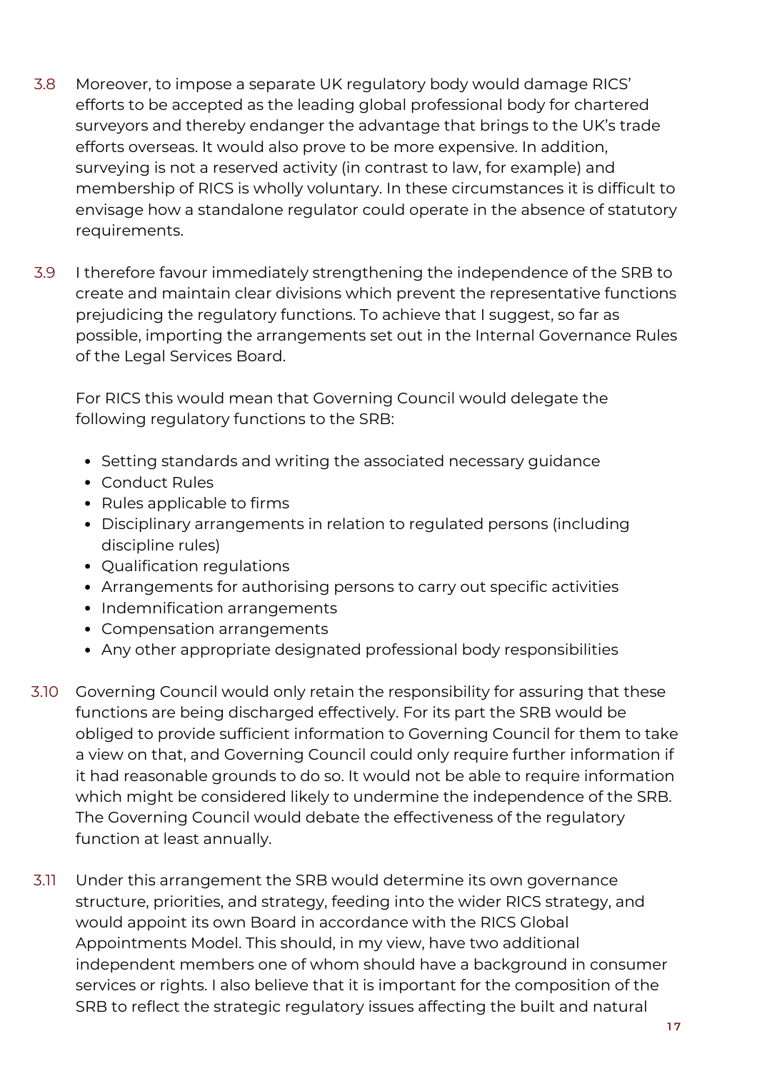3.8 Moreover, to impose a separate UK regulatory body would damage RICS' efforts to be accepted as the leading global professional body for chartered surveyors and thereby endanger the advantage that brings to the UK's trade efforts overseas. It would also prove to be more expensive. In addition, surveying is not a reserved activity (in contrast to law, for example) and membership of RICS is wholly voluntary. In these circumstances it is difficult to envisage how a standalone regulator could operate in the absence of statutory requirements.

3.9 I therefore favour immediately strengthening the independence of the SRB to create and maintain clear divisions which prevent the representative functions prejudicing the regulatory functions. To achieve that I suggest, so far as possible, importing the arrangements set out in the Internal Governance Rules of the Legal Services Board.

For RICS this would mean that Governing Council would delegate the following regulatory functions to the SRB:

- Setting standards and writing the associated necessary guidance
- Conduct Rules
- Rules applicable to firms
- Disciplinary arrangements in relation to regulated persons (including discipline rules)
- Qualification regulations
- Arrangements for authorising persons to carry out specific activities
- Indemnification arrangements
- Compensation arrangements
- Any other appropriate designated professional body responsibilities

3.10 Governing Council would only retain the responsibility for assuring that these functions are being discharged effectively. For its part the SRB would be obliged to provide sufficient information to Governing Council for them to take a view on that, and Governing Council could only require further information if it had reasonable grounds to do so. It would not be able to require information which might be considered likely to undermine the independence of the SRB. The Governing Council would debate the effectiveness of the regulatory function at least annually.

3.11 Under this arrangement the SRB would determine its own governance structure, priorities, and strategy, feeding into the wider RICS strategy, and would appoint its own Board in accordance with the RICS Global Appointments Model. This should, in my view, have two additional independent members one of whom should have a background in consumer services or rights. I also believe that it is important for the composition of the SRB to reflect the strategic regulatory issues affecting the built and natural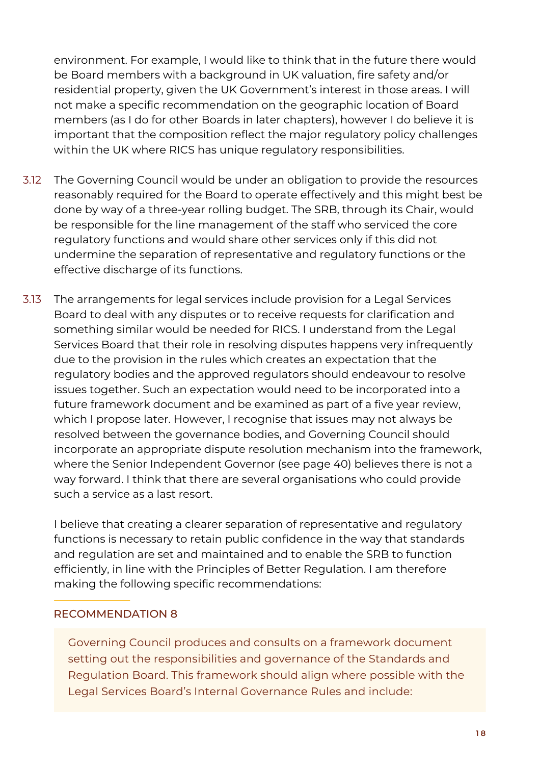environment. For example, I would like to think that in the future there would be Board members with a background in UK valuation, fire safety and/or residential property, given the UK Government's interest in those areas. I will not make a specific recommendation on the geographic location of Board members (as I do for other Boards in later chapters), however I do believe it is important that the composition reflect the major regulatory policy challenges within the UK where RICS has unique regulatory responsibilities.

3.12 The Governing Council would be under an obligation to provide the resources reasonably required for the Board to operate effectively and this might best be done by way of a three-year rolling budget. The SRB, through its Chair, would be responsible for the line management of the staff who serviced the core regulatory functions and would share other services only if this did not undermine the separation of representative and regulatory functions or the effective discharge of its functions.

3.13 The arrangements for legal services include provision for a Legal Services Board to deal with any disputes or to receive requests for clarification and something similar would be needed for RICS. I understand from the Legal Services Board that their role in resolving disputes happens very infrequently due to the provision in the rules which creates an expectation that the regulatory bodies and the approved regulators should endeavour to resolve issues together. Such an expectation would need to be incorporated into a future framework document and be examined as part of a five year review, which I propose later. However, I recognise that issues may not always be resolved between the governance bodies, and Governing Council should incorporate an appropriate dispute resolution mechanism into the framework, where the Senior Independent Governor (see page 40) believes there is not a way forward. I think that there are several organisations who could provide such a service as a last resort.

I believe that creating a clearer separation of representative and regulatory functions is necessary to retain public confidence in the way that standards and regulation are set and maintained and to enable the SRB to function efficiently, in line with the Principles of Better Regulation. I am therefore making the following specific recommendations:

### RECOMMENDATION 8

Governing Council produces and consults on a framework document setting out the responsibilities and governance of the Standards and Regulation Board. This framework should align where possible with the Legal Services Board's Internal Governance Rules and include: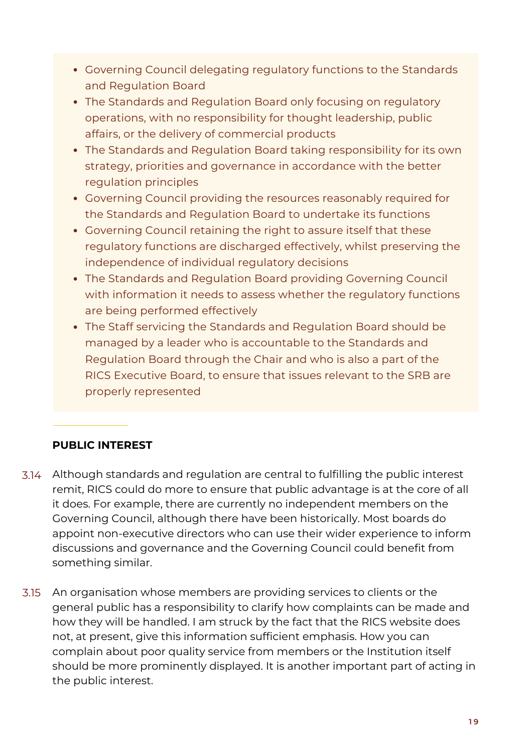- Governing Council delegating regulatory functions to the Standards and Regulation Board
- The Standards and Regulation Board only focusing on regulatory operations, with no responsibility for thought leadership, public affairs, or the delivery of commercial products
- The Standards and Regulation Board taking responsibility for its own strategy, priorities and governance in accordance with the better regulation principles
- Governing Council providing the resources reasonably required for the Standards and Regulation Board to undertake its functions
- Governing Council retaining the right to assure itself that these regulatory functions are discharged effectively, whilst preserving the independence of individual regulatory decisions
- The Standards and Regulation Board providing Governing Council with information it needs to assess whether the regulatory functions are being performed effectively
- The Staff servicing the Standards and Regulation Board should be managed by a leader who is accountable to the Standards and Regulation Board through the Chair and who is also a part of the RICS Executive Board, to ensure that issues relevant to the SRB are properly represented

## PUBLIC INTEREST

3.14 Although standards and regulation are central to fulfilling the public interest remit, RICS could do more to ensure that public advantage is at the core of all it does. For example, there are currently no independent members on the Governing Council, although there have been historically. Most boards do appoint non-executive directors who can use their wider experience to inform discussions and governance and the Governing Council could benefit from something similar.

3.15 An organisation whose members are providing services to clients or the general public has a responsibility to clarify how complaints can be made and how they will be handled. I am struck by the fact that the RICS website does not, at present, give this information sufficient emphasis. How you can complain about poor quality service from members or the Institution itself should be more prominently displayed. It is another important part of acting in the public interest.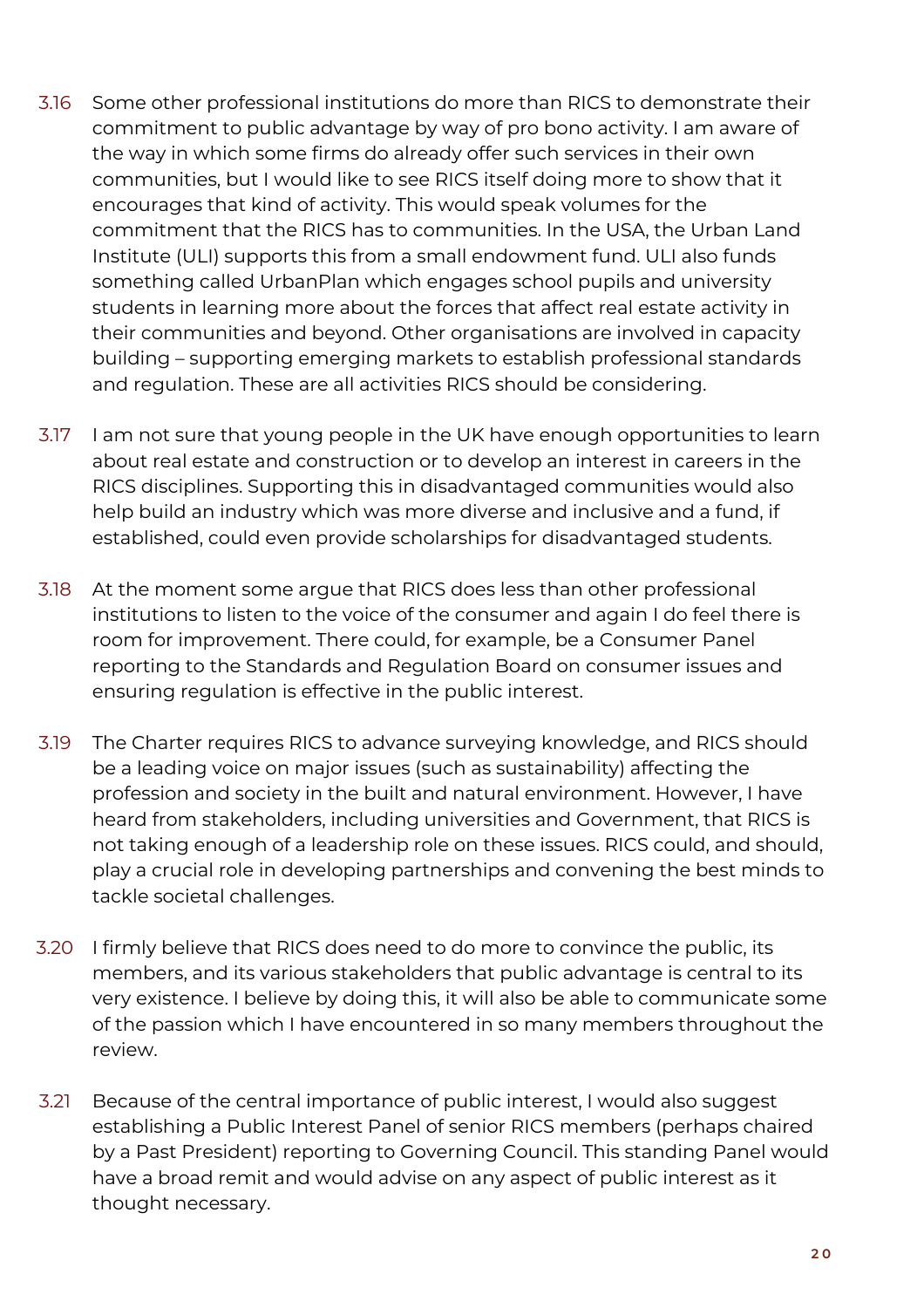3.16 Some other professional institutions do more than RICS to demonstrate their commitment to public advantage by way of pro bono activity. I am aware of the way in which some firms do already offer such services in their own communities, but I would like to see RICS itself doing more to show that it encourages that kind of activity. This would speak volumes for the commitment that the RICS has to communities. In the USA, the Urban Land Institute (ULI) supports this from a small endowment fund. ULI also funds something called UrbanPlan which engages school pupils and university students in learning more about the forces that affect real estate activity in their communities and beyond. Other organisations are involved in capacity building – supporting emerging markets to establish professional standards and regulation. These are all activities RICS should be considering.

3.17 I am not sure that young people in the UK have enough opportunities to learn about real estate and construction or to develop an interest in careers in the RICS disciplines. Supporting this in disadvantaged communities would also help build an industry which was more diverse and inclusive and a fund, if established, could even provide scholarships for disadvantaged students.

3.18 At the moment some argue that RICS does less than other professional institutions to listen to the voice of the consumer and again I do feel there is room for improvement. There could, for example, be a Consumer Panel reporting to the Standards and Regulation Board on consumer issues and ensuring regulation is effective in the public interest.

3.19 The Charter requires RICS to advance surveying knowledge, and RICS should be a leading voice on major issues (such as sustainability) affecting the profession and society in the built and natural environment. However, I have heard from stakeholders, including universities and Government, that RICS is not taking enough of a leadership role on these issues. RICS could, and should, play a crucial role in developing partnerships and convening the best minds to tackle societal challenges.

3.20 I firmly believe that RICS does need to do more to convince the public, its members, and its various stakeholders that public advantage is central to its very existence. I believe by doing this, it will also be able to communicate some of the passion which I have encountered in so many members throughout the review.

3.21 Because of the central importance of public interest, I would also suggest establishing a Public Interest Panel of senior RICS members (perhaps chaired by a Past President) reporting to Governing Council. This standing Panel would have a broad remit and would advise on any aspect of public interest as it thought necessary.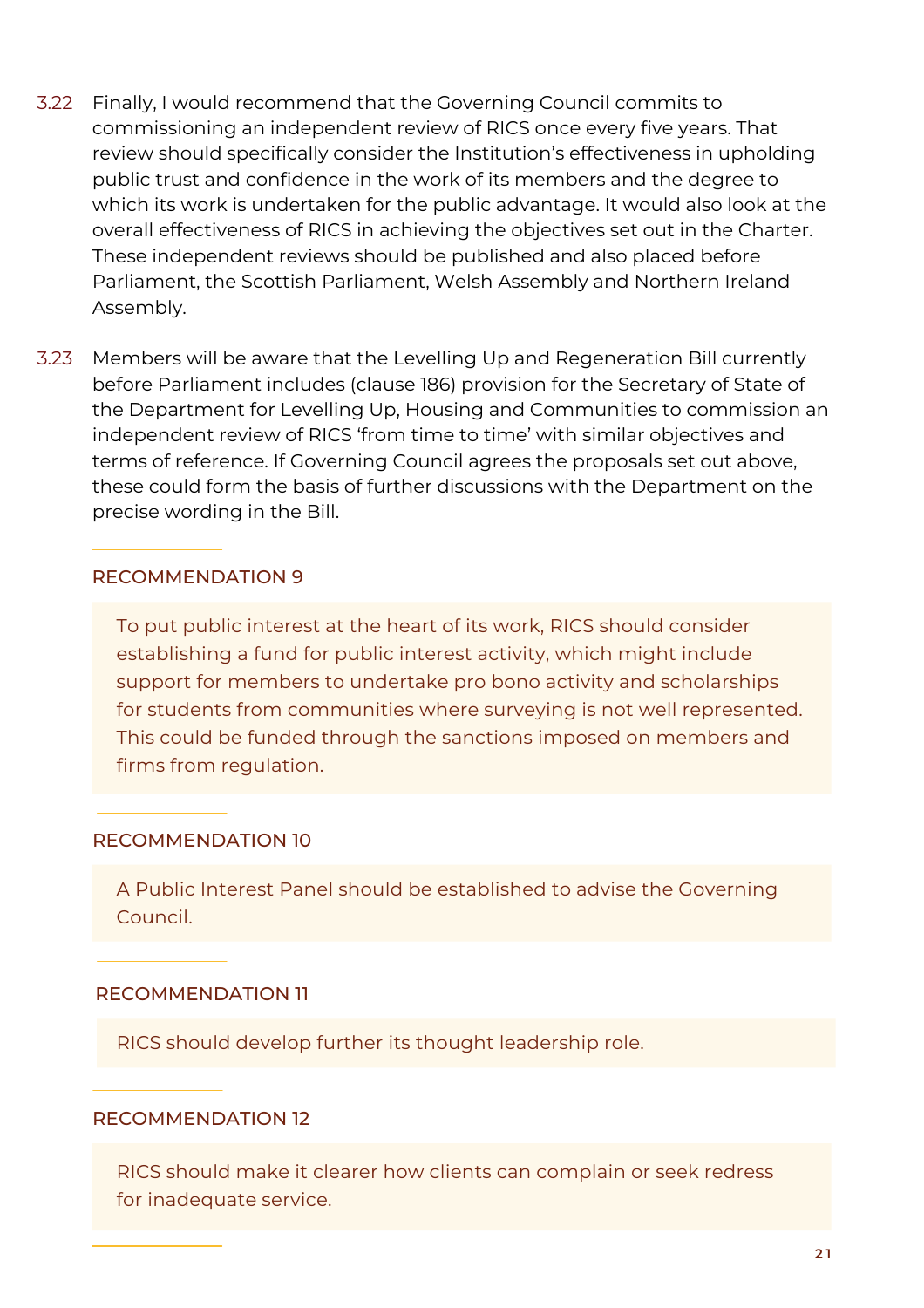3.22 Finally, I would recommend that the Governing Council commits to commissioning an independent review of RICS once every five years. That review should specifically consider the Institution's effectiveness in upholding public trust and confidence in the work of its members and the degree to which its work is undertaken for the public advantage. It would also look at the overall effectiveness of RICS in achieving the objectives set out in the Charter. These independent reviews should be published and also placed before Parliament, the Scottish Parliament, Welsh Assembly and Northern Ireland Assembly.

3.23 Members will be aware that the Levelling Up and Regeneration Bill currently before Parliament includes (clause 186) provision for the Secretary of State of the Department for Levelling Up, Housing and Communities to commission an independent review of RICS 'from time to time' with similar objectives and terms of reference. If Governing Council agrees the proposals set out above, these could form the basis of further discussions with the Department on the precise wording in the Bill.

### RECOMMENDATION 9

> To put public interest at the heart of its work, RICS should consider establishing a fund for public interest activity, which might include support for members to undertake pro bono activity and scholarships for students from communities where surveying is not well represented. This could be funded through the sanctions imposed on members and firms from regulation.

### RECOMMENDATION 10

> A Public Interest Panel should be established to advise the Governing Council.

### RECOMMENDATION 11

> RICS should develop further its thought leadership role.

### RECOMMENDATION 12

> RICS should make it clearer how clients can complain or seek redress for inadequate service.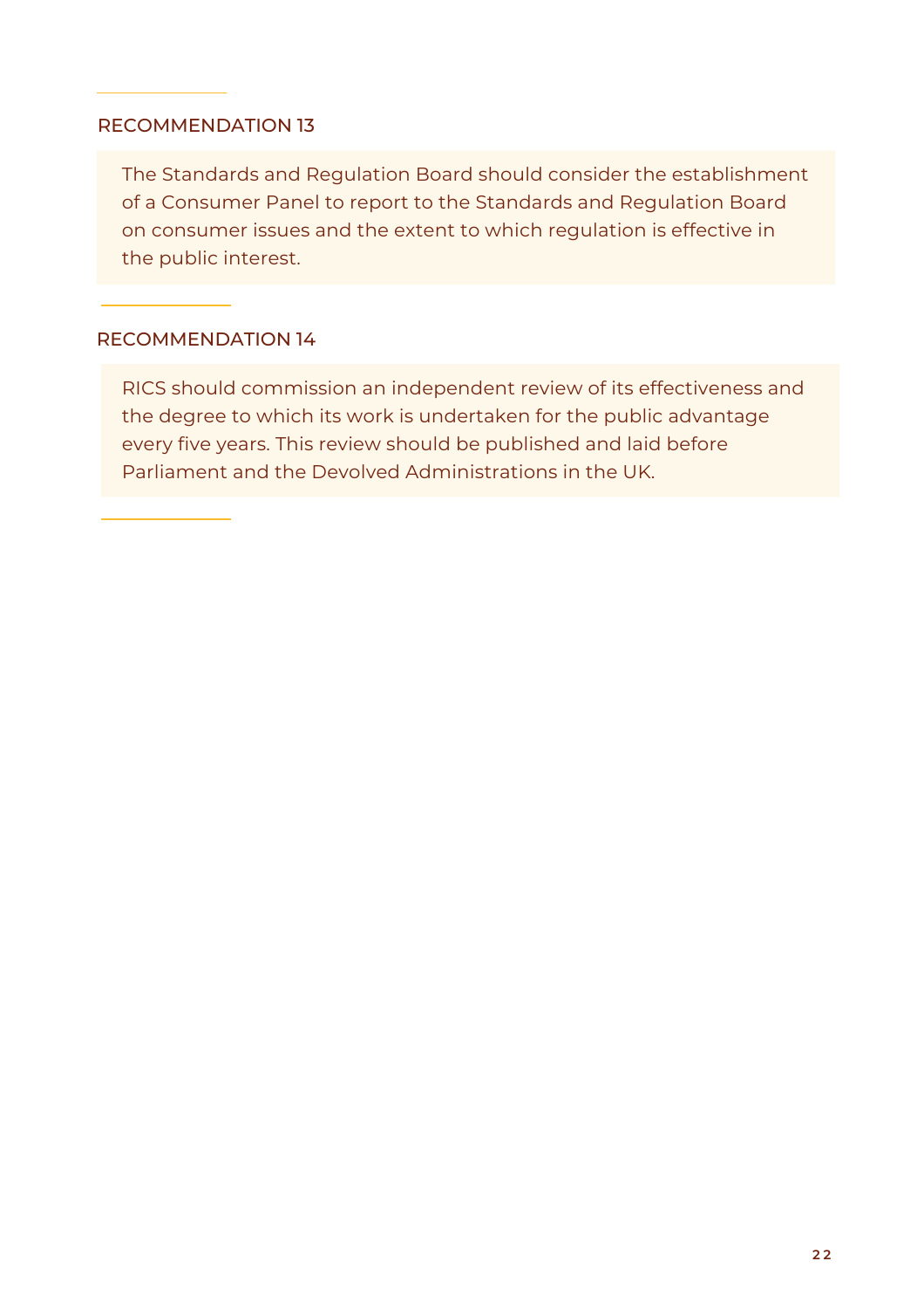### RECOMMENDATION 13

The Standards and Regulation Board should consider the establishment of a Consumer Panel to report to the Standards and Regulation Board on consumer issues and the extent to which regulation is effective in the public interest.

### RECOMMENDATION 14

RICS should commission an independent review of its effectiveness and the degree to which its work is undertaken for the public advantage every five years. This review should be published and laid before Parliament and the Devolved Administrations in the UK.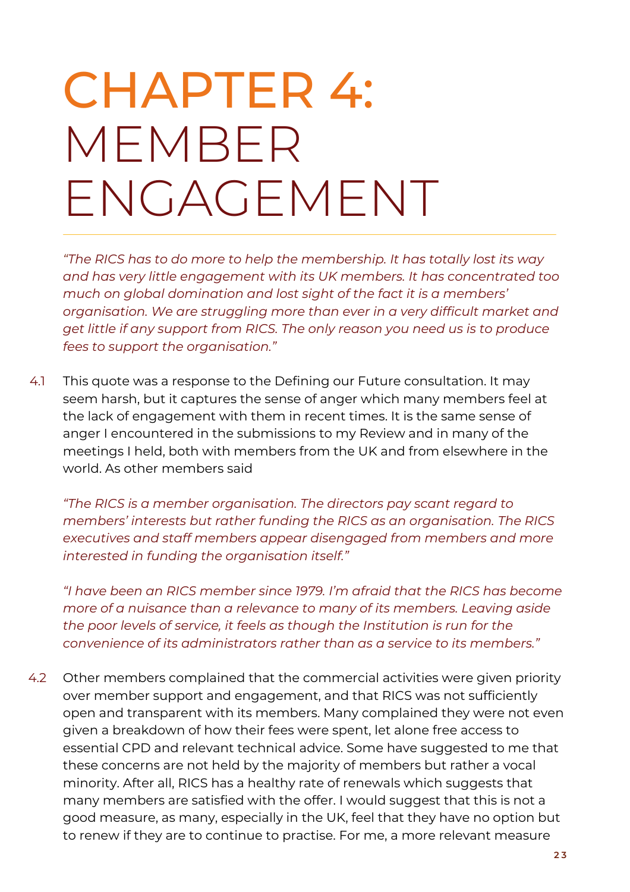# CHAPTER 4: MEMBER ENGAGEMENT

*"The RICS has to do more to help the membership. It has totally lost its way and has very little engagement with its UK members. It has concentrated too much on global domination and lost sight of the fact it is a members' organisation. We are struggling more than ever in a very difficult market and get little if any support from RICS. The only reason you need us is to produce fees to support the organisation."*

4.1 This quote was a response to the Defining our Future consultation. It may seem harsh, but it captures the sense of anger which many members feel at the lack of engagement with them in recent times. It is the same sense of anger I encountered in the submissions to my Review and in many of the meetings I held, both with members from the UK and from elsewhere in the world. As other members said

*"The RICS is a member organisation. The directors pay scant regard to members' interests but rather funding the RICS as an organisation. The RICS executives and staff members appear disengaged from members and more interested in funding the organisation itself."*

*"I have been an RICS member since 1979. I'm afraid that the RICS has become more of a nuisance than a relevance to many of its members. Leaving aside the poor levels of service, it feels as though the Institution is run for the convenience of its administrators rather than as a service to its members."*

4.2 Other members complained that the commercial activities were given priority over member support and engagement, and that RICS was not sufficiently open and transparent with its members. Many complained they were not even given a breakdown of how their fees were spent, let alone free access to essential CPD and relevant technical advice. Some have suggested to me that these concerns are not held by the majority of members but rather a vocal minority. After all, RICS has a healthy rate of renewals which suggests that many members are satisfied with the offer. I would suggest that this is not a good measure, as many, especially in the UK, feel that they have no option but to renew if they are to continue to practise. For me, a more relevant measure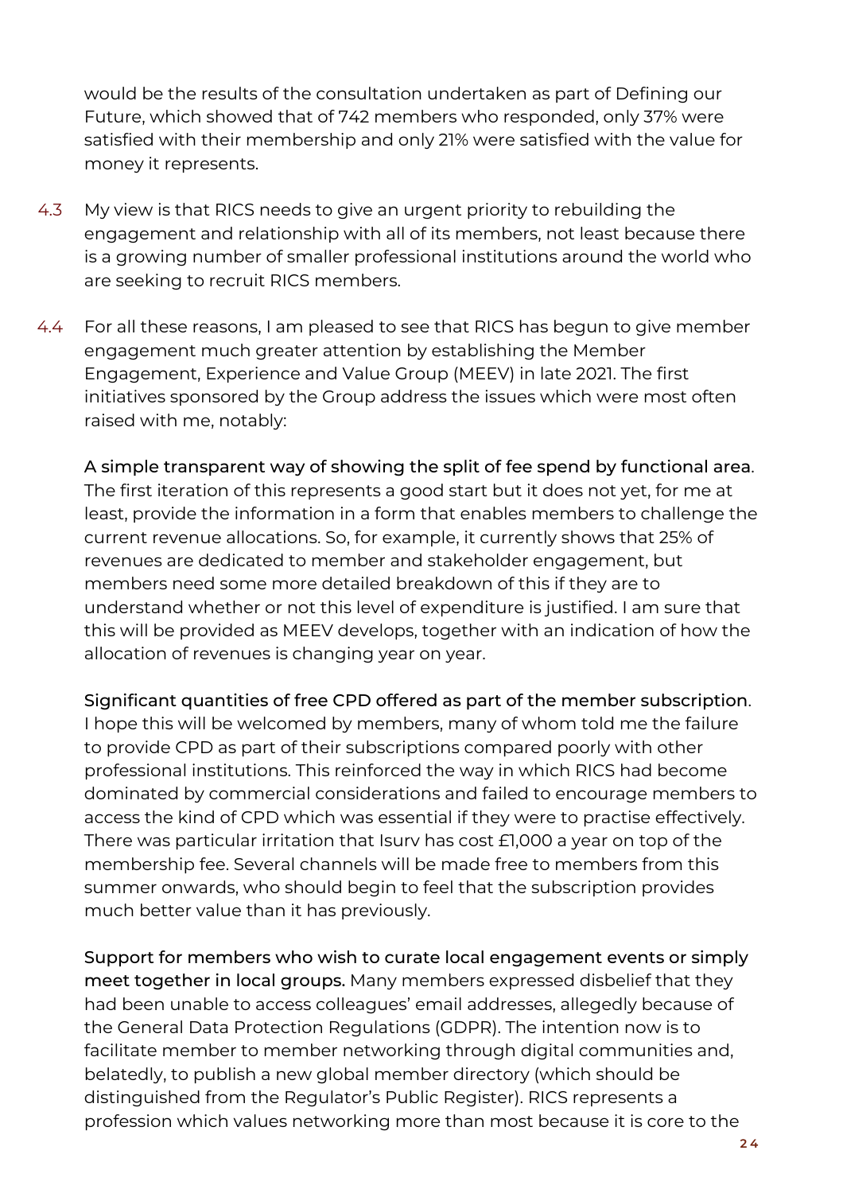would be the results of the consultation undertaken as part of Defining our Future, which showed that of 742 members who responded, only 37% were satisfied with their membership and only 21% were satisfied with the value for money it represents.

4.3 My view is that RICS needs to give an urgent priority to rebuilding the engagement and relationship with all of its members, not least because there is a growing number of smaller professional institutions around the world who are seeking to recruit RICS members.

4.4 For all these reasons, I am pleased to see that RICS has begun to give member engagement much greater attention by establishing the Member Engagement, Experience and Value Group (MEEV) in late 2021. The first initiatives sponsored by the Group address the issues which were most often raised with me, notably:

A simple transparent way of showing the split of fee spend by functional area. The first iteration of this represents a good start but it does not yet, for me at least, provide the information in a form that enables members to challenge the current revenue allocations. So, for example, it currently shows that 25% of revenues are dedicated to member and stakeholder engagement, but members need some more detailed breakdown of this if they are to understand whether or not this level of expenditure is justified. I am sure that this will be provided as MEEV develops, together with an indication of how the allocation of revenues is changing year on year.

Significant quantities of free CPD offered as part of the member subscription. I hope this will be welcomed by members, many of whom told me the failure to provide CPD as part of their subscriptions compared poorly with other professional institutions. This reinforced the way in which RICS had become dominated by commercial considerations and failed to encourage members to access the kind of CPD which was essential if they were to practise effectively. There was particular irritation that Isurv has cost £1,000 a year on top of the membership fee. Several channels will be made free to members from this summer onwards, who should begin to feel that the subscription provides much better value than it has previously.

Support for members who wish to curate local engagement events or simply meet together in local groups. Many members expressed disbelief that they had been unable to access colleagues' email addresses, allegedly because of the General Data Protection Regulations (GDPR). The intention now is to facilitate member to member networking through digital communities and, belatedly, to publish a new global member directory (which should be distinguished from the Regulator's Public Register). RICS represents a profession which values networking more than most because it is core to the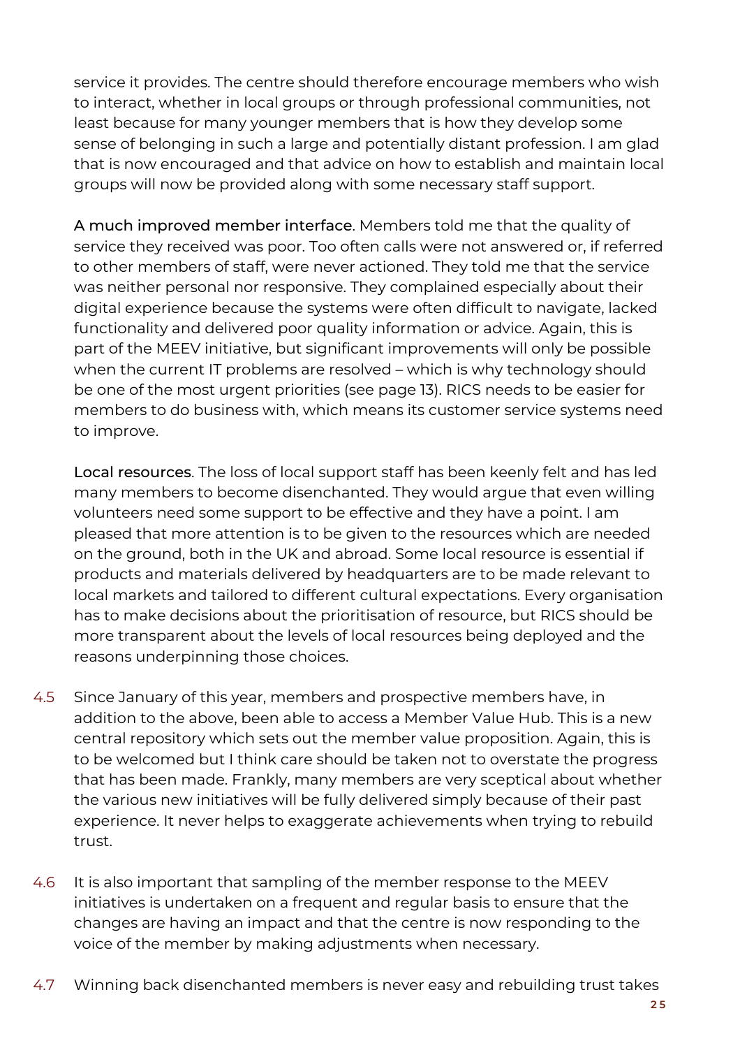service it provides. The centre should therefore encourage members who wish to interact, whether in local groups or through professional communities, not least because for many younger members that is how they develop some sense of belonging in such a large and potentially distant profession. I am glad that is now encouraged and that advice on how to establish and maintain local groups will now be provided along with some necessary staff support.

A much improved member interface. Members told me that the quality of service they received was poor. Too often calls were not answered or, if referred to other members of staff, were never actioned. They told me that the service was neither personal nor responsive. They complained especially about their digital experience because the systems were often difficult to navigate, lacked functionality and delivered poor quality information or advice. Again, this is part of the MEEV initiative, but significant improvements will only be possible when the current IT problems are resolved – which is why technology should be one of the most urgent priorities (see page 13). RICS needs to be easier for members to do business with, which means its customer service systems need to improve.

Local resources. The loss of local support staff has been keenly felt and has led many members to become disenchanted. They would argue that even willing volunteers need some support to be effective and they have a point. I am pleased that more attention is to be given to the resources which are needed on the ground, both in the UK and abroad. Some local resource is essential if products and materials delivered by headquarters are to be made relevant to local markets and tailored to different cultural expectations. Every organisation has to make decisions about the prioritisation of resource, but RICS should be more transparent about the levels of local resources being deployed and the reasons underpinning those choices.

4.5 Since January of this year, members and prospective members have, in addition to the above, been able to access a Member Value Hub. This is a new central repository which sets out the member value proposition. Again, this is to be welcomed but I think care should be taken not to overstate the progress that has been made. Frankly, many members are very sceptical about whether the various new initiatives will be fully delivered simply because of their past experience. It never helps to exaggerate achievements when trying to rebuild trust.

4.6 It is also important that sampling of the member response to the MEEV initiatives is undertaken on a frequent and regular basis to ensure that the changes are having an impact and that the centre is now responding to the voice of the member by making adjustments when necessary.

4.7 Winning back disenchanted members is never easy and rebuilding trust takes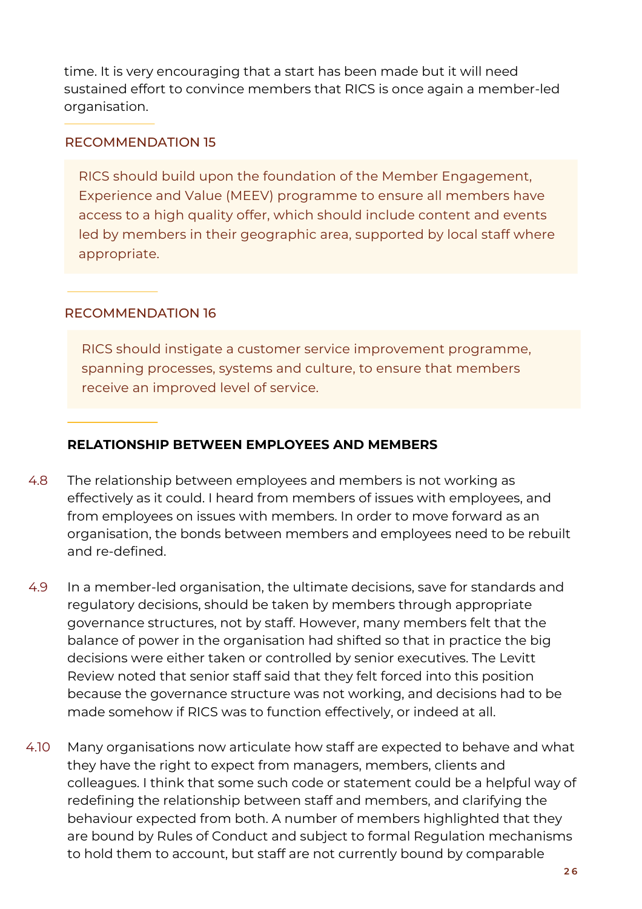time. It is very encouraging that a start has been made but it will need sustained effort to convince members that RICS is once again a member-led organisation.

### RECOMMENDATION 15

RICS should build upon the foundation of the Member Engagement, Experience and Value (MEEV) programme to ensure all members have access to a high quality offer, which should include content and events led by members in their geographic area, supported by local staff where appropriate.

### RECOMMENDATION 16

RICS should instigate a customer service improvement programme, spanning processes, systems and culture, to ensure that members receive an improved level of service.

## RELATIONSHIP BETWEEN EMPLOYEES AND MEMBERS

4.8 The relationship between employees and members is not working as effectively as it could. I heard from members of issues with employees, and from employees on issues with members. In order to move forward as an organisation, the bonds between members and employees need to be rebuilt and re-defined.

4.9 In a member-led organisation, the ultimate decisions, save for standards and regulatory decisions, should be taken by members through appropriate governance structures, not by staff. However, many members felt that the balance of power in the organisation had shifted so that in practice the big decisions were either taken or controlled by senior executives. The Levitt Review noted that senior staff said that they felt forced into this position because the governance structure was not working, and decisions had to be made somehow if RICS was to function effectively, or indeed at all.

4.10 Many organisations now articulate how staff are expected to behave and what they have the right to expect from managers, members, clients and colleagues. I think that some such code or statement could be a helpful way of redefining the relationship between staff and members, and clarifying the behaviour expected from both. A number of members highlighted that they are bound by Rules of Conduct and subject to formal Regulation mechanisms to hold them to account, but staff are not currently bound by comparable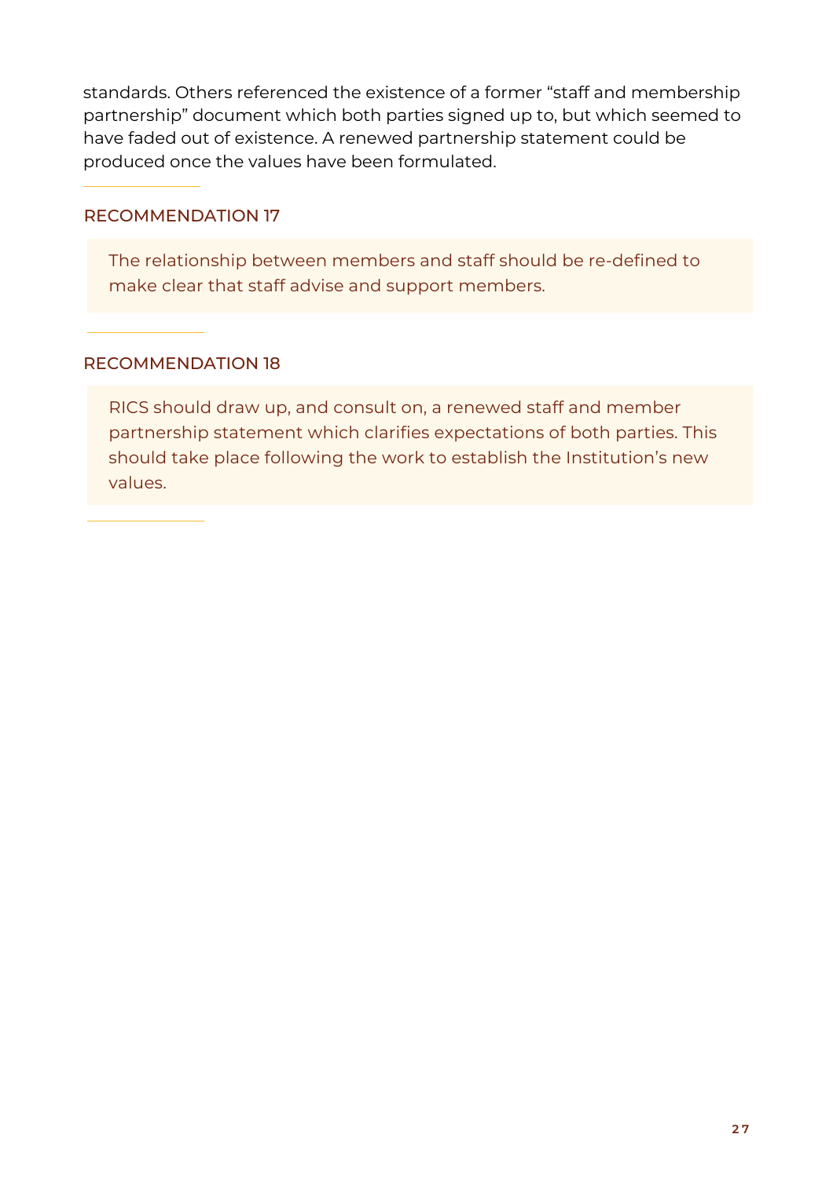standards. Others referenced the existence of a former "staff and membership partnership" document which both parties signed up to, but which seemed to have faded out of existence. A renewed partnership statement could be produced once the values have been formulated.

### RECOMMENDATION 17

> The relationship between members and staff should be re-defined to make clear that staff advise and support members.

### RECOMMENDATION 18

> RICS should draw up, and consult on, a renewed staff and member partnership statement which clarifies expectations of both parties. This should take place following the work to establish the Institution's new values.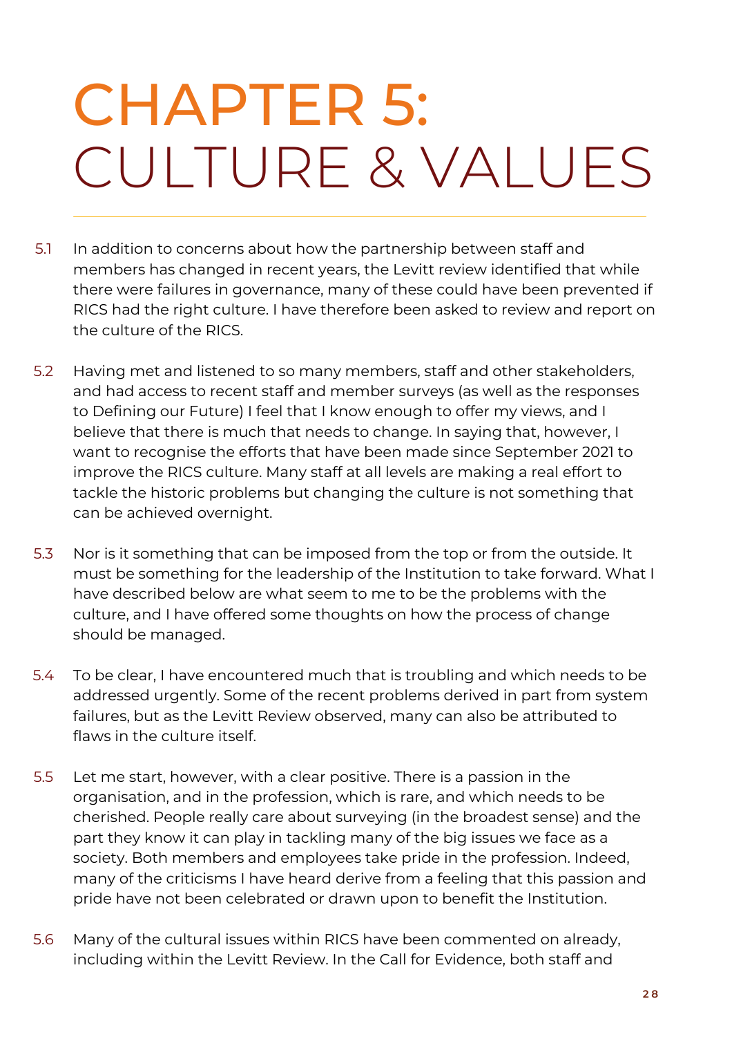# CHAPTER 5: CULTURE & VALUES

5.1 In addition to concerns about how the partnership between staff and members has changed in recent years, the Levitt review identified that while there were failures in governance, many of these could have been prevented if RICS had the right culture. I have therefore been asked to review and report on the culture of the RICS.

5.2 Having met and listened to so many members, staff and other stakeholders, and had access to recent staff and member surveys (as well as the responses to Defining our Future) I feel that I know enough to offer my views, and I believe that there is much that needs to change. In saying that, however, I want to recognise the efforts that have been made since September 2021 to improve the RICS culture. Many staff at all levels are making a real effort to tackle the historic problems but changing the culture is not something that can be achieved overnight.

5.3 Nor is it something that can be imposed from the top or from the outside. It must be something for the leadership of the Institution to take forward. What I have described below are what seem to me to be the problems with the culture, and I have offered some thoughts on how the process of change should be managed.

5.4 To be clear, I have encountered much that is troubling and which needs to be addressed urgently. Some of the recent problems derived in part from system failures, but as the Levitt Review observed, many can also be attributed to flaws in the culture itself.

5.5 Let me start, however, with a clear positive. There is a passion in the organisation, and in the profession, which is rare, and which needs to be cherished. People really care about surveying (in the broadest sense) and the part they know it can play in tackling many of the big issues we face as a society. Both members and employees take pride in the profession. Indeed, many of the criticisms I have heard derive from a feeling that this passion and pride have not been celebrated or drawn upon to benefit the Institution.

5.6 Many of the cultural issues within RICS have been commented on already, including within the Levitt Review. In the Call for Evidence, both staff and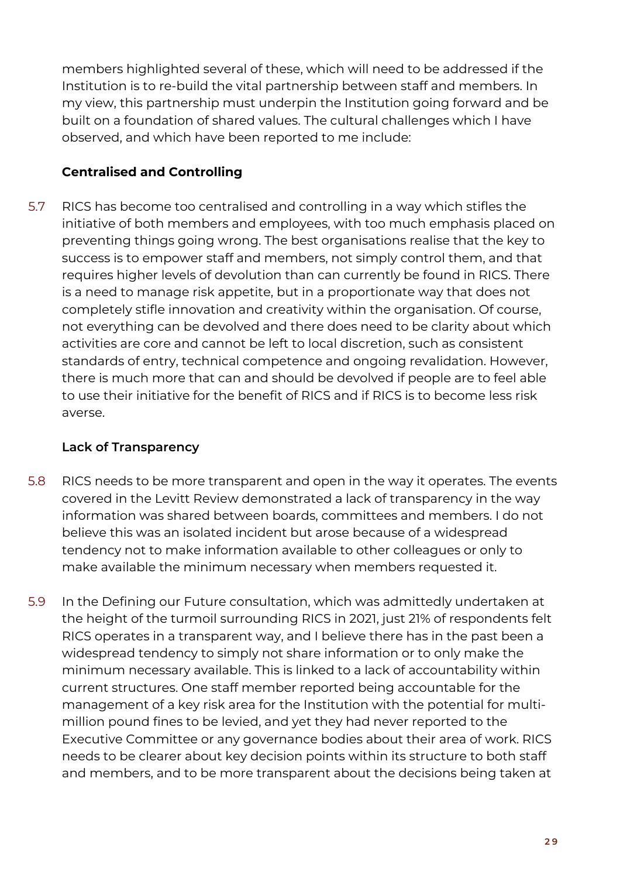members highlighted several of these, which will need to be addressed if the Institution is to re-build the vital partnership between staff and members. In my view, this partnership must underpin the Institution going forward and be built on a foundation of shared values. The cultural challenges which I have observed, and which have been reported to me include:

**Centralised and Controlling**

5.7 RICS has become too centralised and controlling in a way which stifles the initiative of both members and employees, with too much emphasis placed on preventing things going wrong. The best organisations realise that the key to success is to empower staff and members, not simply control them, and that requires higher levels of devolution than can currently be found in RICS. There is a need to manage risk appetite, but in a proportionate way that does not completely stifle innovation and creativity within the organisation. Of course, not everything can be devolved and there does need to be clarity about which activities are core and cannot be left to local discretion, such as consistent standards of entry, technical competence and ongoing revalidation. However, there is much more that can and should be devolved if people are to feel able to use their initiative for the benefit of RICS and if RICS is to become less risk averse.

**Lack of Transparency**

5.8 RICS needs to be more transparent and open in the way it operates. The events covered in the Levitt Review demonstrated a lack of transparency in the way information was shared between boards, committees and members. I do not believe this was an isolated incident but arose because of a widespread tendency not to make information available to other colleagues or only to make available the minimum necessary when members requested it.

5.9 In the Defining our Future consultation, which was admittedly undertaken at the height of the turmoil surrounding RICS in 2021, just 21% of respondents felt RICS operates in a transparent way, and I believe there has in the past been a widespread tendency to simply not share information or to only make the minimum necessary available. This is linked to a lack of accountability within current structures. One staff member reported being accountable for the management of a key risk area for the Institution with the potential for multi-million pound fines to be levied, and yet they had never reported to the Executive Committee or any governance bodies about their area of work. RICS needs to be clearer about key decision points within its structure to both staff and members, and to be more transparent about the decisions being taken at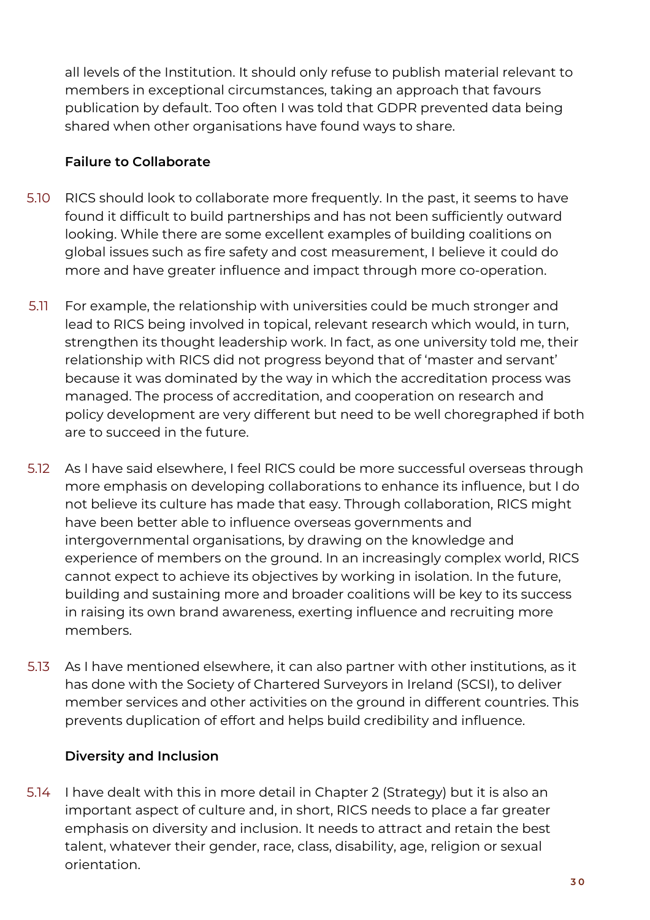all levels of the Institution. It should only refuse to publish material relevant to members in exceptional circumstances, taking an approach that favours publication by default. Too often I was told that GDPR prevented data being shared when other organisations have found ways to share.

**Failure to Collaborate**

5.10 RICS should look to collaborate more frequently. In the past, it seems to have found it difficult to build partnerships and has not been sufficiently outward looking. While there are some excellent examples of building coalitions on global issues such as fire safety and cost measurement, I believe it could do more and have greater influence and impact through more co-operation.

5.11 For example, the relationship with universities could be much stronger and lead to RICS being involved in topical, relevant research which would, in turn, strengthen its thought leadership work. In fact, as one university told me, their relationship with RICS did not progress beyond that of 'master and servant' because it was dominated by the way in which the accreditation process was managed. The process of accreditation, and cooperation on research and policy development are very different but need to be well choregraphed if both are to succeed in the future.

5.12 As I have said elsewhere, I feel RICS could be more successful overseas through more emphasis on developing collaborations to enhance its influence, but I do not believe its culture has made that easy. Through collaboration, RICS might have been better able to influence overseas governments and intergovernmental organisations, by drawing on the knowledge and experience of members on the ground. In an increasingly complex world, RICS cannot expect to achieve its objectives by working in isolation. In the future, building and sustaining more and broader coalitions will be key to its success in raising its own brand awareness, exerting influence and recruiting more members.

5.13 As I have mentioned elsewhere, it can also partner with other institutions, as it has done with the Society of Chartered Surveyors in Ireland (SCSI), to deliver member services and other activities on the ground in different countries. This prevents duplication of effort and helps build credibility and influence.

**Diversity and Inclusion**

5.14 I have dealt with this in more detail in Chapter 2 (Strategy) but it is also an important aspect of culture and, in short, RICS needs to place a far greater emphasis on diversity and inclusion. It needs to attract and retain the best talent, whatever their gender, race, class, disability, age, religion or sexual orientation.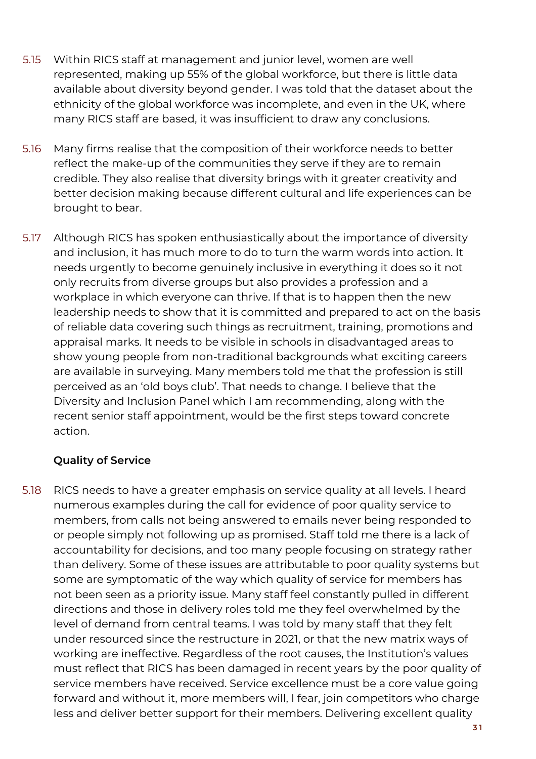5.15 Within RICS staff at management and junior level, women are well represented, making up 55% of the global workforce, but there is little data available about diversity beyond gender. I was told that the dataset about the ethnicity of the global workforce was incomplete, and even in the UK, where many RICS staff are based, it was insufficient to draw any conclusions.

5.16 Many firms realise that the composition of their workforce needs to better reflect the make-up of the communities they serve if they are to remain credible. They also realise that diversity brings with it greater creativity and better decision making because different cultural and life experiences can be brought to bear.

5.17 Although RICS has spoken enthusiastically about the importance of diversity and inclusion, it has much more to do to turn the warm words into action. It needs urgently to become genuinely inclusive in everything it does so it not only recruits from diverse groups but also provides a profession and a workplace in which everyone can thrive. If that is to happen then the new leadership needs to show that it is committed and prepared to act on the basis of reliable data covering such things as recruitment, training, promotions and appraisal marks. It needs to be visible in schools in disadvantaged areas to show young people from non-traditional backgrounds what exciting careers are available in surveying. Many members told me that the profession is still perceived as an 'old boys club'. That needs to change. I believe that the Diversity and Inclusion Panel which I am recommending, along with the recent senior staff appointment, would be the first steps toward concrete action.

**Quality of Service**

5.18 RICS needs to have a greater emphasis on service quality at all levels. I heard numerous examples during the call for evidence of poor quality service to members, from calls not being answered to emails never being responded to or people simply not following up as promised. Staff told me there is a lack of accountability for decisions, and too many people focusing on strategy rather than delivery. Some of these issues are attributable to poor quality systems but some are symptomatic of the way which quality of service for members has not been seen as a priority issue. Many staff feel constantly pulled in different directions and those in delivery roles told me they feel overwhelmed by the level of demand from central teams. I was told by many staff that they felt under resourced since the restructure in 2021, or that the new matrix ways of working are ineffective. Regardless of the root causes, the Institution's values must reflect that RICS has been damaged in recent years by the poor quality of service members have received. Service excellence must be a core value going forward and without it, more members will, I fear, join competitors who charge less and deliver better support for their members. Delivering excellent quality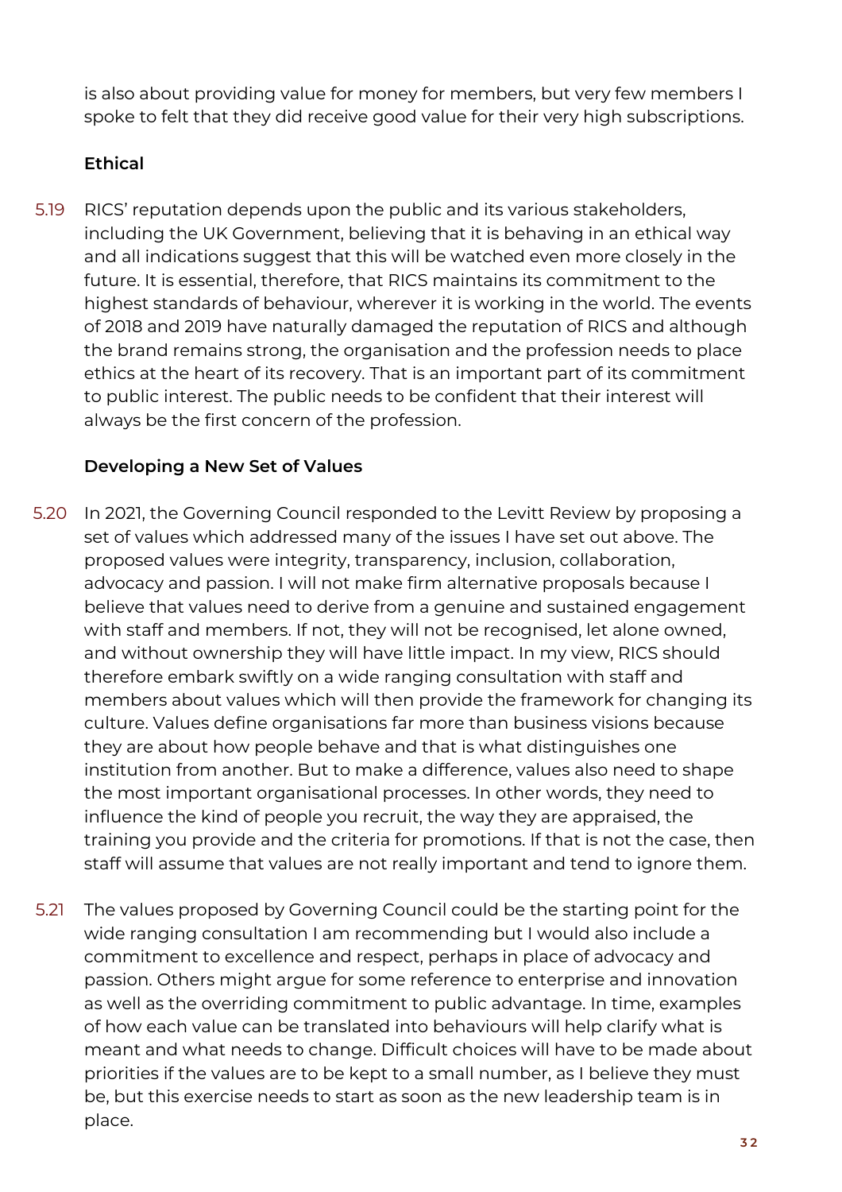is also about providing value for money for members, but very few members I spoke to felt that they did receive good value for their very high subscriptions.

### Ethical

5.19 RICS' reputation depends upon the public and its various stakeholders, including the UK Government, believing that it is behaving in an ethical way and all indications suggest that this will be watched even more closely in the future. It is essential, therefore, that RICS maintains its commitment to the highest standards of behaviour, wherever it is working in the world. The events of 2018 and 2019 have naturally damaged the reputation of RICS and although the brand remains strong, the organisation and the profession needs to place ethics at the heart of its recovery. That is an important part of its commitment to public interest. The public needs to be confident that their interest will always be the first concern of the profession.

### Developing a New Set of Values

5.20 In 2021, the Governing Council responded to the Levitt Review by proposing a set of values which addressed many of the issues I have set out above. The proposed values were integrity, transparency, inclusion, collaboration, advocacy and passion. I will not make firm alternative proposals because I believe that values need to derive from a genuine and sustained engagement with staff and members. If not, they will not be recognised, let alone owned, and without ownership they will have little impact. In my view, RICS should therefore embark swiftly on a wide ranging consultation with staff and members about values which will then provide the framework for changing its culture. Values define organisations far more than business visions because they are about how people behave and that is what distinguishes one institution from another. But to make a difference, values also need to shape the most important organisational processes. In other words, they need to influence the kind of people you recruit, the way they are appraised, the training you provide and the criteria for promotions. If that is not the case, then staff will assume that values are not really important and tend to ignore them.

5.21 The values proposed by Governing Council could be the starting point for the wide ranging consultation I am recommending but I would also include a commitment to excellence and respect, perhaps in place of advocacy and passion. Others might argue for some reference to enterprise and innovation as well as the overriding commitment to public advantage. In time, examples of how each value can be translated into behaviours will help clarify what is meant and what needs to change. Difficult choices will have to be made about priorities if the values are to be kept to a small number, as I believe they must be, but this exercise needs to start as soon as the new leadership team is in place.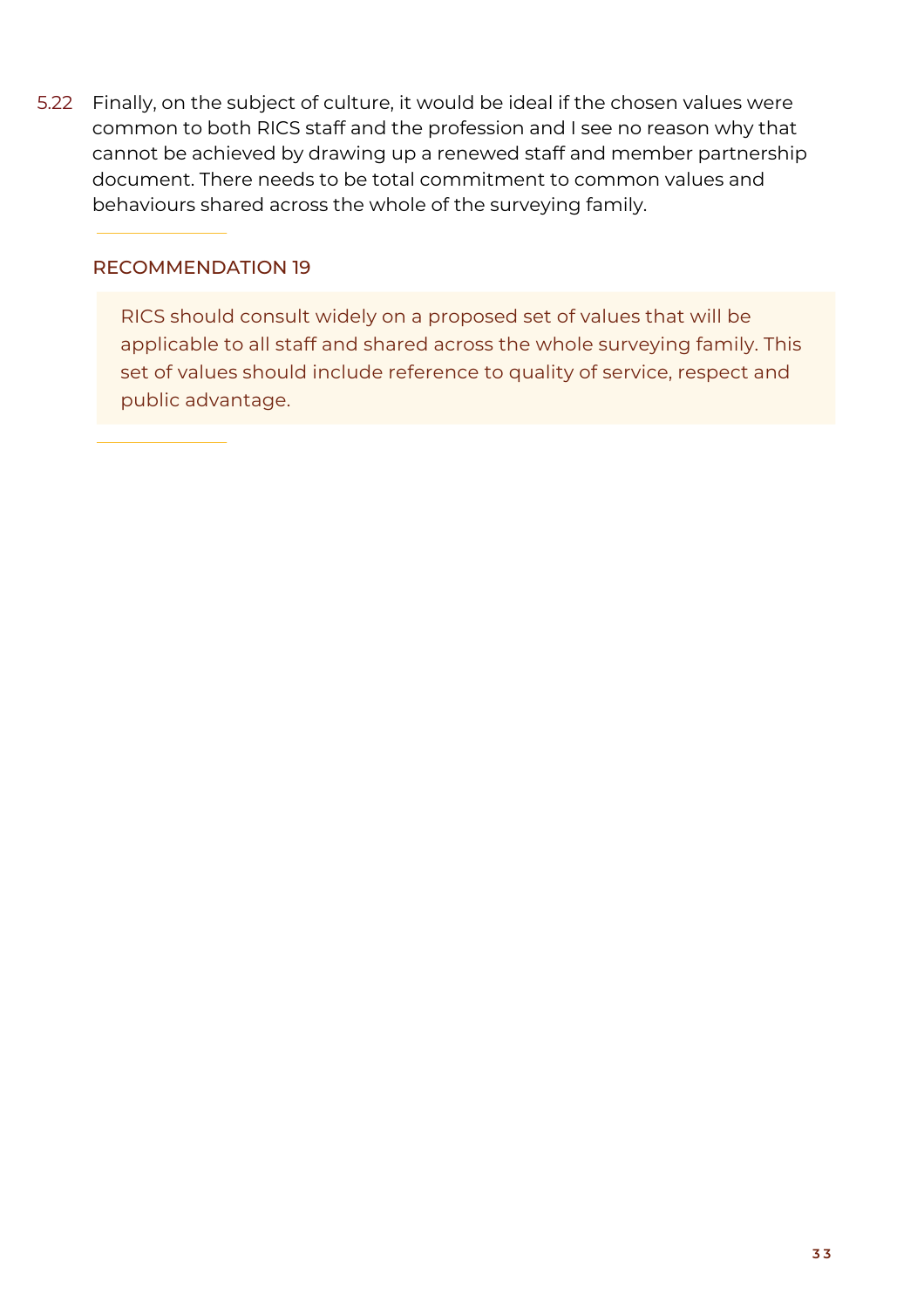5.22 Finally, on the subject of culture, it would be ideal if the chosen values were common to both RICS staff and the profession and I see no reason why that cannot be achieved by drawing up a renewed staff and member partnership document. There needs to be total commitment to common values and behaviours shared across the whole of the surveying family.

### RECOMMENDATION 19

> RICS should consult widely on a proposed set of values that will be applicable to all staff and shared across the whole surveying family. This set of values should include reference to quality of service, respect and public advantage.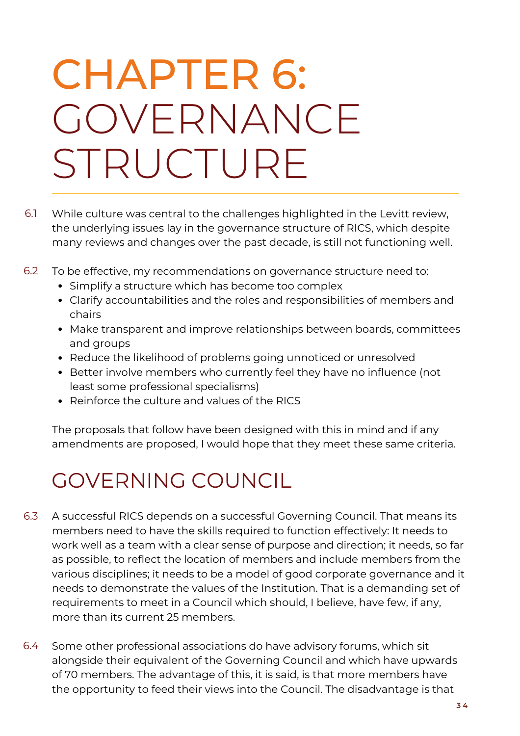# CHAPTER 6: GOVERNANCE STRUCTURE

6.1 While culture was central to the challenges highlighted in the Levitt review, the underlying issues lay in the governance structure of RICS, which despite many reviews and changes over the past decade, is still not functioning well.

6.2 To be effective, my recommendations on governance structure need to:

- Simplify a structure which has become too complex
- Clarify accountabilities and the roles and responsibilities of members and chairs
- Make transparent and improve relationships between boards, committees and groups
- Reduce the likelihood of problems going unnoticed or unresolved
- Better involve members who currently feel they have no influence (not least some professional specialisms)
- Reinforce the culture and values of the RICS

The proposals that follow have been designed with this in mind and if any amendments are proposed, I would hope that they meet these same criteria.

## GOVERNING COUNCIL

6.3 A successful RICS depends on a successful Governing Council. That means its members need to have the skills required to function effectively: It needs to work well as a team with a clear sense of purpose and direction; it needs, so far as possible, to reflect the location of members and include members from the various disciplines; it needs to be a model of good corporate governance and it needs to demonstrate the values of the Institution. That is a demanding set of requirements to meet in a Council which should, I believe, have few, if any, more than its current 25 members.

6.4 Some other professional associations do have advisory forums, which sit alongside their equivalent of the Governing Council and which have upwards of 70 members. The advantage of this, it is said, is that more members have the opportunity to feed their views into the Council. The disadvantage is that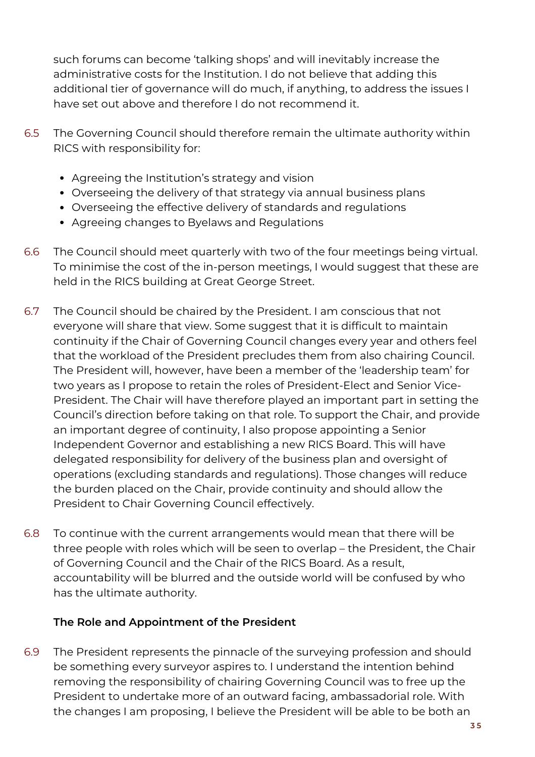such forums can become 'talking shops' and will inevitably increase the administrative costs for the Institution. I do not believe that adding this additional tier of governance will do much, if anything, to address the issues I have set out above and therefore I do not recommend it.

6.5 The Governing Council should therefore remain the ultimate authority within RICS with responsibility for:

- Agreeing the Institution's strategy and vision
- Overseeing the delivery of that strategy via annual business plans
- Overseeing the effective delivery of standards and regulations
- Agreeing changes to Byelaws and Regulations

6.6 The Council should meet quarterly with two of the four meetings being virtual. To minimise the cost of the in-person meetings, I would suggest that these are held in the RICS building at Great George Street.

6.7 The Council should be chaired by the President. I am conscious that not everyone will share that view. Some suggest that it is difficult to maintain continuity if the Chair of Governing Council changes every year and others feel that the workload of the President precludes them from also chairing Council. The President will, however, have been a member of the 'leadership team' for two years as I propose to retain the roles of President-Elect and Senior Vice-President. The Chair will have therefore played an important part in setting the Council's direction before taking on that role. To support the Chair, and provide an important degree of continuity, I also propose appointing a Senior Independent Governor and establishing a new RICS Board. This will have delegated responsibility for delivery of the business plan and oversight of operations (excluding standards and regulations). Those changes will reduce the burden placed on the Chair, provide continuity and should allow the President to Chair Governing Council effectively.

6.8 To continue with the current arrangements would mean that there will be three people with roles which will be seen to overlap – the President, the Chair of Governing Council and the Chair of the RICS Board. As a result, accountability will be blurred and the outside world will be confused by who has the ultimate authority.

### The Role and Appointment of the President

6.9 The President represents the pinnacle of the surveying profession and should be something every surveyor aspires to. I understand the intention behind removing the responsibility of chairing Governing Council was to free up the President to undertake more of an outward facing, ambassadorial role. With the changes I am proposing, I believe the President will be able to be both an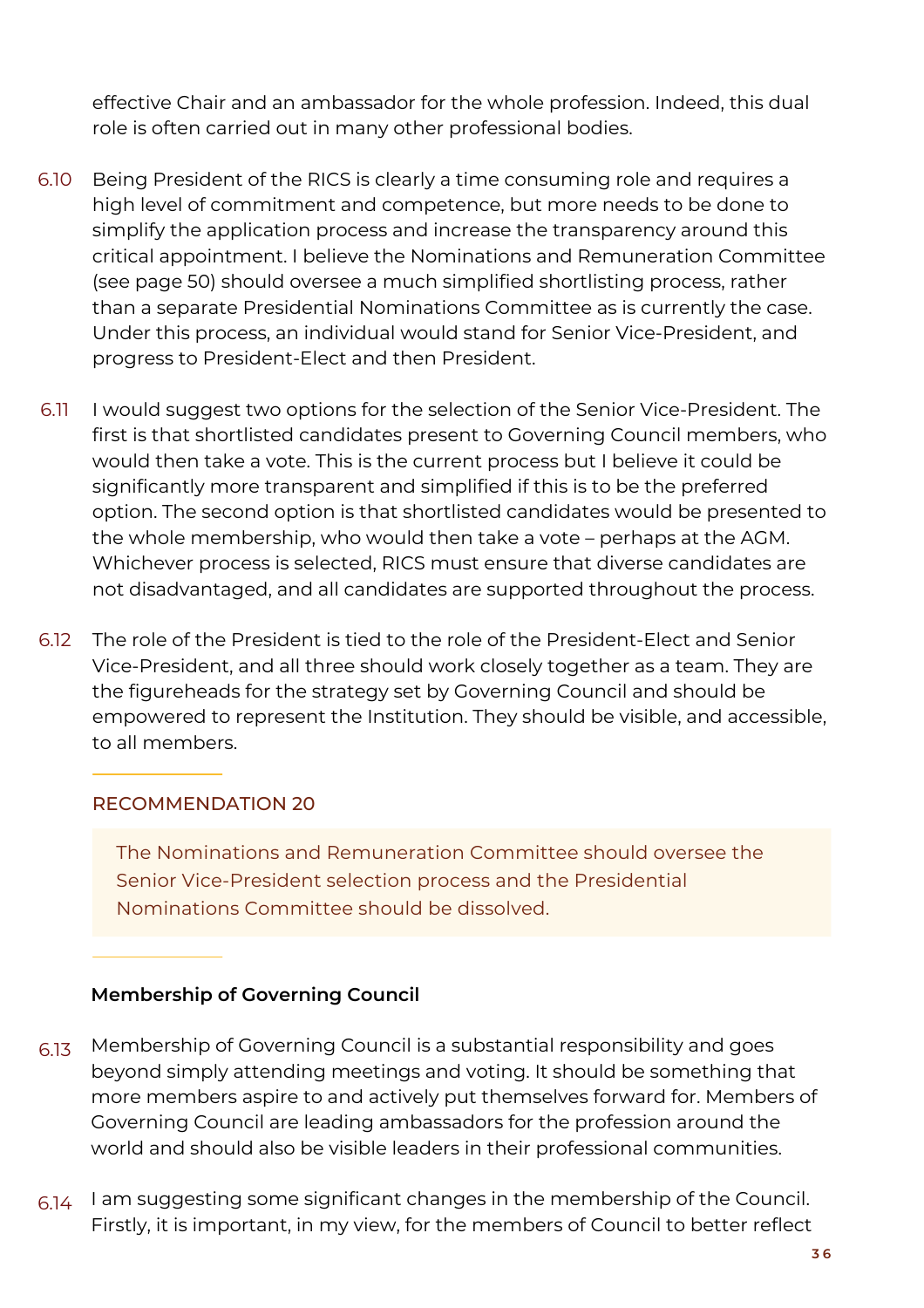effective Chair and an ambassador for the whole profession. Indeed, this dual role is often carried out in many other professional bodies.

6.10 Being President of the RICS is clearly a time consuming role and requires a high level of commitment and competence, but more needs to be done to simplify the application process and increase the transparency around this critical appointment. I believe the Nominations and Remuneration Committee (see page 50) should oversee a much simplified shortlisting process, rather than a separate Presidential Nominations Committee as is currently the case. Under this process, an individual would stand for Senior Vice-President, and progress to President-Elect and then President.

6.11 I would suggest two options for the selection of the Senior Vice-President. The first is that shortlisted candidates present to Governing Council members, who would then take a vote. This is the current process but I believe it could be significantly more transparent and simplified if this is to be the preferred option. The second option is that shortlisted candidates would be presented to the whole membership, who would then take a vote – perhaps at the AGM. Whichever process is selected, RICS must ensure that diverse candidates are not disadvantaged, and all candidates are supported throughout the process.

6.12 The role of the President is tied to the role of the President-Elect and Senior Vice-President, and all three should work closely together as a team. They are the figureheads for the strategy set by Governing Council and should be empowered to represent the Institution. They should be visible, and accessible, to all members.

### RECOMMENDATION 20

The Nominations and Remuneration Committee should oversee the Senior Vice-President selection process and the Presidential Nominations Committee should be dissolved.

### Membership of Governing Council

6.13 Membership of Governing Council is a substantial responsibility and goes beyond simply attending meetings and voting. It should be something that more members aspire to and actively put themselves forward for. Members of Governing Council are leading ambassadors for the profession around the world and should also be visible leaders in their professional communities.

6.14 I am suggesting some significant changes in the membership of the Council. Firstly, it is important, in my view, for the members of Council to better reflect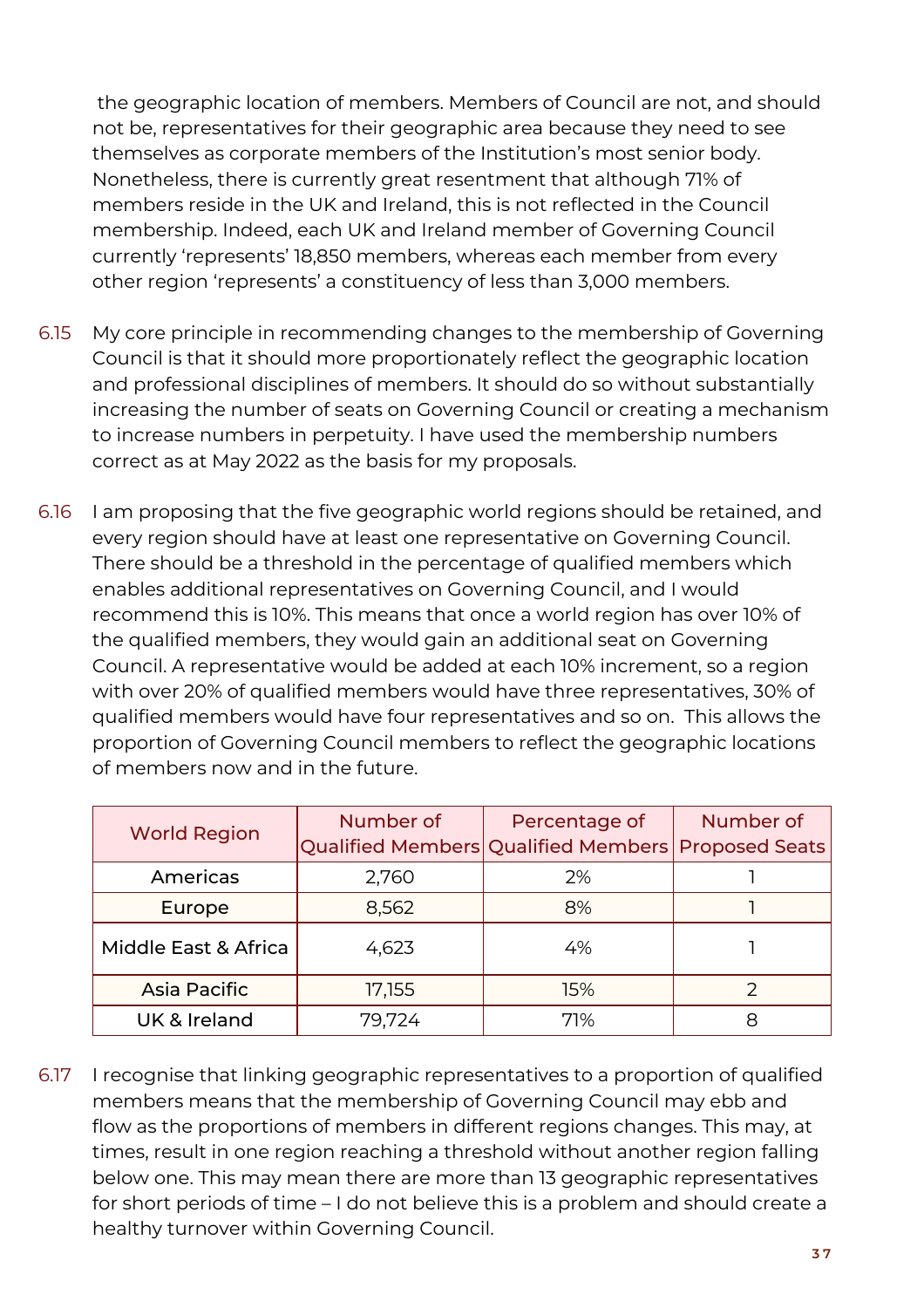the geographic location of members. Members of Council are not, and should not be, representatives for their geographic area because they need to see themselves as corporate members of the Institution's most senior body. Nonetheless, there is currently great resentment that although 71% of members reside in the UK and Ireland, this is not reflected in the Council membership. Indeed, each UK and Ireland member of Governing Council currently 'represents' 18,850 members, whereas each member from every other region 'represents' a constituency of less than 3,000 members.

6.15 My core principle in recommending changes to the membership of Governing Council is that it should more proportionately reflect the geographic location and professional disciplines of members. It should do so without substantially increasing the number of seats on Governing Council or creating a mechanism to increase numbers in perpetuity. I have used the membership numbers correct as at May 2022 as the basis for my proposals.

6.16 I am proposing that the five geographic world regions should be retained, and every region should have at least one representative on Governing Council. There should be a threshold in the percentage of qualified members which enables additional representatives on Governing Council, and I would recommend this is 10%. This means that once a world region has over 10% of the qualified members, they would gain an additional seat on Governing Council. A representative would be added at each 10% increment, so a region with over 20% of qualified members would have three representatives, 30% of qualified members would have four representatives and so on. This allows the proportion of Governing Council members to reflect the geographic locations of members now and in the future.

| World Region | Number of Qualified Members | Percentage of Qualified Members | Number of Proposed Seats |
|---|---|---|---|
| Americas | 2,760 | 2% | 1 |
| Europe | 8,562 | 8% | 1 |
| Middle East & Africa | 4,623 | 4% | 1 |
| Asia Pacific | 17,155 | 15% | 2 |
| UK & Ireland | 79,724 | 71% | 8 |

6.17 I recognise that linking geographic representatives to a proportion of qualified members means that the membership of Governing Council may ebb and flow as the proportions of members in different regions changes. This may, at times, result in one region reaching a threshold without another region falling below one. This may mean there are more than 13 geographic representatives for short periods of time – I do not believe this is a problem and should create a healthy turnover within Governing Council.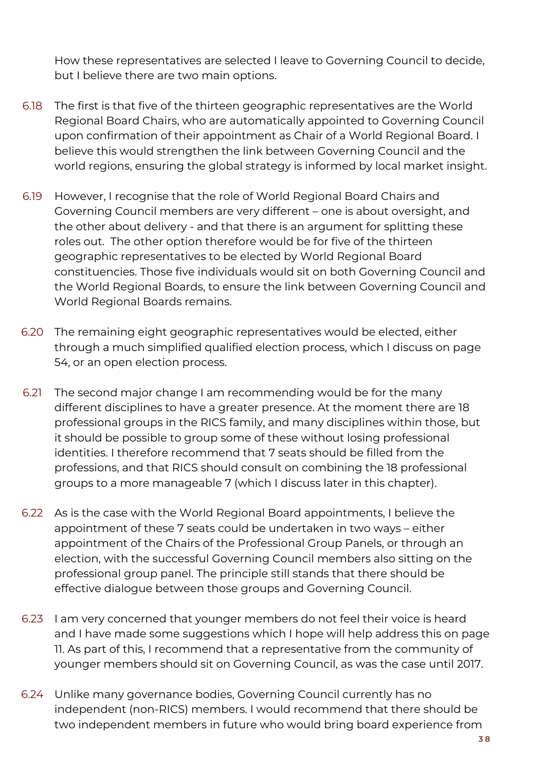How these representatives are selected I leave to Governing Council to decide, but I believe there are two main options.

6.18 The first is that five of the thirteen geographic representatives are the World Regional Board Chairs, who are automatically appointed to Governing Council upon confirmation of their appointment as Chair of a World Regional Board. I believe this would strengthen the link between Governing Council and the world regions, ensuring the global strategy is informed by local market insight.

6.19 However, I recognise that the role of World Regional Board Chairs and Governing Council members are very different – one is about oversight, and the other about delivery - and that there is an argument for splitting these roles out. The other option therefore would be for five of the thirteen geographic representatives to be elected by World Regional Board constituencies. Those five individuals would sit on both Governing Council and the World Regional Boards, to ensure the link between Governing Council and World Regional Boards remains.

6.20 The remaining eight geographic representatives would be elected, either through a much simplified qualified election process, which I discuss on page 54, or an open election process.

6.21 The second major change I am recommending would be for the many different disciplines to have a greater presence. At the moment there are 18 professional groups in the RICS family, and many disciplines within those, but it should be possible to group some of these without losing professional identities. I therefore recommend that 7 seats should be filled from the professions, and that RICS should consult on combining the 18 professional groups to a more manageable 7 (which I discuss later in this chapter).

6.22 As is the case with the World Regional Board appointments, I believe the appointment of these 7 seats could be undertaken in two ways – either appointment of the Chairs of the Professional Group Panels, or through an election, with the successful Governing Council members also sitting on the professional group panel. The principle still stands that there should be effective dialogue between those groups and Governing Council.

6.23 I am very concerned that younger members do not feel their voice is heard and I have made some suggestions which I hope will help address this on page 11. As part of this, I recommend that a representative from the community of younger members should sit on Governing Council, as was the case until 2017.

6.24 Unlike many governance bodies, Governing Council currently has no independent (non-RICS) members. I would recommend that there should be two independent members in future who would bring board experience from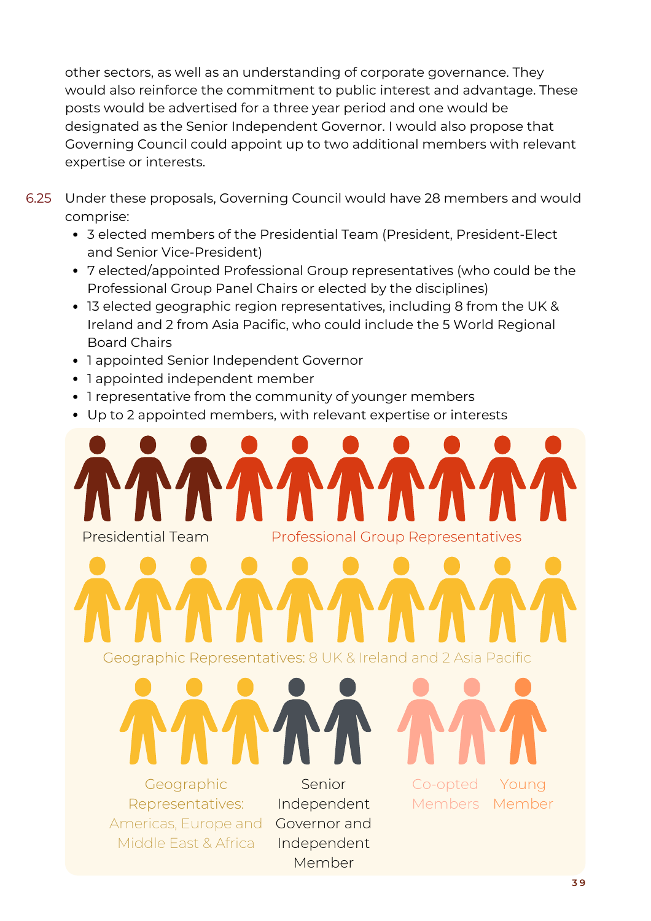other sectors, as well as an understanding of corporate governance. They would also reinforce the commitment to public interest and advantage. These posts would be advertised for a three year period and one would be designated as the Senior Independent Governor. I would also propose that Governing Council could appoint up to two additional members with relevant expertise or interests.

6.25 Under these proposals, Governing Council would have 28 members and would comprise:

- 3 elected members of the Presidential Team (President, President-Elect and Senior Vice-President)
- 7 elected/appointed Professional Group representatives (who could be the Professional Group Panel Chairs or elected by the disciplines)
- 13 elected geographic region representatives, including 8 from the UK & Ireland and 2 from Asia Pacific, who could include the 5 World Regional Board Chairs
- 1 appointed Senior Independent Governor
- 1 appointed independent member
- 1 representative from the community of younger members
- Up to 2 appointed members, with relevant expertise or interests

Presidential Team

Professional Group Representatives

Geographic Representatives: 8 UK & Ireland and 2 Asia Pacific

Geographic Representatives: Americas, Europe and Middle East & Africa

Senior Independent Governor and Independent Member

Co-opted Members

Young Member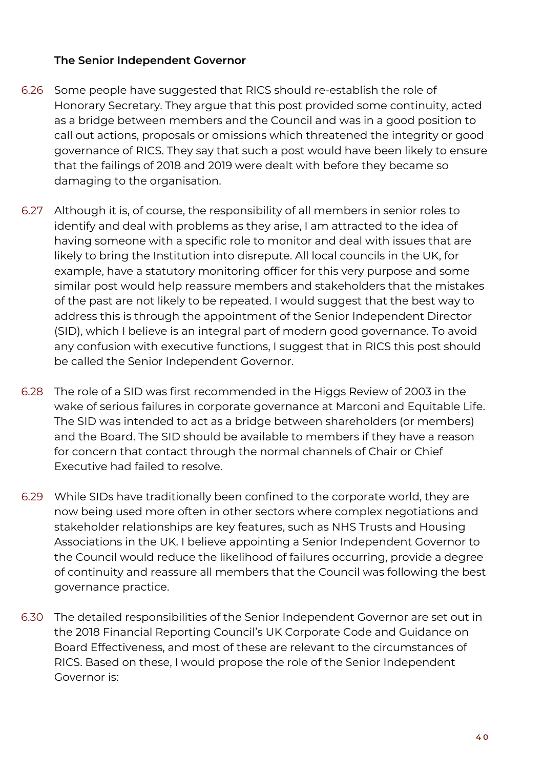### The Senior Independent Governor

6.26 Some people have suggested that RICS should re-establish the role of Honorary Secretary. They argue that this post provided some continuity, acted as a bridge between members and the Council and was in a good position to call out actions, proposals or omissions which threatened the integrity or good governance of RICS. They say that such a post would have been likely to ensure that the failings of 2018 and 2019 were dealt with before they became so damaging to the organisation.

6.27 Although it is, of course, the responsibility of all members in senior roles to identify and deal with problems as they arise, I am attracted to the idea of having someone with a specific role to monitor and deal with issues that are likely to bring the Institution into disrepute. All local councils in the UK, for example, have a statutory monitoring officer for this very purpose and some similar post would help reassure members and stakeholders that the mistakes of the past are not likely to be repeated. I would suggest that the best way to address this is through the appointment of the Senior Independent Director (SID), which I believe is an integral part of modern good governance. To avoid any confusion with executive functions, I suggest that in RICS this post should be called the Senior Independent Governor.

6.28 The role of a SID was first recommended in the Higgs Review of 2003 in the wake of serious failures in corporate governance at Marconi and Equitable Life. The SID was intended to act as a bridge between shareholders (or members) and the Board. The SID should be available to members if they have a reason for concern that contact through the normal channels of Chair or Chief Executive had failed to resolve.

6.29 While SIDs have traditionally been confined to the corporate world, they are now being used more often in other sectors where complex negotiations and stakeholder relationships are key features, such as NHS Trusts and Housing Associations in the UK. I believe appointing a Senior Independent Governor to the Council would reduce the likelihood of failures occurring, provide a degree of continuity and reassure all members that the Council was following the best governance practice.

6.30 The detailed responsibilities of the Senior Independent Governor are set out in the 2018 Financial Reporting Council's UK Corporate Code and Guidance on Board Effectiveness, and most of these are relevant to the circumstances of RICS. Based on these, I would propose the role of the Senior Independent Governor is: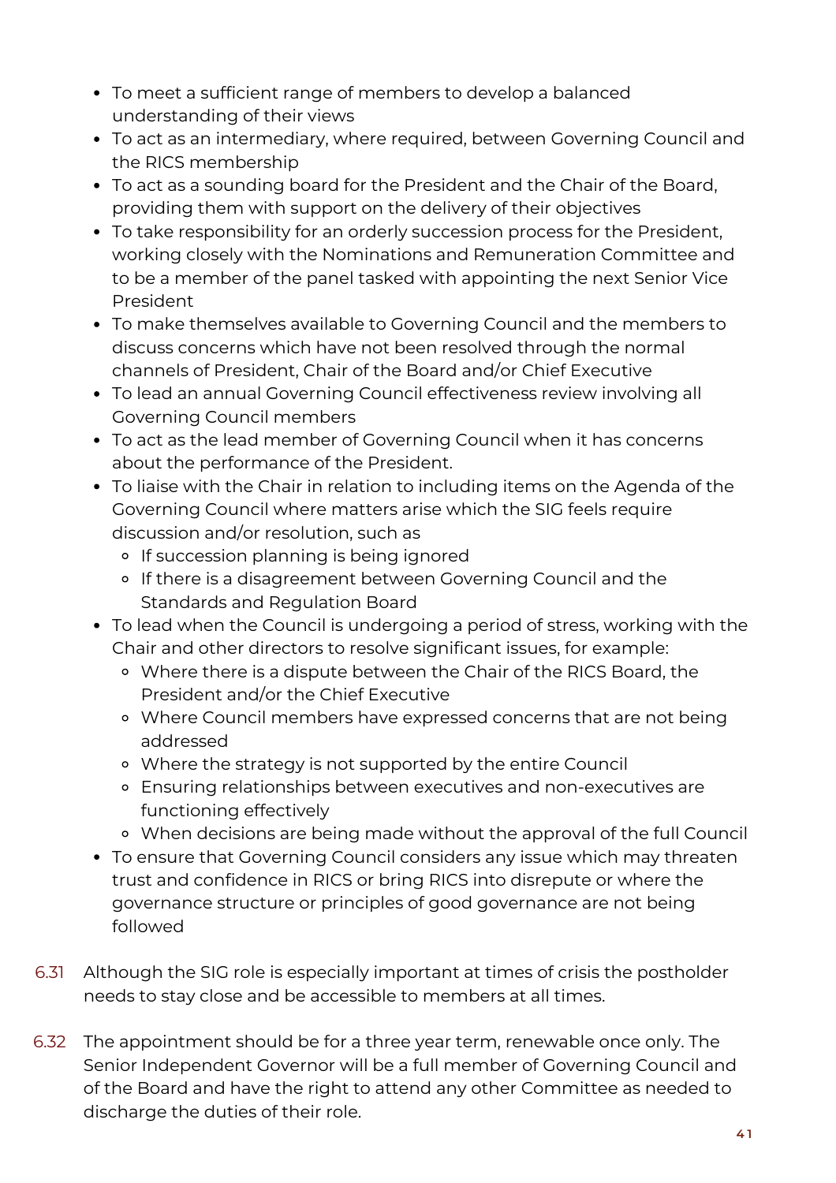- To meet a sufficient range of members to develop a balanced understanding of their views
- To act as an intermediary, where required, between Governing Council and the RICS membership
- To act as a sounding board for the President and the Chair of the Board, providing them with support on the delivery of their objectives
- To take responsibility for an orderly succession process for the President, working closely with the Nominations and Remuneration Committee and to be a member of the panel tasked with appointing the next Senior Vice President
- To make themselves available to Governing Council and the members to discuss concerns which have not been resolved through the normal channels of President, Chair of the Board and/or Chief Executive
- To lead an annual Governing Council effectiveness review involving all Governing Council members
- To act as the lead member of Governing Council when it has concerns about the performance of the President.
- To liaise with the Chair in relation to including items on the Agenda of the Governing Council where matters arise which the SIG feels require discussion and/or resolution, such as
    - If succession planning is being ignored
    - If there is a disagreement between Governing Council and the Standards and Regulation Board
- To lead when the Council is undergoing a period of stress, working with the Chair and other directors to resolve significant issues, for example:
    - Where there is a dispute between the Chair of the RICS Board, the President and/or the Chief Executive
    - Where Council members have expressed concerns that are not being addressed
    - Where the strategy is not supported by the entire Council
    - Ensuring relationships between executives and non-executives are functioning effectively
    - When decisions are being made without the approval of the full Council
- To ensure that Governing Council considers any issue which may threaten trust and confidence in RICS or bring RICS into disrepute or where the governance structure or principles of good governance are not being followed

6.31 Although the SIG role is especially important at times of crisis the postholder needs to stay close and be accessible to members at all times.

6.32 The appointment should be for a three year term, renewable once only. The Senior Independent Governor will be a full member of Governing Council and of the Board and have the right to attend any other Committee as needed to discharge the duties of their role.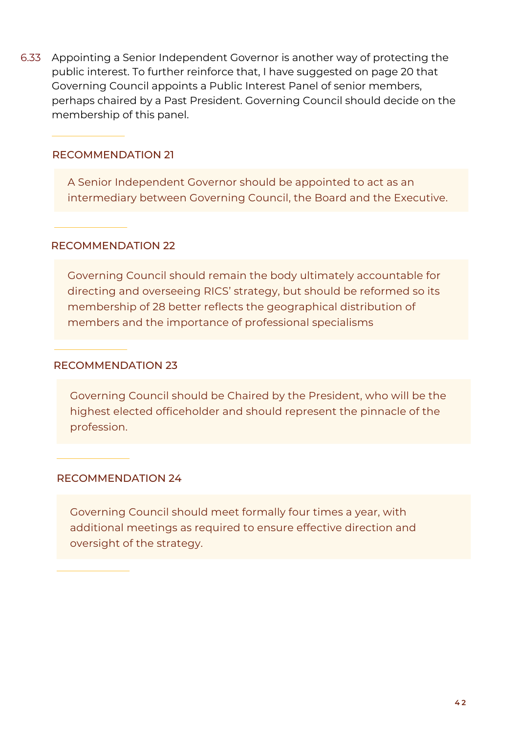6.33 Appointing a Senior Independent Governor is another way of protecting the public interest. To further reinforce that, I have suggested on page 20 that Governing Council appoints a Public Interest Panel of senior members, perhaps chaired by a Past President. Governing Council should decide on the membership of this panel.

### RECOMMENDATION 21

A Senior Independent Governor should be appointed to act as an intermediary between Governing Council, the Board and the Executive.

### RECOMMENDATION 22

Governing Council should remain the body ultimately accountable for directing and overseeing RICS' strategy, but should be reformed so its membership of 28 better reflects the geographical distribution of members and the importance of professional specialisms

### RECOMMENDATION 23

Governing Council should be Chaired by the President, who will be the highest elected officeholder and should represent the pinnacle of the profession.

### RECOMMENDATION 24

Governing Council should meet formally four times a year, with additional meetings as required to ensure effective direction and oversight of the strategy.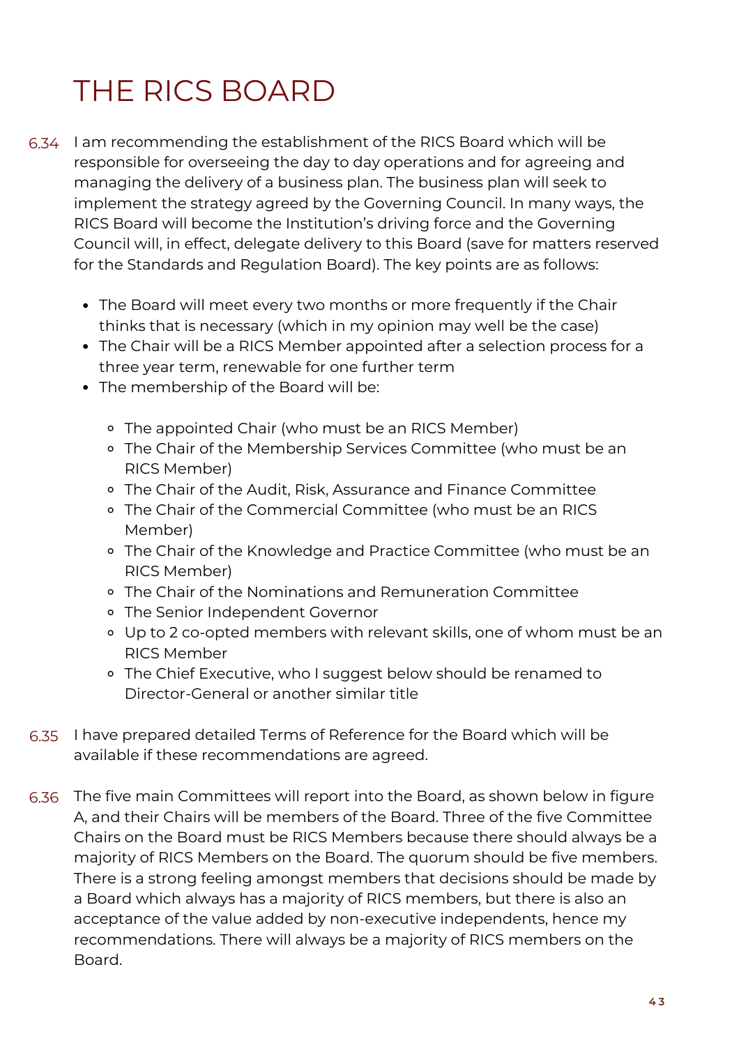# THE RICS BOARD

6.34 I am recommending the establishment of the RICS Board which will be responsible for overseeing the day to day operations and for agreeing and managing the delivery of a business plan. The business plan will seek to implement the strategy agreed by the Governing Council. In many ways, the RICS Board will become the Institution's driving force and the Governing Council will, in effect, delegate delivery to this Board (save for matters reserved for the Standards and Regulation Board). The key points are as follows:

- The Board will meet every two months or more frequently if the Chair thinks that is necessary (which in my opinion may well be the case)
- The Chair will be a RICS Member appointed after a selection process for a three year term, renewable for one further term
- The membership of the Board will be:
    - The appointed Chair (who must be an RICS Member)
    - The Chair of the Membership Services Committee (who must be an RICS Member)
    - The Chair of the Audit, Risk, Assurance and Finance Committee
    - The Chair of the Commercial Committee (who must be an RICS Member)
    - The Chair of the Knowledge and Practice Committee (who must be an RICS Member)
    - The Chair of the Nominations and Remuneration Committee
    - The Senior Independent Governor
    - Up to 2 co-opted members with relevant skills, one of whom must be an RICS Member
    - The Chief Executive, who I suggest below should be renamed to Director-General or another similar title

6.35 I have prepared detailed Terms of Reference for the Board which will be available if these recommendations are agreed.

6.36 The five main Committees will report into the Board, as shown below in figure A, and their Chairs will be members of the Board. Three of the five Committee Chairs on the Board must be RICS Members because there should always be a majority of RICS Members on the Board. The quorum should be five members. There is a strong feeling amongst members that decisions should be made by a Board which always has a majority of RICS members, but there is also an acceptance of the value added by non-executive independents, hence my recommendations. There will always be a majority of RICS members on the Board.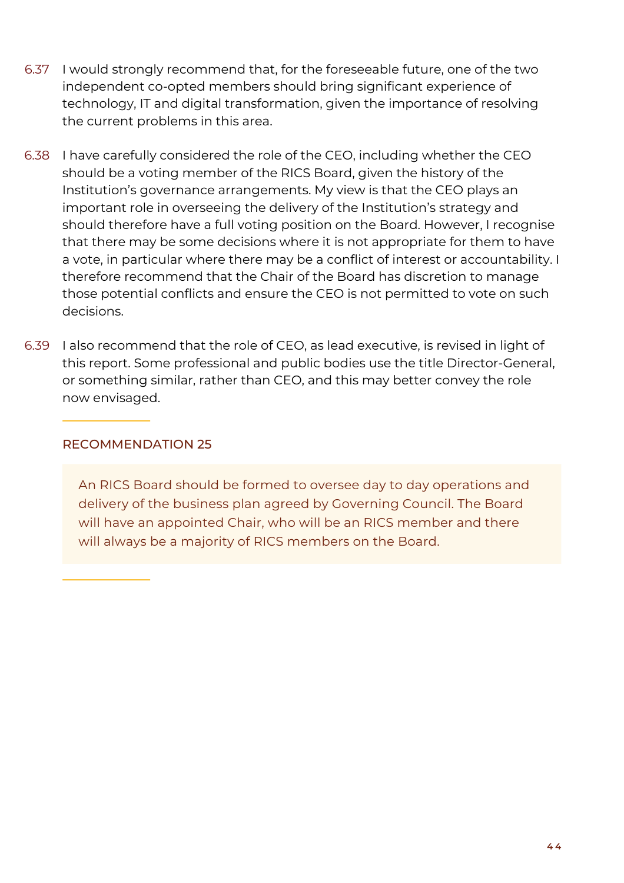6.37 I would strongly recommend that, for the foreseeable future, one of the two independent co-opted members should bring significant experience of technology, IT and digital transformation, given the importance of resolving the current problems in this area.

6.38 I have carefully considered the role of the CEO, including whether the CEO should be a voting member of the RICS Board, given the history of the Institution's governance arrangements. My view is that the CEO plays an important role in overseeing the delivery of the Institution's strategy and should therefore have a full voting position on the Board. However, I recognise that there may be some decisions where it is not appropriate for them to have a vote, in particular where there may be a conflict of interest or accountability. I therefore recommend that the Chair of the Board has discretion to manage those potential conflicts and ensure the CEO is not permitted to vote on such decisions.

6.39 I also recommend that the role of CEO, as lead executive, is revised in light of this report. Some professional and public bodies use the title Director-General, or something similar, rather than CEO, and this may better convey the role now envisaged.

### RECOMMENDATION 25

> An RICS Board should be formed to oversee day to day operations and delivery of the business plan agreed by Governing Council. The Board will have an appointed Chair, who will be an RICS member and there will always be a majority of RICS members on the Board.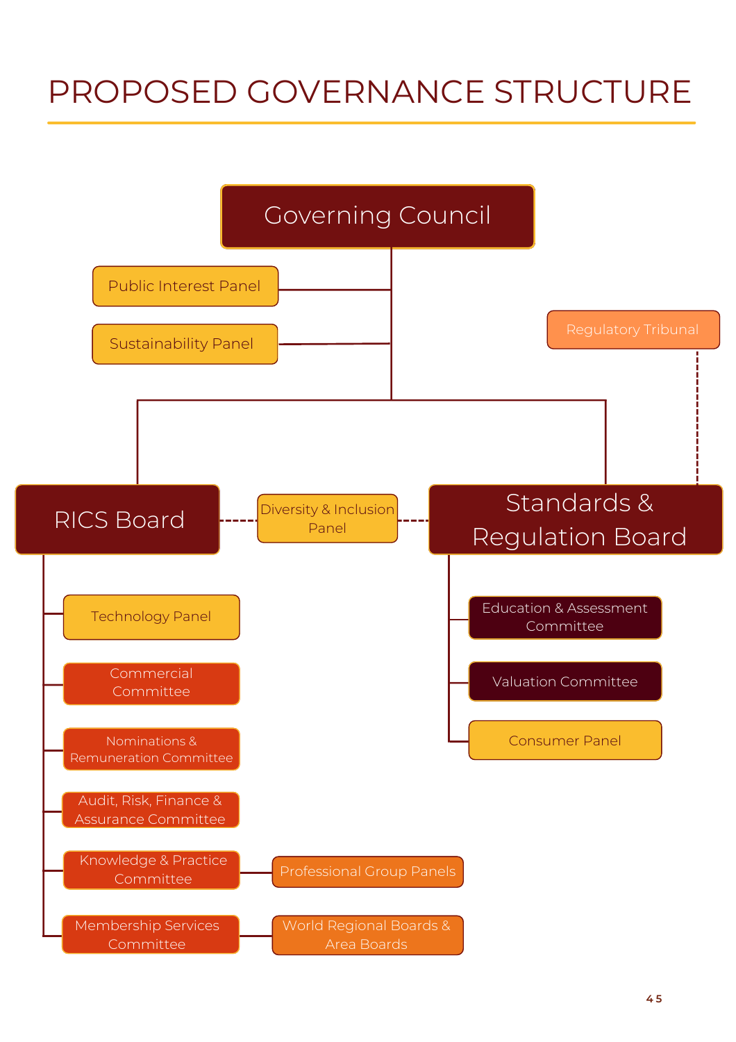# PROPOSED GOVERNANCE STRUCTURE

- **Governing Council**
  - Public Interest Panel
  - Sustainability Panel
  - **RICS Board**
    - Technology Panel
    - Commercial Committee
    - Nominations & Remuneration Committee
    - Audit, Risk, Finance & Assurance Committee
    - Knowledge & Practice Committee
      - Professional Group Panels
    - Membership Services Committee
      - World Regional Boards & Area Boards
  - Diversity & Inclusion Panel (linked to RICS Board and Standards & Regulation Board)
  - **Standards & Regulation Board**
    - Education & Assessment Committee
    - Valuation Committee
    - Consumer Panel
    - Regulatory Tribunal (linked)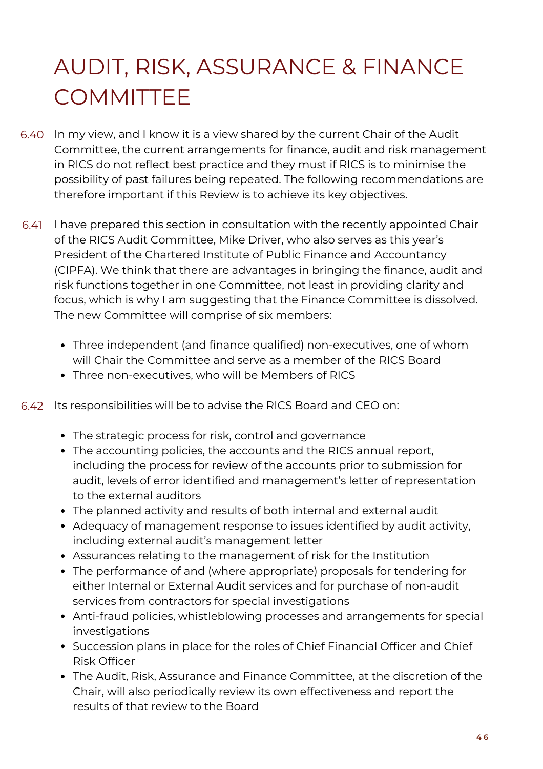# AUDIT, RISK, ASSURANCE & FINANCE COMMITTEE

6.40 In my view, and I know it is a view shared by the current Chair of the Audit Committee, the current arrangements for finance, audit and risk management in RICS do not reflect best practice and they must if RICS is to minimise the possibility of past failures being repeated. The following recommendations are therefore important if this Review is to achieve its key objectives.

6.41 I have prepared this section in consultation with the recently appointed Chair of the RICS Audit Committee, Mike Driver, who also serves as this year's President of the Chartered Institute of Public Finance and Accountancy (CIPFA). We think that there are advantages in bringing the finance, audit and risk functions together in one Committee, not least in providing clarity and focus, which is why I am suggesting that the Finance Committee is dissolved. The new Committee will comprise of six members:

- Three independent (and finance qualified) non-executives, one of whom will Chair the Committee and serve as a member of the RICS Board
- Three non-executives, who will be Members of RICS

6.42 Its responsibilities will be to advise the RICS Board and CEO on:

- The strategic process for risk, control and governance
- The accounting policies, the accounts and the RICS annual report, including the process for review of the accounts prior to submission for audit, levels of error identified and management's letter of representation to the external auditors
- The planned activity and results of both internal and external audit
- Adequacy of management response to issues identified by audit activity, including external audit's management letter
- Assurances relating to the management of risk for the Institution
- The performance of and (where appropriate) proposals for tendering for either Internal or External Audit services and for purchase of non-audit services from contractors for special investigations
- Anti-fraud policies, whistleblowing processes and arrangements for special investigations
- Succession plans in place for the roles of Chief Financial Officer and Chief Risk Officer
- The Audit, Risk, Assurance and Finance Committee, at the discretion of the Chair, will also periodically review its own effectiveness and report the results of that review to the Board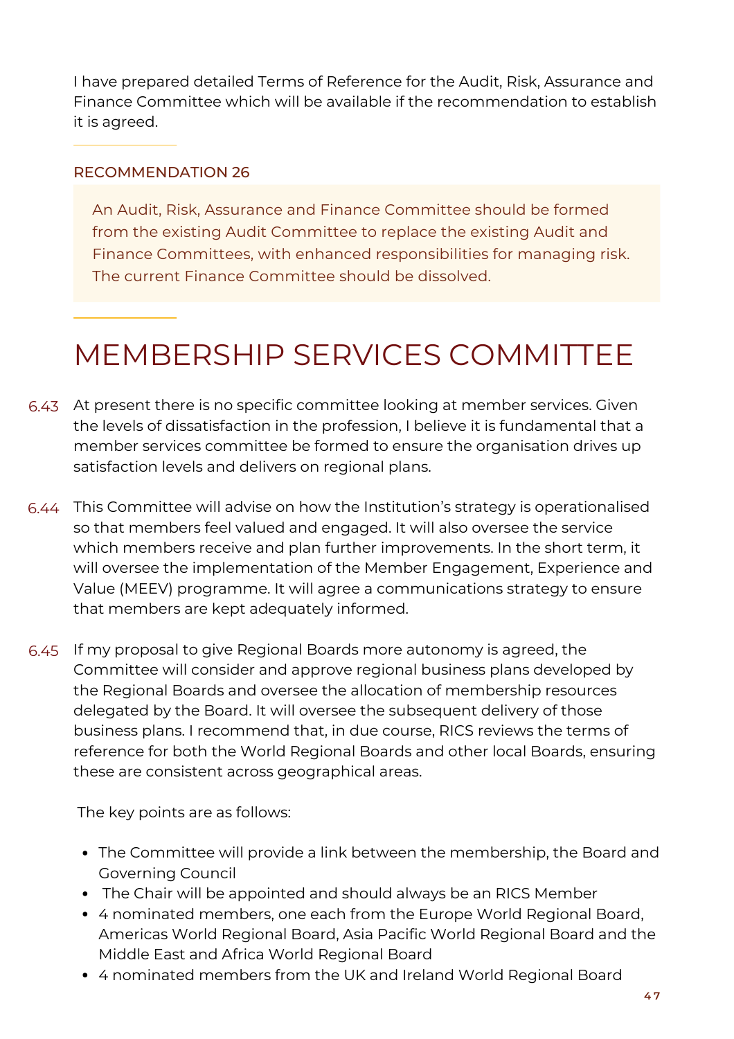I have prepared detailed Terms of Reference for the Audit, Risk, Assurance and Finance Committee which will be available if the recommendation to establish it is agreed.

### RECOMMENDATION 26

> An Audit, Risk, Assurance and Finance Committee should be formed from the existing Audit Committee to replace the existing Audit and Finance Committees, with enhanced responsibilities for managing risk. The current Finance Committee should be dissolved.

## MEMBERSHIP SERVICES COMMITTEE

6.43 At present there is no specific committee looking at member services. Given the levels of dissatisfaction in the profession, I believe it is fundamental that a member services committee be formed to ensure the organisation drives up satisfaction levels and delivers on regional plans.

6.44 This Committee will advise on how the Institution's strategy is operationalised so that members feel valued and engaged. It will also oversee the service which members receive and plan further improvements. In the short term, it will oversee the implementation of the Member Engagement, Experience and Value (MEEV) programme. It will agree a communications strategy to ensure that members are kept adequately informed.

6.45 If my proposal to give Regional Boards more autonomy is agreed, the Committee will consider and approve regional business plans developed by the Regional Boards and oversee the allocation of membership resources delegated by the Board. It will oversee the subsequent delivery of those business plans. I recommend that, in due course, RICS reviews the terms of reference for both the World Regional Boards and other local Boards, ensuring these are consistent across geographical areas.

The key points are as follows:

- The Committee will provide a link between the membership, the Board and Governing Council
- The Chair will be appointed and should always be an RICS Member
- 4 nominated members, one each from the Europe World Regional Board, Americas World Regional Board, Asia Pacific World Regional Board and the Middle East and Africa World Regional Board
- 4 nominated members from the UK and Ireland World Regional Board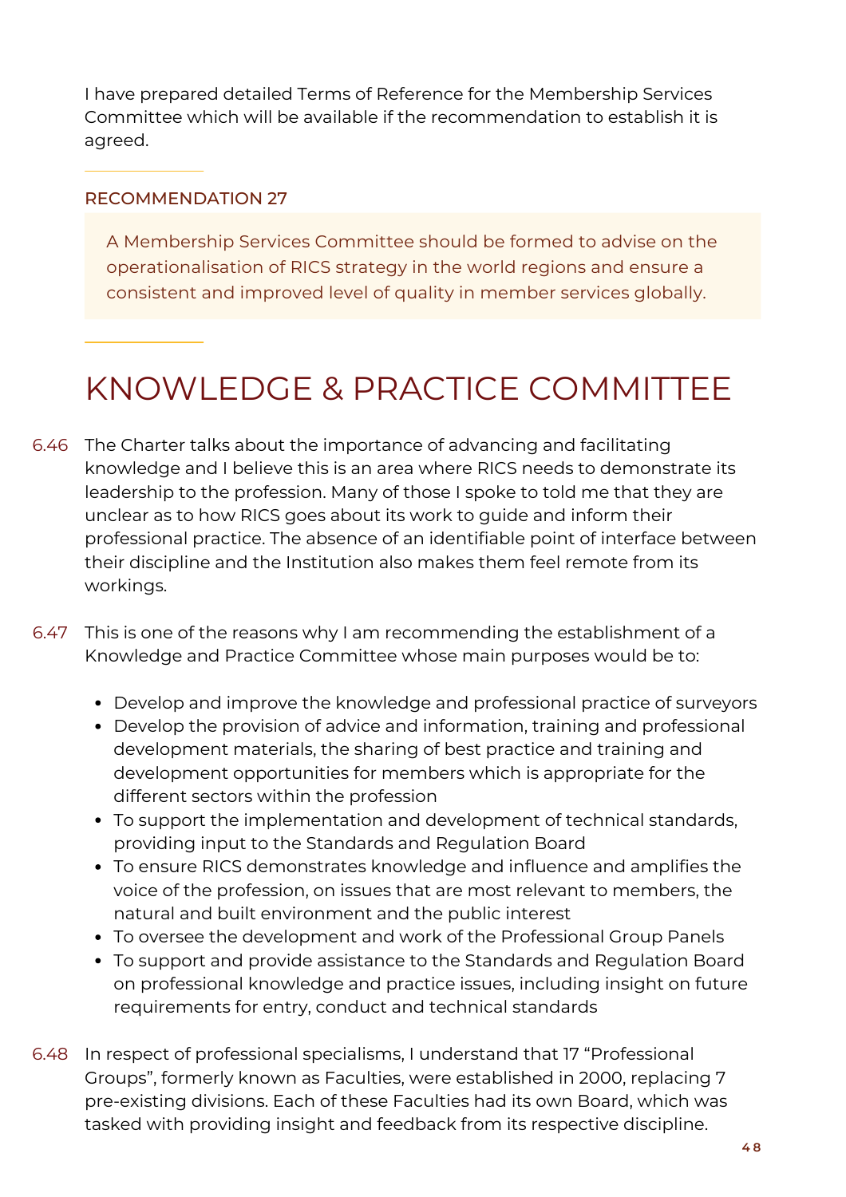I have prepared detailed Terms of Reference for the Membership Services Committee which will be available if the recommendation to establish it is agreed.

### RECOMMENDATION 27

> A Membership Services Committee should be formed to advise on the operationalisation of RICS strategy in the world regions and ensure a consistent and improved level of quality in member services globally.

# KNOWLEDGE & PRACTICE COMMITTEE

6.46 The Charter talks about the importance of advancing and facilitating knowledge and I believe this is an area where RICS needs to demonstrate its leadership to the profession. Many of those I spoke to told me that they are unclear as to how RICS goes about its work to guide and inform their professional practice. The absence of an identifiable point of interface between their discipline and the Institution also makes them feel remote from its workings.

6.47 This is one of the reasons why I am recommending the establishment of a Knowledge and Practice Committee whose main purposes would be to:

- Develop and improve the knowledge and professional practice of surveyors
- Develop the provision of advice and information, training and professional development materials, the sharing of best practice and training and development opportunities for members which is appropriate for the different sectors within the profession
- To support the implementation and development of technical standards, providing input to the Standards and Regulation Board
- To ensure RICS demonstrates knowledge and influence and amplifies the voice of the profession, on issues that are most relevant to members, the natural and built environment and the public interest
- To oversee the development and work of the Professional Group Panels
- To support and provide assistance to the Standards and Regulation Board on professional knowledge and practice issues, including insight on future requirements for entry, conduct and technical standards

6.48 In respect of professional specialisms, I understand that 17 "Professional Groups", formerly known as Faculties, were established in 2000, replacing 7 pre-existing divisions. Each of these Faculties had its own Board, which was tasked with providing insight and feedback from its respective discipline.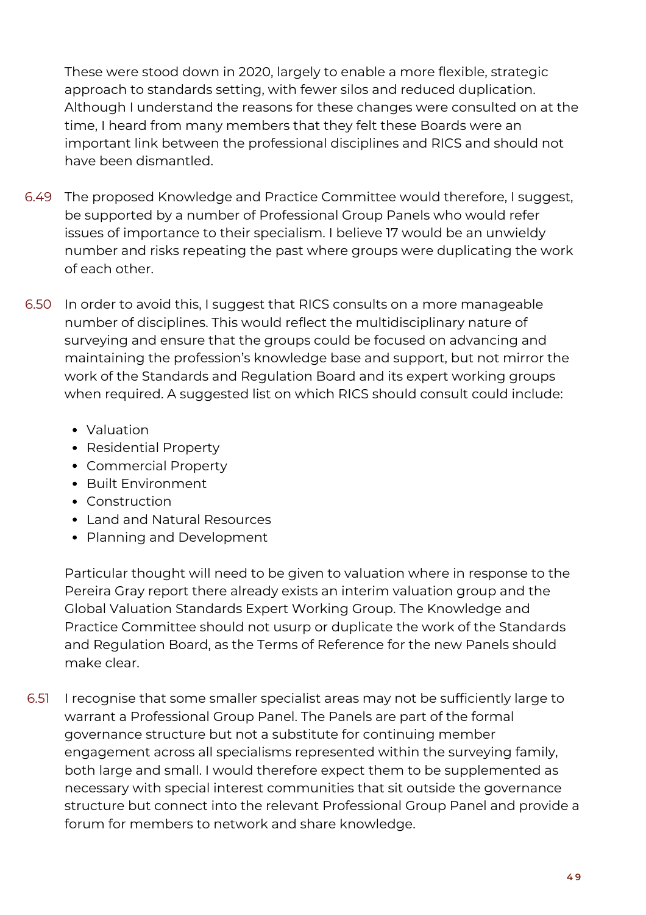These were stood down in 2020, largely to enable a more flexible, strategic approach to standards setting, with fewer silos and reduced duplication. Although I understand the reasons for these changes were consulted on at the time, I heard from many members that they felt these Boards were an important link between the professional disciplines and RICS and should not have been dismantled.

6.49 The proposed Knowledge and Practice Committee would therefore, I suggest, be supported by a number of Professional Group Panels who would refer issues of importance to their specialism. I believe 17 would be an unwieldy number and risks repeating the past where groups were duplicating the work of each other.

6.50 In order to avoid this, I suggest that RICS consults on a more manageable number of disciplines. This would reflect the multidisciplinary nature of surveying and ensure that the groups could be focused on advancing and maintaining the profession's knowledge base and support, but not mirror the work of the Standards and Regulation Board and its expert working groups when required. A suggested list on which RICS should consult could include:

- Valuation
- Residential Property
- Commercial Property
- Built Environment
- Construction
- Land and Natural Resources
- Planning and Development

Particular thought will need to be given to valuation where in response to the Pereira Gray report there already exists an interim valuation group and the Global Valuation Standards Expert Working Group. The Knowledge and Practice Committee should not usurp or duplicate the work of the Standards and Regulation Board, as the Terms of Reference for the new Panels should make clear.

6.51 I recognise that some smaller specialist areas may not be sufficiently large to warrant a Professional Group Panel. The Panels are part of the formal governance structure but not a substitute for continuing member engagement across all specialisms represented within the surveying family, both large and small. I would therefore expect them to be supplemented as necessary with special interest communities that sit outside the governance structure but connect into the relevant Professional Group Panel and provide a forum for members to network and share knowledge.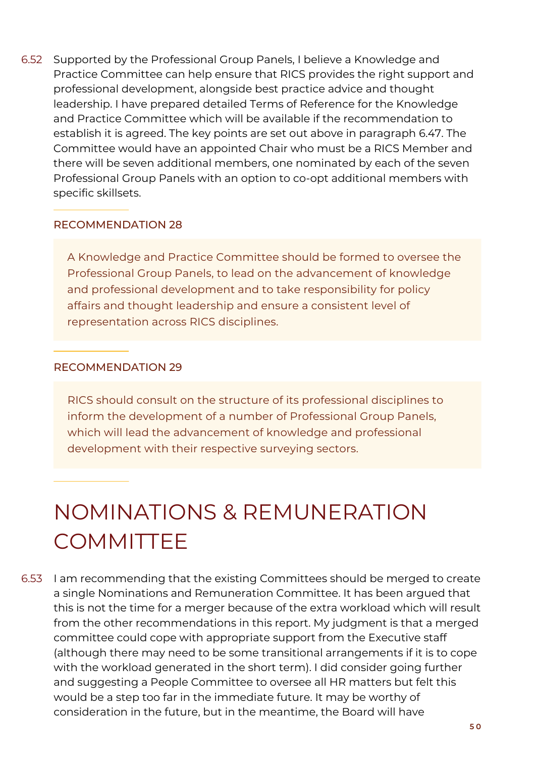6.52 Supported by the Professional Group Panels, I believe a Knowledge and Practice Committee can help ensure that RICS provides the right support and professional development, alongside best practice advice and thought leadership. I have prepared detailed Terms of Reference for the Knowledge and Practice Committee which will be available if the recommendation to establish it is agreed. The key points are set out above in paragraph 6.47. The Committee would have an appointed Chair who must be a RICS Member and there will be seven additional members, one nominated by each of the seven Professional Group Panels with an option to co-opt additional members with specific skillsets.

### RECOMMENDATION 28

> A Knowledge and Practice Committee should be formed to oversee the Professional Group Panels, to lead on the advancement of knowledge and professional development and to take responsibility for policy affairs and thought leadership and ensure a consistent level of representation across RICS disciplines.

### RECOMMENDATION 29

> RICS should consult on the structure of its professional disciplines to inform the development of a number of Professional Group Panels, which will lead the advancement of knowledge and professional development with their respective surveying sectors.

## NOMINATIONS & REMUNERATION COMMITTEE

6.53 I am recommending that the existing Committees should be merged to create a single Nominations and Remuneration Committee. It has been argued that this is not the time for a merger because of the extra workload which will result from the other recommendations in this report. My judgment is that a merged committee could cope with appropriate support from the Executive staff (although there may need to be some transitional arrangements if it is to cope with the workload generated in the short term). I did consider going further and suggesting a People Committee to oversee all HR matters but felt this would be a step too far in the immediate future. It may be worthy of consideration in the future, but in the meantime, the Board will have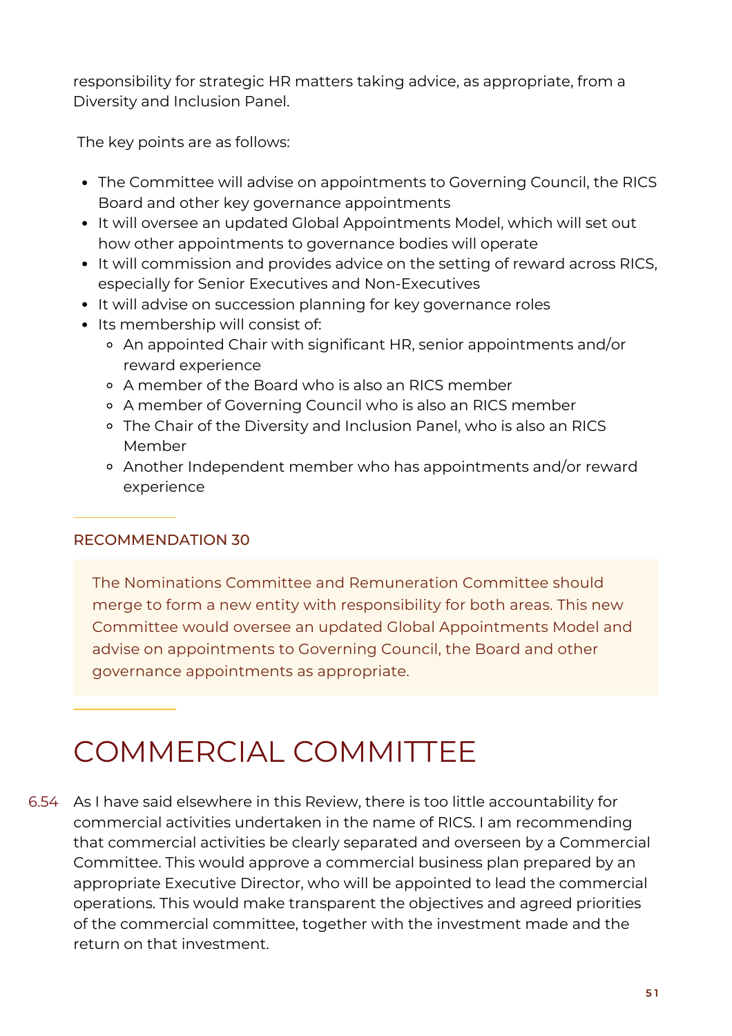responsibility for strategic HR matters taking advice, as appropriate, from a Diversity and Inclusion Panel.

The key points are as follows:

- The Committee will advise on appointments to Governing Council, the RICS Board and other key governance appointments
- It will oversee an updated Global Appointments Model, which will set out how other appointments to governance bodies will operate
- It will commission and provides advice on the setting of reward across RICS, especially for Senior Executives and Non-Executives
- It will advise on succession planning for key governance roles
- Its membership will consist of:
  - An appointed Chair with significant HR, senior appointments and/or reward experience
  - A member of the Board who is also an RICS member
  - A member of Governing Council who is also an RICS member
  - The Chair of the Diversity and Inclusion Panel, who is also an RICS Member
  - Another Independent member who has appointments and/or reward experience

### RECOMMENDATION 30

The Nominations Committee and Remuneration Committee should merge to form a new entity with responsibility for both areas. This new Committee would oversee an updated Global Appointments Model and advise on appointments to Governing Council, the Board and other governance appointments as appropriate.

## COMMERCIAL COMMITTEE

6.54 As I have said elsewhere in this Review, there is too little accountability for commercial activities undertaken in the name of RICS. I am recommending that commercial activities be clearly separated and overseen by a Commercial Committee. This would approve a commercial business plan prepared by an appropriate Executive Director, who will be appointed to lead the commercial operations. This would make transparent the objectives and agreed priorities of the commercial committee, together with the investment made and the return on that investment.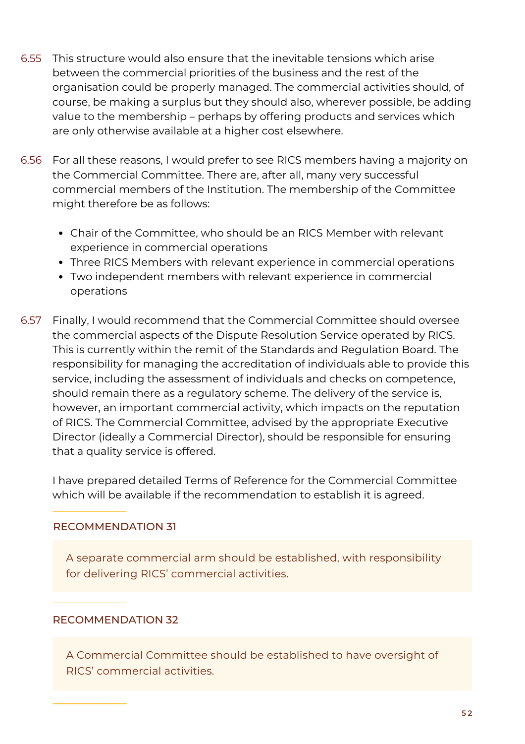6.55 This structure would also ensure that the inevitable tensions which arise between the commercial priorities of the business and the rest of the organisation could be properly managed. The commercial activities should, of course, be making a surplus but they should also, wherever possible, be adding value to the membership – perhaps by offering products and services which are only otherwise available at a higher cost elsewhere.

6.56 For all these reasons, I would prefer to see RICS members having a majority on the Commercial Committee. There are, after all, many very successful commercial members of the Institution. The membership of the Committee might therefore be as follows:

- Chair of the Committee, who should be an RICS Member with relevant experience in commercial operations
- Three RICS Members with relevant experience in commercial operations
- Two independent members with relevant experience in commercial operations

6.57 Finally, I would recommend that the Commercial Committee should oversee the commercial aspects of the Dispute Resolution Service operated by RICS. This is currently within the remit of the Standards and Regulation Board. The responsibility for managing the accreditation of individuals able to provide this service, including the assessment of individuals and checks on competence, should remain there as a regulatory scheme. The delivery of the service is, however, an important commercial activity, which impacts on the reputation of RICS. The Commercial Committee, advised by the appropriate Executive Director (ideally a Commercial Director), should be responsible for ensuring that a quality service is offered.

I have prepared detailed Terms of Reference for the Commercial Committee which will be available if the recommendation to establish it is agreed.

### RECOMMENDATION 31

A separate commercial arm should be established, with responsibility for delivering RICS' commercial activities.

### RECOMMENDATION 32

A Commercial Committee should be established to have oversight of RICS' commercial activities.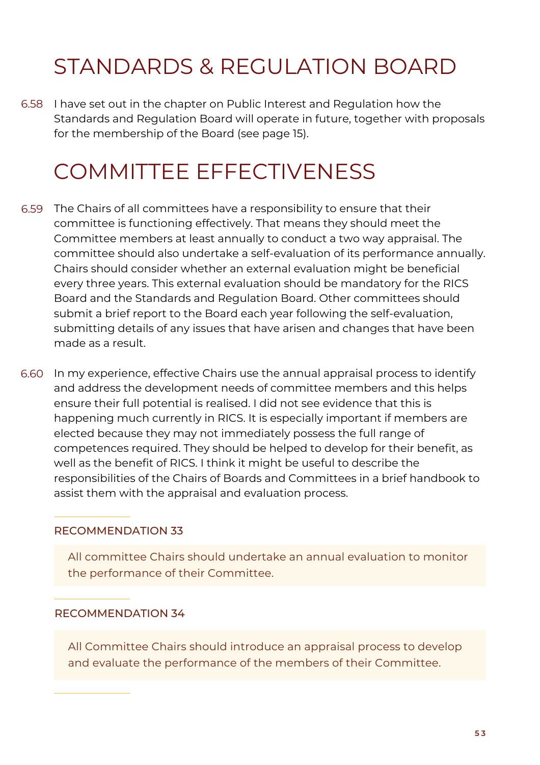# STANDARDS & REGULATION BOARD

6.58 I have set out in the chapter on Public Interest and Regulation how the Standards and Regulation Board will operate in future, together with proposals for the membership of the Board (see page 15).

# COMMITTEE EFFECTIVENESS

6.59 The Chairs of all committees have a responsibility to ensure that their committee is functioning effectively. That means they should meet the Committee members at least annually to conduct a two way appraisal. The committee should also undertake a self-evaluation of its performance annually. Chairs should consider whether an external evaluation might be beneficial every three years. This external evaluation should be mandatory for the RICS Board and the Standards and Regulation Board. Other committees should submit a brief report to the Board each year following the self-evaluation, submitting details of any issues that have arisen and changes that have been made as a result.

6.60 In my experience, effective Chairs use the annual appraisal process to identify and address the development needs of committee members and this helps ensure their full potential is realised. I did not see evidence that this is happening much currently in RICS. It is especially important if members are elected because they may not immediately possess the full range of competences required. They should be helped to develop for their benefit, as well as the benefit of RICS. I think it might be useful to describe the responsibilities of the Chairs of Boards and Committees in a brief handbook to assist them with the appraisal and evaluation process.

### RECOMMENDATION 33

All committee Chairs should undertake an annual evaluation to monitor the performance of their Committee.

### RECOMMENDATION 34

All Committee Chairs should introduce an appraisal process to develop and evaluate the performance of the members of their Committee.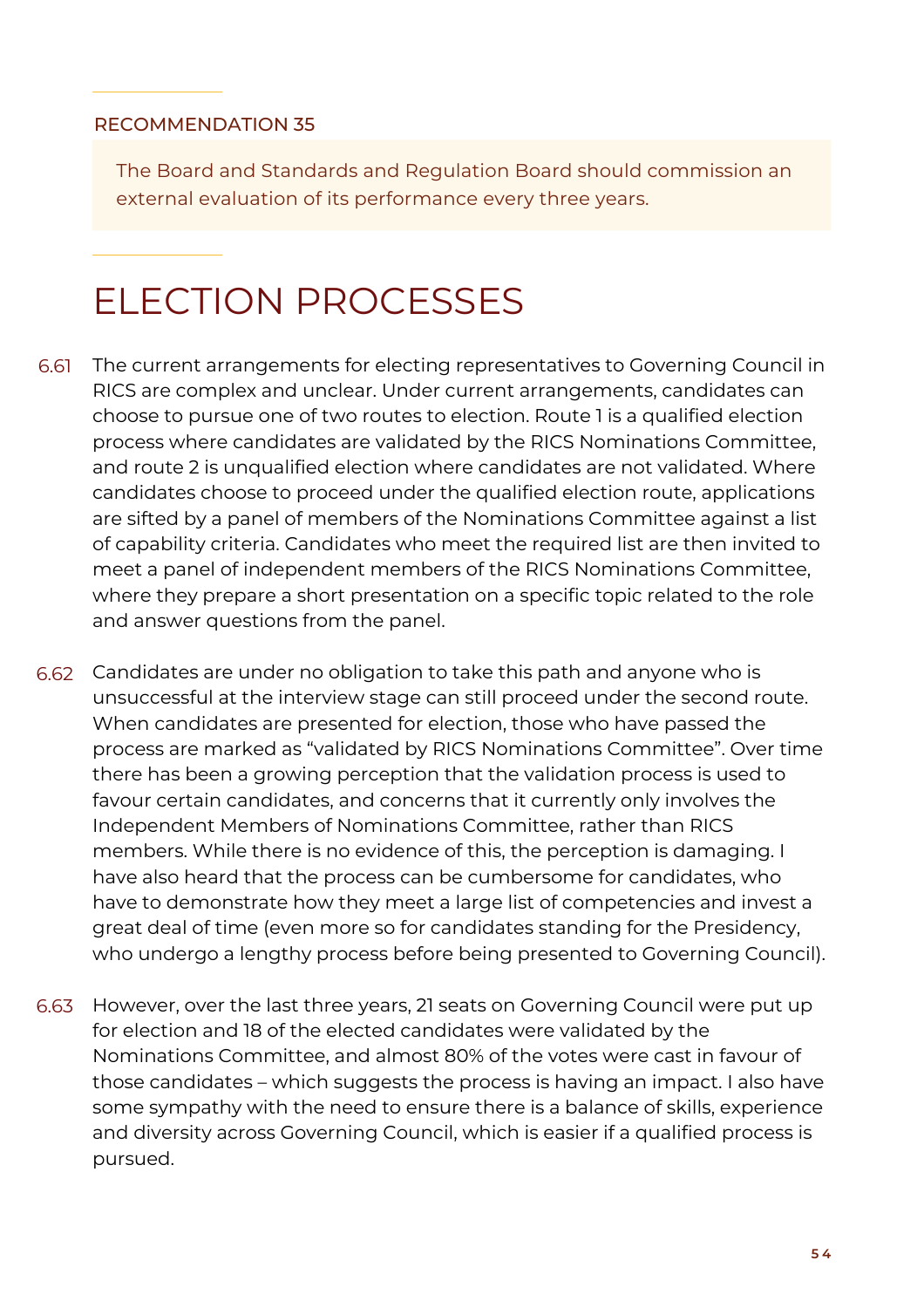RECOMMENDATION 35

> The Board and Standards and Regulation Board should commission an external evaluation of its performance every three years.

# ELECTION PROCESSES

6.61 The current arrangements for electing representatives to Governing Council in RICS are complex and unclear. Under current arrangements, candidates can choose to pursue one of two routes to election. Route 1 is a qualified election process where candidates are validated by the RICS Nominations Committee, and route 2 is unqualified election where candidates are not validated. Where candidates choose to proceed under the qualified election route, applications are sifted by a panel of members of the Nominations Committee against a list of capability criteria. Candidates who meet the required list are then invited to meet a panel of independent members of the RICS Nominations Committee, where they prepare a short presentation on a specific topic related to the role and answer questions from the panel.

6.62 Candidates are under no obligation to take this path and anyone who is unsuccessful at the interview stage can still proceed under the second route. When candidates are presented for election, those who have passed the process are marked as "validated by RICS Nominations Committee". Over time there has been a growing perception that the validation process is used to favour certain candidates, and concerns that it currently only involves the Independent Members of Nominations Committee, rather than RICS members. While there is no evidence of this, the perception is damaging. I have also heard that the process can be cumbersome for candidates, who have to demonstrate how they meet a large list of competencies and invest a great deal of time (even more so for candidates standing for the Presidency, who undergo a lengthy process before being presented to Governing Council).

6.63 However, over the last three years, 21 seats on Governing Council were put up for election and 18 of the elected candidates were validated by the Nominations Committee, and almost 80% of the votes were cast in favour of those candidates – which suggests the process is having an impact. I also have some sympathy with the need to ensure there is a balance of skills, experience and diversity across Governing Council, which is easier if a qualified process is pursued.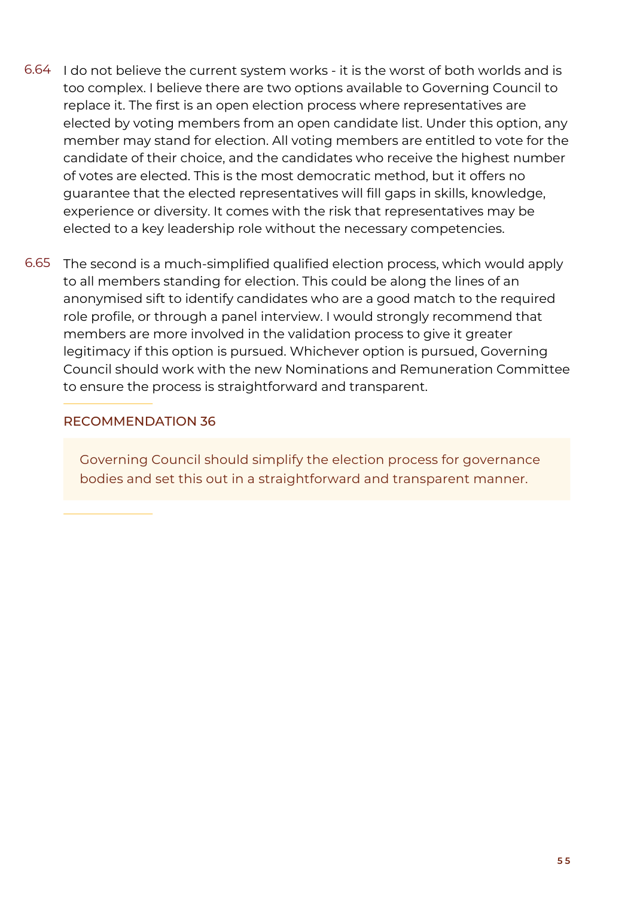6.64 I do not believe the current system works - it is the worst of both worlds and is too complex. I believe there are two options available to Governing Council to replace it. The first is an open election process where representatives are elected by voting members from an open candidate list. Under this option, any member may stand for election. All voting members are entitled to vote for the candidate of their choice, and the candidates who receive the highest number of votes are elected. This is the most democratic method, but it offers no guarantee that the elected representatives will fill gaps in skills, knowledge, experience or diversity. It comes with the risk that representatives may be elected to a key leadership role without the necessary competencies.

6.65 The second is a much-simplified qualified election process, which would apply to all members standing for election. This could be along the lines of an anonymised sift to identify candidates who are a good match to the required role profile, or through a panel interview. I would strongly recommend that members are more involved in the validation process to give it greater legitimacy if this option is pursued. Whichever option is pursued, Governing Council should work with the new Nominations and Remuneration Committee to ensure the process is straightforward and transparent.

### RECOMMENDATION 36

Governing Council should simplify the election process for governance bodies and set this out in a straightforward and transparent manner.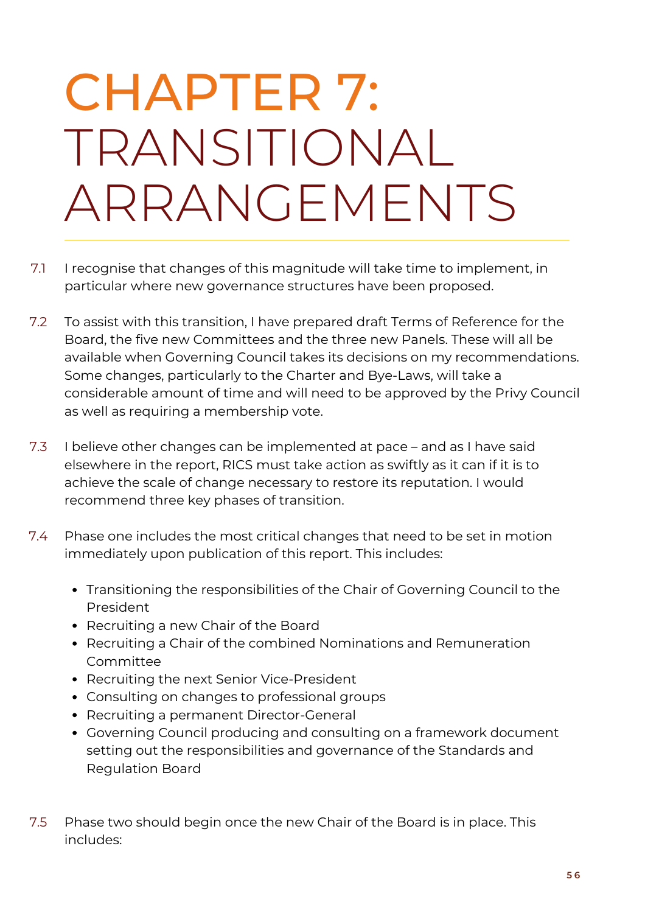# CHAPTER 7: TRANSITIONAL ARRANGEMENTS

7.1 I recognise that changes of this magnitude will take time to implement, in particular where new governance structures have been proposed.

7.2 To assist with this transition, I have prepared draft Terms of Reference for the Board, the five new Committees and the three new Panels. These will all be available when Governing Council takes its decisions on my recommendations. Some changes, particularly to the Charter and Bye-Laws, will take a considerable amount of time and will need to be approved by the Privy Council as well as requiring a membership vote.

7.3 I believe other changes can be implemented at pace – and as I have said elsewhere in the report, RICS must take action as swiftly as it can if it is to achieve the scale of change necessary to restore its reputation. I would recommend three key phases of transition.

7.4 Phase one includes the most critical changes that need to be set in motion immediately upon publication of this report. This includes:

- Transitioning the responsibilities of the Chair of Governing Council to the President
- Recruiting a new Chair of the Board
- Recruiting a Chair of the combined Nominations and Remuneration Committee
- Recruiting the next Senior Vice-President
- Consulting on changes to professional groups
- Recruiting a permanent Director-General
- Governing Council producing and consulting on a framework document setting out the responsibilities and governance of the Standards and Regulation Board

7.5 Phase two should begin once the new Chair of the Board is in place. This includes: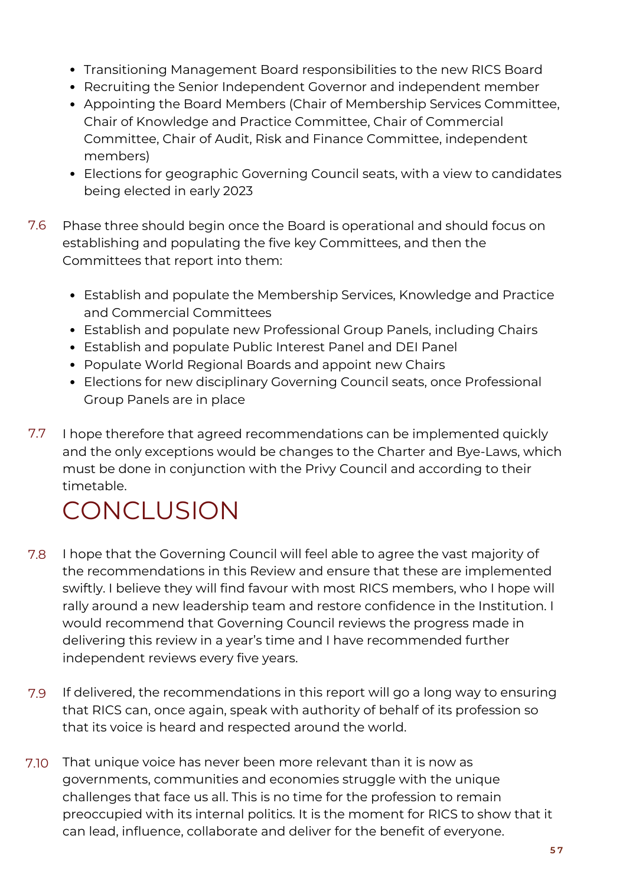- Transitioning Management Board responsibilities to the new RICS Board
- Recruiting the Senior Independent Governor and independent member
- Appointing the Board Members (Chair of Membership Services Committee, Chair of Knowledge and Practice Committee, Chair of Commercial Committee, Chair of Audit, Risk and Finance Committee, independent members)
- Elections for geographic Governing Council seats, with a view to candidates being elected in early 2023

7.6 Phase three should begin once the Board is operational and should focus on establishing and populating the five key Committees, and then the Committees that report into them:

- Establish and populate the Membership Services, Knowledge and Practice and Commercial Committees
- Establish and populate new Professional Group Panels, including Chairs
- Establish and populate Public Interest Panel and DEI Panel
- Populate World Regional Boards and appoint new Chairs
- Elections for new disciplinary Governing Council seats, once Professional Group Panels are in place

7.7 I hope therefore that agreed recommendations can be implemented quickly and the only exceptions would be changes to the Charter and Bye-Laws, which must be done in conjunction with the Privy Council and according to their timetable.

# CONCLUSION

7.8 I hope that the Governing Council will feel able to agree the vast majority of the recommendations in this Review and ensure that these are implemented swiftly. I believe they will find favour with most RICS members, who I hope will rally around a new leadership team and restore confidence in the Institution. I would recommend that Governing Council reviews the progress made in delivering this review in a year's time and I have recommended further independent reviews every five years.

7.9 If delivered, the recommendations in this report will go a long way to ensuring that RICS can, once again, speak with authority of behalf of its profession so that its voice is heard and respected around the world.

7.10 That unique voice has never been more relevant than it is now as governments, communities and economies struggle with the unique challenges that face us all. This is no time for the profession to remain preoccupied with its internal politics. It is the moment for RICS to show that it can lead, influence, collaborate and deliver for the benefit of everyone.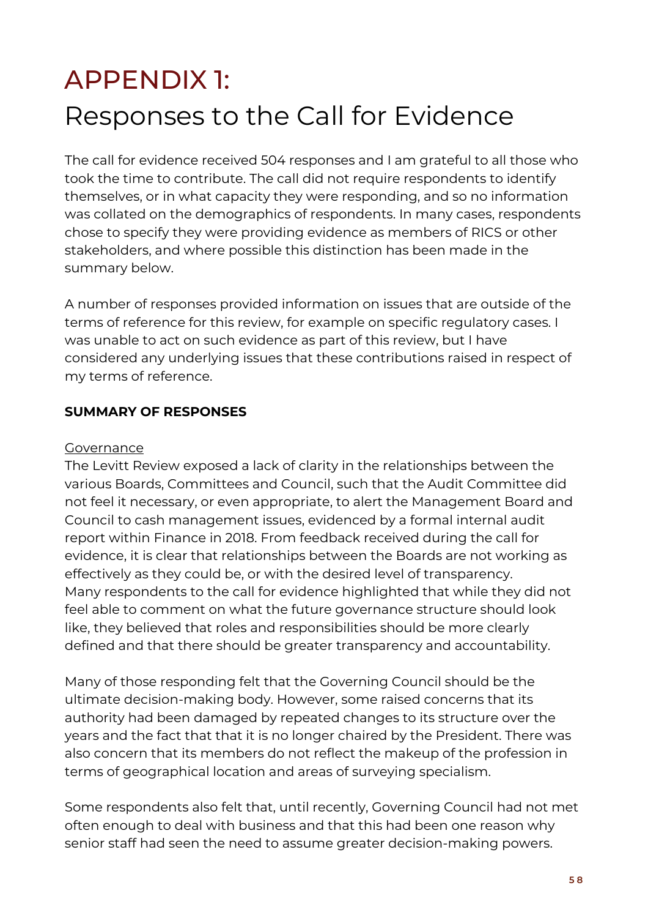# APPENDIX 1:

## Responses to the Call for Evidence

The call for evidence received 504 responses and I am grateful to all those who took the time to contribute. The call did not require respondents to identify themselves, or in what capacity they were responding, and so no information was collated on the demographics of respondents. In many cases, respondents chose to specify they were providing evidence as members of RICS or other stakeholders, and where possible this distinction has been made in the summary below.

A number of responses provided information on issues that are outside of the terms of reference for this review, for example on specific regulatory cases. I was unable to act on such evidence as part of this review, but I have considered any underlying issues that these contributions raised in respect of my terms of reference.

**SUMMARY OF RESPONSES**

<u>Governance</u>

The Levitt Review exposed a lack of clarity in the relationships between the various Boards, Committees and Council, such that the Audit Committee did not feel it necessary, or even appropriate, to alert the Management Board and Council to cash management issues, evidenced by a formal internal audit report within Finance in 2018. From feedback received during the call for evidence, it is clear that relationships between the Boards are not working as effectively as they could be, or with the desired level of transparency. Many respondents to the call for evidence highlighted that while they did not feel able to comment on what the future governance structure should look like, they believed that roles and responsibilities should be more clearly defined and that there should be greater transparency and accountability.

Many of those responding felt that the Governing Council should be the ultimate decision-making body. However, some raised concerns that its authority had been damaged by repeated changes to its structure over the years and the fact that that it is no longer chaired by the President. There was also concern that its members do not reflect the makeup of the profession in terms of geographical location and areas of surveying specialism.

Some respondents also felt that, until recently, Governing Council had not met often enough to deal with business and that this had been one reason why senior staff had seen the need to assume greater decision-making powers.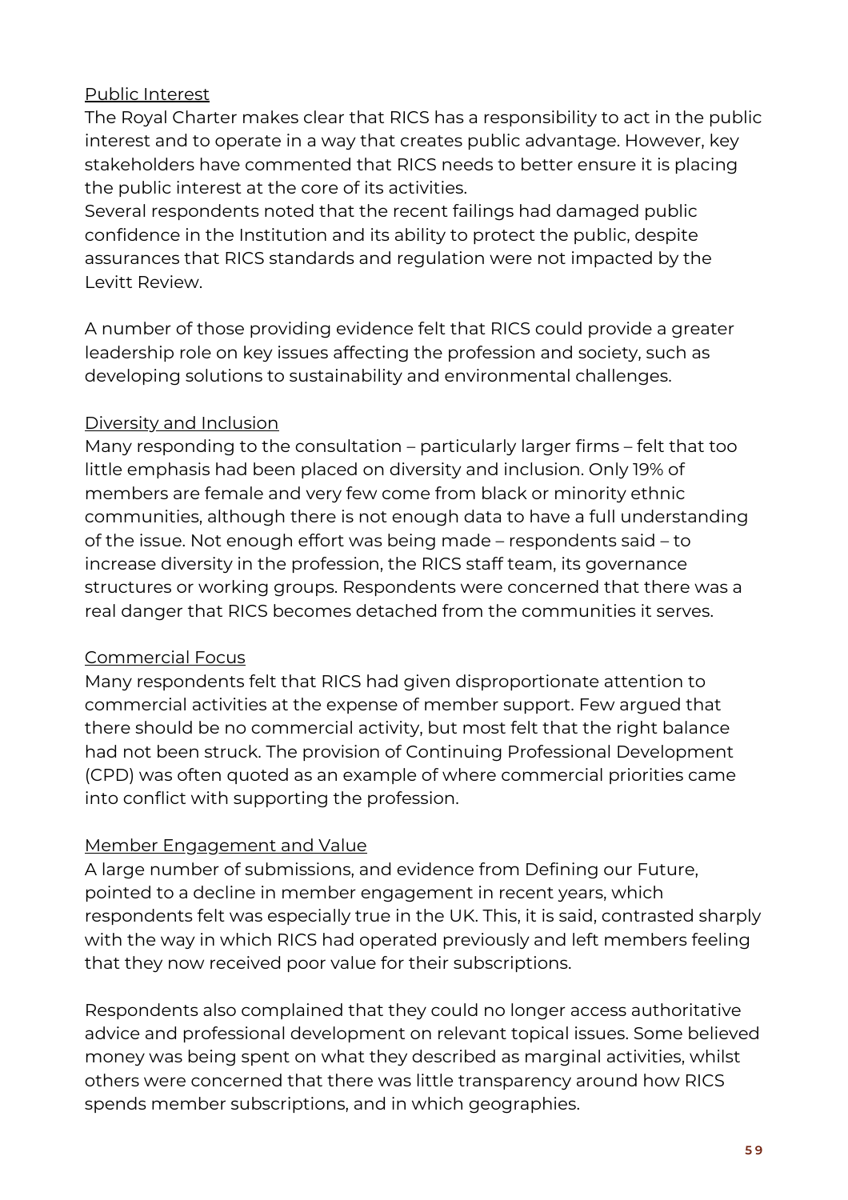<u>Public Interest</u>

The Royal Charter makes clear that RICS has a responsibility to act in the public interest and to operate in a way that creates public advantage. However, key stakeholders have commented that RICS needs to better ensure it is placing the public interest at the core of its activities.

Several respondents noted that the recent failings had damaged public confidence in the Institution and its ability to protect the public, despite assurances that RICS standards and regulation were not impacted by the Levitt Review.

A number of those providing evidence felt that RICS could provide a greater leadership role on key issues affecting the profession and society, such as developing solutions to sustainability and environmental challenges.

<u>Diversity and Inclusion</u>

Many responding to the consultation – particularly larger firms – felt that too little emphasis had been placed on diversity and inclusion. Only 19% of members are female and very few come from black or minority ethnic communities, although there is not enough data to have a full understanding of the issue. Not enough effort was being made – respondents said – to increase diversity in the profession, the RICS staff team, its governance structures or working groups. Respondents were concerned that there was a real danger that RICS becomes detached from the communities it serves.

<u>Commercial Focus</u>

Many respondents felt that RICS had given disproportionate attention to commercial activities at the expense of member support. Few argued that there should be no commercial activity, but most felt that the right balance had not been struck. The provision of Continuing Professional Development (CPD) was often quoted as an example of where commercial priorities came into conflict with supporting the profession.

<u>Member Engagement and Value</u>

A large number of submissions, and evidence from Defining our Future, pointed to a decline in member engagement in recent years, which respondents felt was especially true in the UK. This, it is said, contrasted sharply with the way in which RICS had operated previously and left members feeling that they now received poor value for their subscriptions.

Respondents also complained that they could no longer access authoritative advice and professional development on relevant topical issues. Some believed money was being spent on what they described as marginal activities, whilst others were concerned that there was little transparency around how RICS spends member subscriptions, and in which geographies.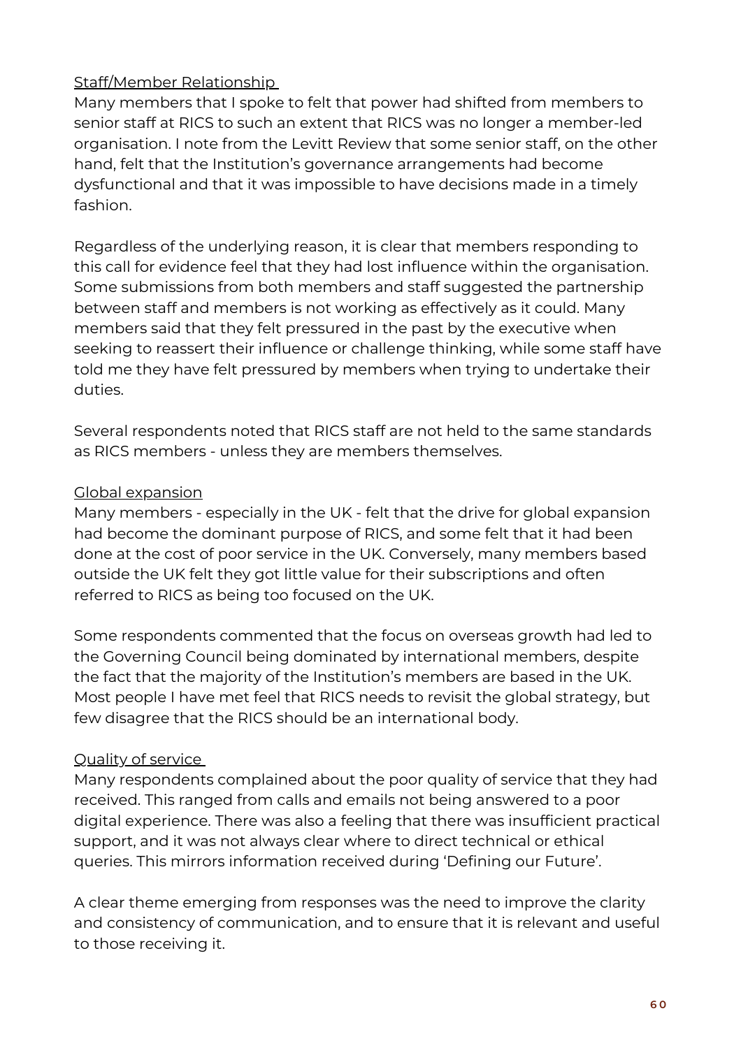Staff/Member Relationship

Many members that I spoke to felt that power had shifted from members to senior staff at RICS to such an extent that RICS was no longer a member-led organisation. I note from the Levitt Review that some senior staff, on the other hand, felt that the Institution's governance arrangements had become dysfunctional and that it was impossible to have decisions made in a timely fashion.

Regardless of the underlying reason, it is clear that members responding to this call for evidence feel that they had lost influence within the organisation. Some submissions from both members and staff suggested the partnership between staff and members is not working as effectively as it could. Many members said that they felt pressured in the past by the executive when seeking to reassert their influence or challenge thinking, while some staff have told me they have felt pressured by members when trying to undertake their duties.

Several respondents noted that RICS staff are not held to the same standards as RICS members - unless they are members themselves.

Global expansion

Many members - especially in the UK - felt that the drive for global expansion had become the dominant purpose of RICS, and some felt that it had been done at the cost of poor service in the UK. Conversely, many members based outside the UK felt they got little value for their subscriptions and often referred to RICS as being too focused on the UK.

Some respondents commented that the focus on overseas growth had led to the Governing Council being dominated by international members, despite the fact that the majority of the Institution's members are based in the UK. Most people I have met feel that RICS needs to revisit the global strategy, but few disagree that the RICS should be an international body.

Quality of service

Many respondents complained about the poor quality of service that they had received. This ranged from calls and emails not being answered to a poor digital experience. There was also a feeling that there was insufficient practical support, and it was not always clear where to direct technical or ethical queries. This mirrors information received during 'Defining our Future'.

A clear theme emerging from responses was the need to improve the clarity and consistency of communication, and to ensure that it is relevant and useful to those receiving it.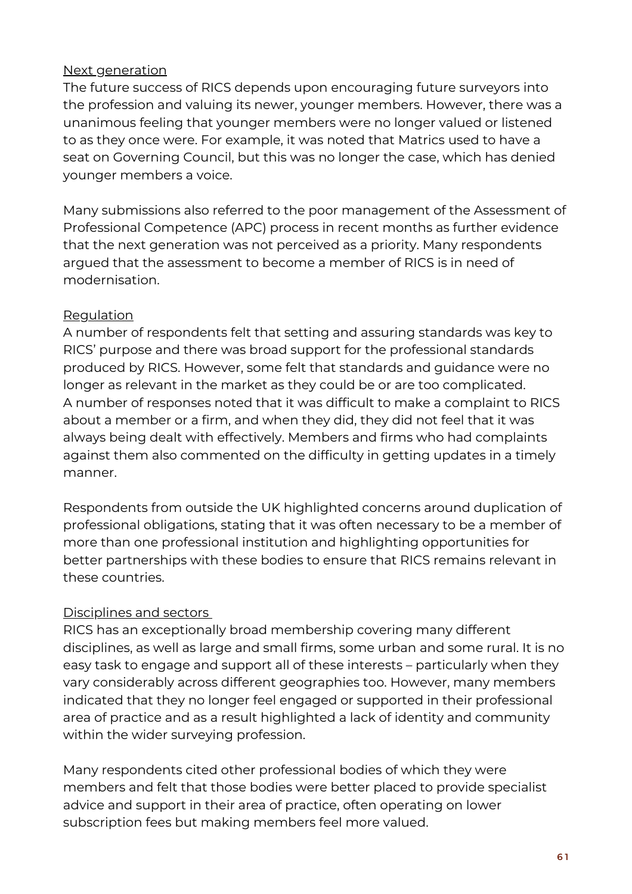<u>Next generation</u>

The future success of RICS depends upon encouraging future surveyors into the profession and valuing its newer, younger members. However, there was a unanimous feeling that younger members were no longer valued or listened to as they once were. For example, it was noted that Matrics used to have a seat on Governing Council, but this was no longer the case, which has denied younger members a voice.

Many submissions also referred to the poor management of the Assessment of Professional Competence (APC) process in recent months as further evidence that the next generation was not perceived as a priority. Many respondents argued that the assessment to become a member of RICS is in need of modernisation.

<u>Regulation</u>

A number of respondents felt that setting and assuring standards was key to RICS' purpose and there was broad support for the professional standards produced by RICS. However, some felt that standards and guidance were no longer as relevant in the market as they could be or are too complicated. A number of responses noted that it was difficult to make a complaint to RICS about a member or a firm, and when they did, they did not feel that it was always being dealt with effectively. Members and firms who had complaints against them also commented on the difficulty in getting updates in a timely manner.

Respondents from outside the UK highlighted concerns around duplication of professional obligations, stating that it was often necessary to be a member of more than one professional institution and highlighting opportunities for better partnerships with these bodies to ensure that RICS remains relevant in these countries.

<u>Disciplines and sectors</u>

RICS has an exceptionally broad membership covering many different disciplines, as well as large and small firms, some urban and some rural. It is no easy task to engage and support all of these interests – particularly when they vary considerably across different geographies too. However, many members indicated that they no longer feel engaged or supported in their professional area of practice and as a result highlighted a lack of identity and community within the wider surveying profession.

Many respondents cited other professional bodies of which they were members and felt that those bodies were better placed to provide specialist advice and support in their area of practice, often operating on lower subscription fees but making members feel more valued.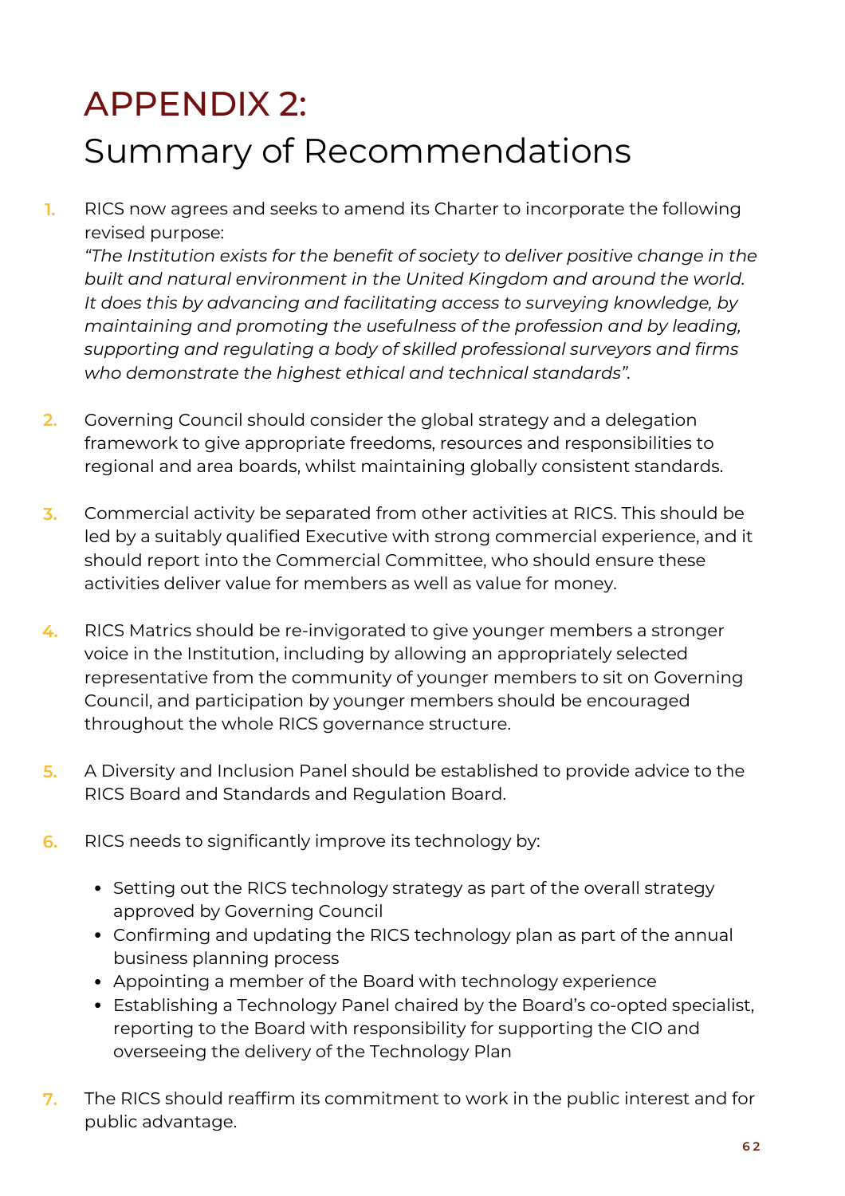# APPENDIX 2:
## Summary of Recommendations

1. RICS now agrees and seeks to amend its Charter to incorporate the following revised purpose:
   *"The Institution exists for the benefit of society to deliver positive change in the built and natural environment in the United Kingdom and around the world. It does this by advancing and facilitating access to surveying knowledge, by maintaining and promoting the usefulness of the profession and by leading, supporting and regulating a body of skilled professional surveyors and firms who demonstrate the highest ethical and technical standards"*.

2. Governing Council should consider the global strategy and a delegation framework to give appropriate freedoms, resources and responsibilities to regional and area boards, whilst maintaining globally consistent standards.

3. Commercial activity be separated from other activities at RICS. This should be led by a suitably qualified Executive with strong commercial experience, and it should report into the Commercial Committee, who should ensure these activities deliver value for members as well as value for money.

4. RICS Matrics should be re-invigorated to give younger members a stronger voice in the Institution, including by allowing an appropriately selected representative from the community of younger members to sit on Governing Council, and participation by younger members should be encouraged throughout the whole RICS governance structure.

5. A Diversity and Inclusion Panel should be established to provide advice to the RICS Board and Standards and Regulation Board.

6. RICS needs to significantly improve its technology by:
   - Setting out the RICS technology strategy as part of the overall strategy approved by Governing Council
   - Confirming and updating the RICS technology plan as part of the annual business planning process
   - Appointing a member of the Board with technology experience
   - Establishing a Technology Panel chaired by the Board's co-opted specialist, reporting to the Board with responsibility for supporting the CIO and overseeing the delivery of the Technology Plan

7. The RICS should reaffirm its commitment to work in the public interest and for public advantage.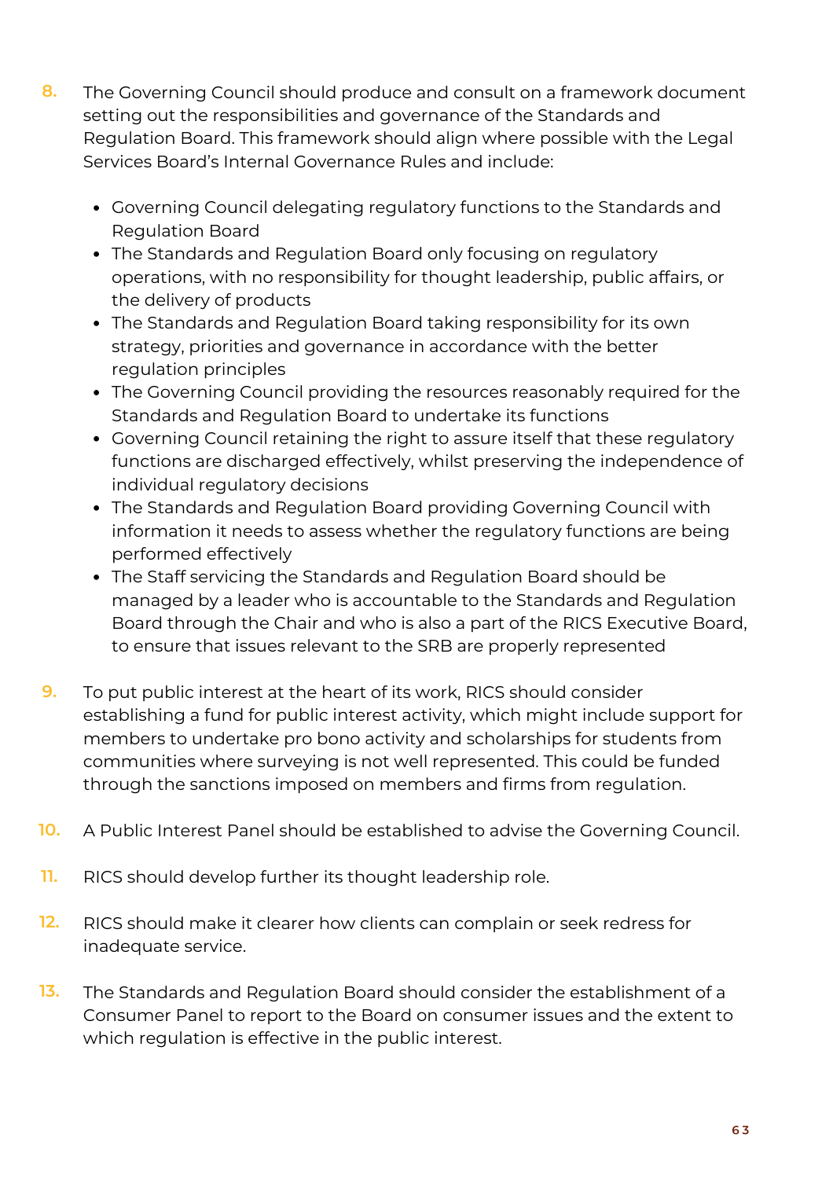8. The Governing Council should produce and consult on a framework document setting out the responsibilities and governance of the Standards and Regulation Board. This framework should align where possible with the Legal Services Board's Internal Governance Rules and include:

    - Governing Council delegating regulatory functions to the Standards and Regulation Board
    - The Standards and Regulation Board only focusing on regulatory operations, with no responsibility for thought leadership, public affairs, or the delivery of products
    - The Standards and Regulation Board taking responsibility for its own strategy, priorities and governance in accordance with the better regulation principles
    - The Governing Council providing the resources reasonably required for the Standards and Regulation Board to undertake its functions
    - Governing Council retaining the right to assure itself that these regulatory functions are discharged effectively, whilst preserving the independence of individual regulatory decisions
    - The Standards and Regulation Board providing Governing Council with information it needs to assess whether the regulatory functions are being performed effectively
    - The Staff servicing the Standards and Regulation Board should be managed by a leader who is accountable to the Standards and Regulation Board through the Chair and who is also a part of the RICS Executive Board, to ensure that issues relevant to the SRB are properly represented

9. To put public interest at the heart of its work, RICS should consider establishing a fund for public interest activity, which might include support for members to undertake pro bono activity and scholarships for students from communities where surveying is not well represented. This could be funded through the sanctions imposed on members and firms from regulation.

10. A Public Interest Panel should be established to advise the Governing Council.

11. RICS should develop further its thought leadership role.

12. RICS should make it clearer how clients can complain or seek redress for inadequate service.

13. The Standards and Regulation Board should consider the establishment of a Consumer Panel to report to the Board on consumer issues and the extent to which regulation is effective in the public interest.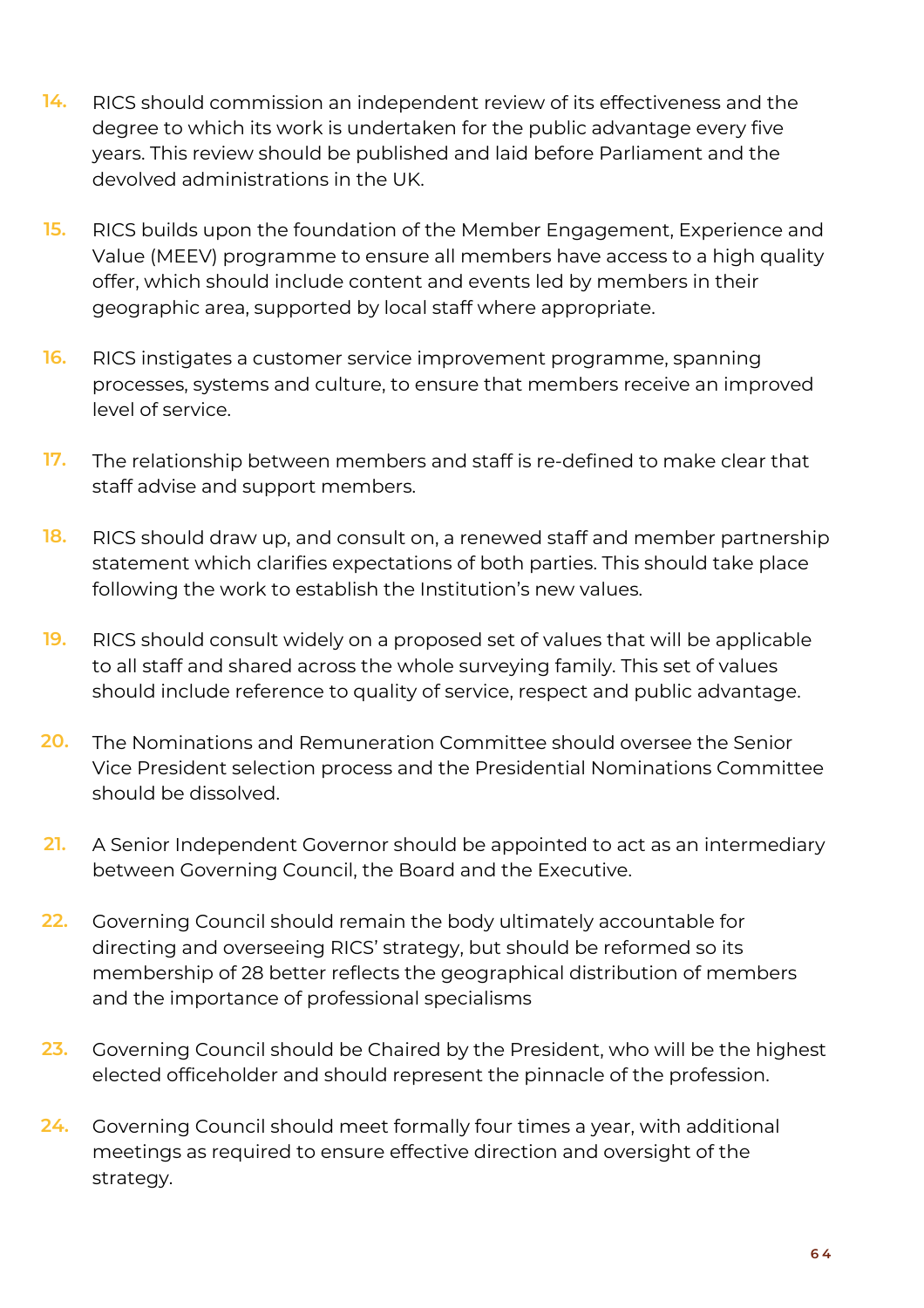14. RICS should commission an independent review of its effectiveness and the degree to which its work is undertaken for the public advantage every five years. This review should be published and laid before Parliament and the devolved administrations in the UK.

15. RICS builds upon the foundation of the Member Engagement, Experience and Value (MEEV) programme to ensure all members have access to a high quality offer, which should include content and events led by members in their geographic area, supported by local staff where appropriate.

16. RICS instigates a customer service improvement programme, spanning processes, systems and culture, to ensure that members receive an improved level of service.

17. The relationship between members and staff is re-defined to make clear that staff advise and support members.

18. RICS should draw up, and consult on, a renewed staff and member partnership statement which clarifies expectations of both parties. This should take place following the work to establish the Institution's new values.

19. RICS should consult widely on a proposed set of values that will be applicable to all staff and shared across the whole surveying family. This set of values should include reference to quality of service, respect and public advantage.

20. The Nominations and Remuneration Committee should oversee the Senior Vice President selection process and the Presidential Nominations Committee should be dissolved.

21. A Senior Independent Governor should be appointed to act as an intermediary between Governing Council, the Board and the Executive.

22. Governing Council should remain the body ultimately accountable for directing and overseeing RICS' strategy, but should be reformed so its membership of 28 better reflects the geographical distribution of members and the importance of professional specialisms

23. Governing Council should be Chaired by the President, who will be the highest elected officeholder and should represent the pinnacle of the profession.

24. Governing Council should meet formally four times a year, with additional meetings as required to ensure effective direction and oversight of the strategy.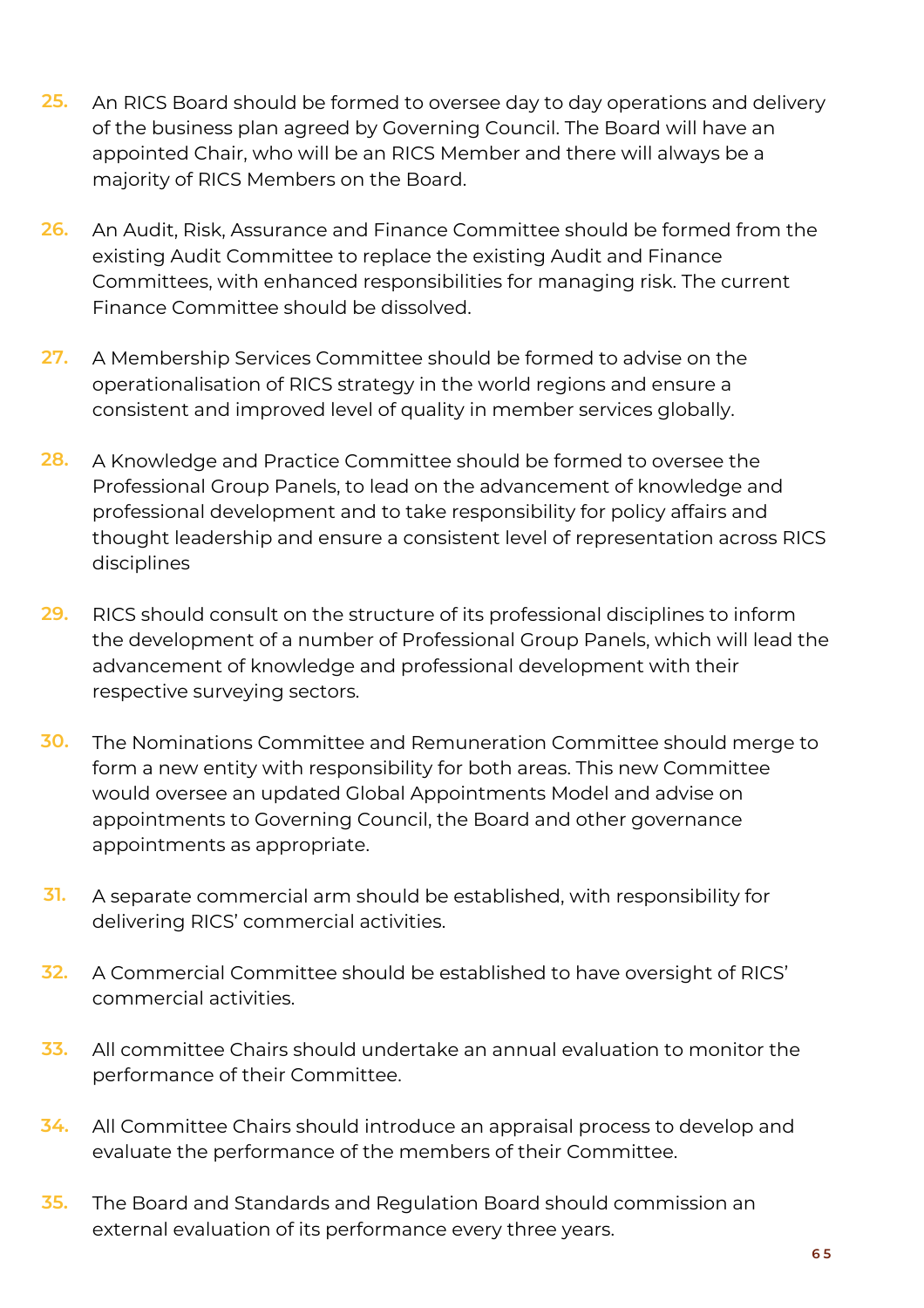25. An RICS Board should be formed to oversee day to day operations and delivery of the business plan agreed by Governing Council. The Board will have an appointed Chair, who will be an RICS Member and there will always be a majority of RICS Members on the Board.

26. An Audit, Risk, Assurance and Finance Committee should be formed from the existing Audit Committee to replace the existing Audit and Finance Committees, with enhanced responsibilities for managing risk. The current Finance Committee should be dissolved.

27. A Membership Services Committee should be formed to advise on the operationalisation of RICS strategy in the world regions and ensure a consistent and improved level of quality in member services globally.

28. A Knowledge and Practice Committee should be formed to oversee the Professional Group Panels, to lead on the advancement of knowledge and professional development and to take responsibility for policy affairs and thought leadership and ensure a consistent level of representation across RICS disciplines

29. RICS should consult on the structure of its professional disciplines to inform the development of a number of Professional Group Panels, which will lead the advancement of knowledge and professional development with their respective surveying sectors.

30. The Nominations Committee and Remuneration Committee should merge to form a new entity with responsibility for both areas. This new Committee would oversee an updated Global Appointments Model and advise on appointments to Governing Council, the Board and other governance appointments as appropriate.

31. A separate commercial arm should be established, with responsibility for delivering RICS' commercial activities.

32. A Commercial Committee should be established to have oversight of RICS' commercial activities.

33. All committee Chairs should undertake an annual evaluation to monitor the performance of their Committee.

34. All Committee Chairs should introduce an appraisal process to develop and evaluate the performance of the members of their Committee.

35. The Board and Standards and Regulation Board should commission an external evaluation of its performance every three years.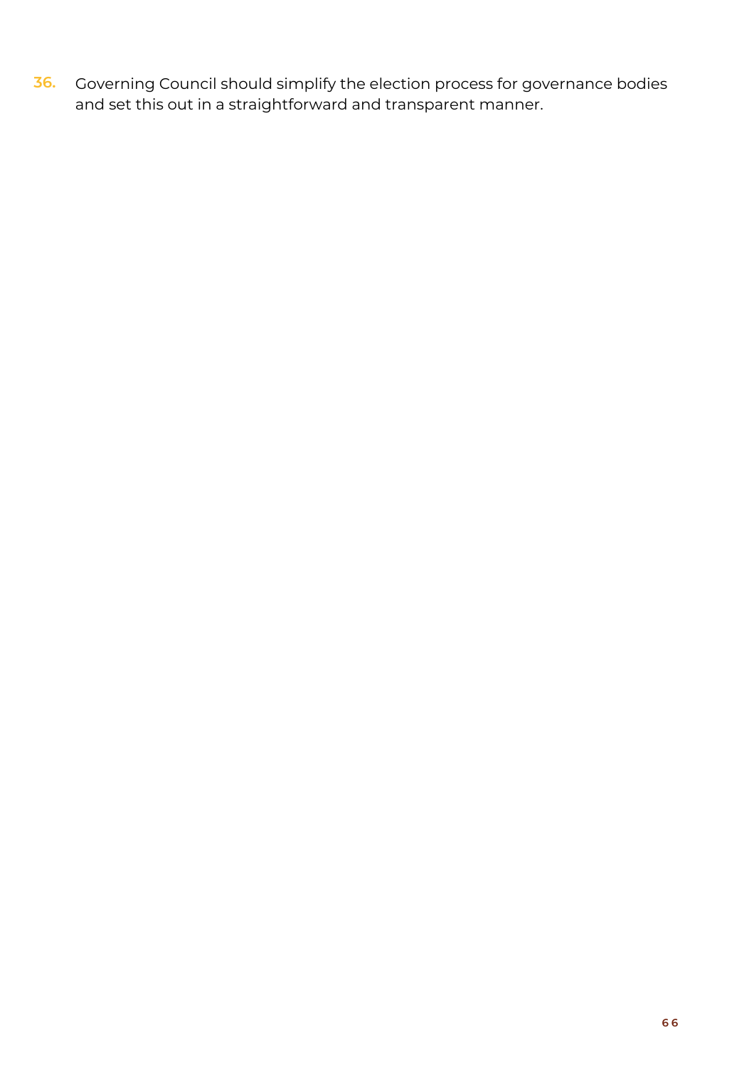36. Governing Council should simplify the election process for governance bodies and set this out in a straightforward and transparent manner.